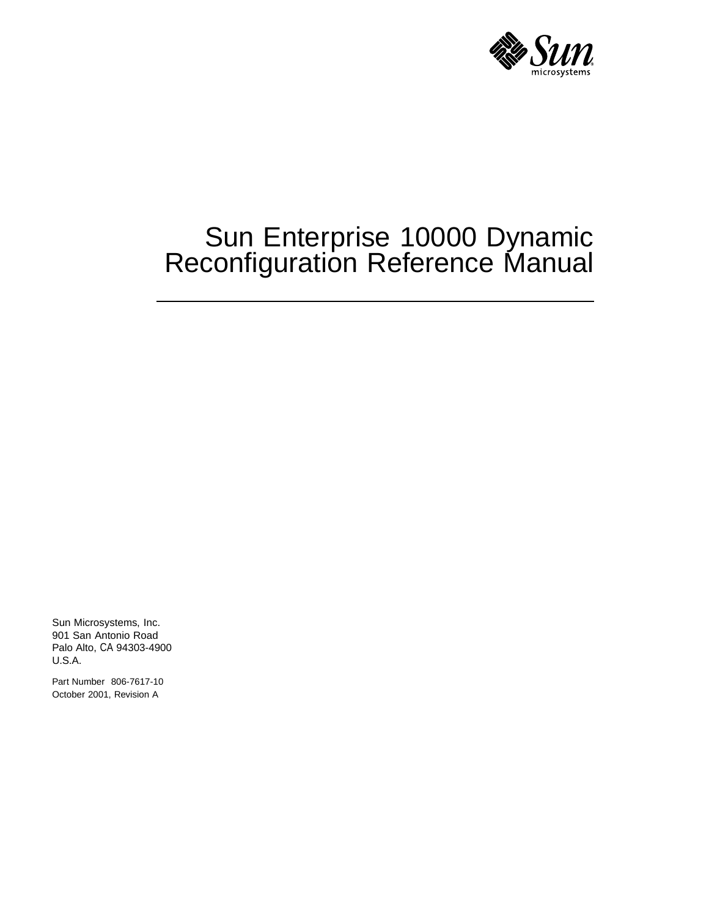# Sun Enterprise 10000 Dynamic Reconfiguration Reference Manual

Sun Microsystems, Inc.
901 San Antonio Road
Palo Alto, CA 94303-4900
U.S.A.

Part Number 806-7617-10
October 2001, Revision A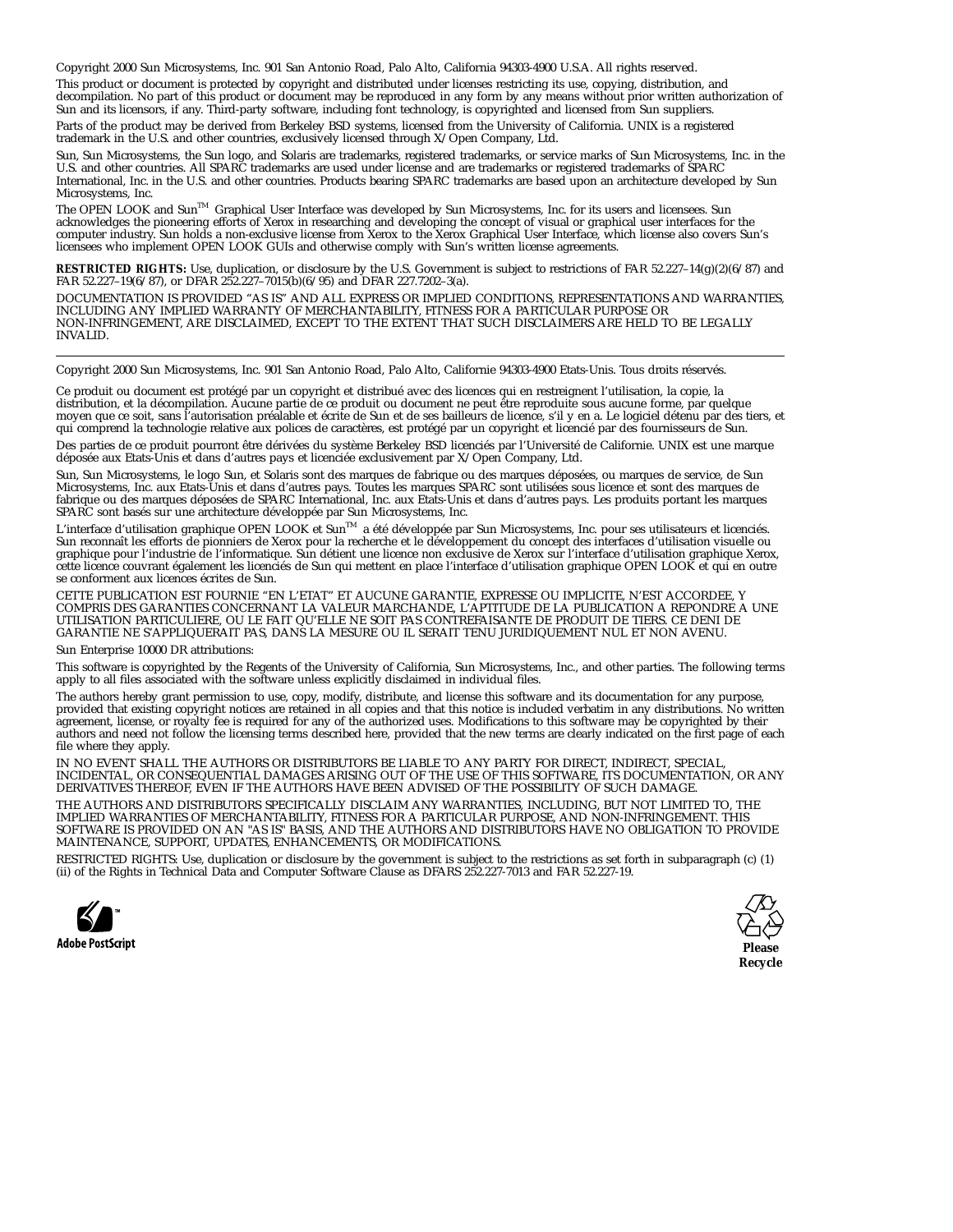Copyright 2000 Sun Microsystems, Inc. 901 San Antonio Road, Palo Alto, California 94303-4900 U.S.A. All rights reserved.

This product or document is protected by copyright and distributed under licenses restricting its use, copying, distribution, and decompilation. No part of this product or document may be reproduced in any form by any means without prior written authorization of Sun and its licensors, if any. Third-party software, including font technology, is copyrighted and licensed from Sun suppliers.

Parts of the product may be derived from Berkeley BSD systems, licensed from the University of California. UNIX is a registered trademark in the U.S. and other countries, exclusively licensed through X/Open Company, Ltd.

Sun, Sun Microsystems, the Sun logo, and Solaris are trademarks, registered trademarks, or service marks of Sun Microsystems, Inc. in the U.S. and other countries. All SPARC trademarks are used under license and are trademarks or registered trademarks of SPARC International, Inc. in the U.S. and other countries. Products bearing SPARC trademarks are based upon an architecture developed by Sun Microsystems, Inc.

The OPEN LOOK and Sun™ Graphical User Interface was developed by Sun Microsystems, Inc. for its users and licensees. Sun acknowledges the pioneering efforts of Xerox in researching and developing the concept of visual or graphical user interfaces for the computer industry. Sun holds a non-exclusive license from Xerox to the Xerox Graphical User Interface, which license also covers Sun's licensees who implement OPEN LOOK GUIs and otherwise comply with Sun's written license agreements.

**RESTRICTED RIGHTS:** Use, duplication, or disclosure by the U.S. Government is subject to restrictions of FAR 52.227–14(g)(2)(6/87) and FAR 52.227–19(6/87), or DFAR 252.227–7015(b)(6/95) and DFAR 227.7202–3(a).

DOCUMENTATION IS PROVIDED "AS IS" AND ALL EXPRESS OR IMPLIED CONDITIONS, REPRESENTATIONS AND WARRANTIES, INCLUDING ANY IMPLIED WARRANTY OF MERCHANTABILITY, FITNESS FOR A PARTICULAR PURPOSE OR NON-INFRINGEMENT, ARE DISCLAIMED, EXCEPT TO THE EXTENT THAT SUCH DISCLAIMERS ARE HELD TO BE LEGALLY INVALID.

---

Copyright 2000 Sun Microsystems, Inc. 901 San Antonio Road, Palo Alto, Californie 94303-4900 Etats-Unis. Tous droits réservés.

Ce produit ou document est protégé par un copyright et distribué avec des licences qui en restreignent l'utilisation, la copie, la distribution, et la décompilation. Aucune partie de ce produit ou document ne peut être reproduite sous aucune forme, par quelque moyen que ce soit, sans l'autorisation préalable et écrite de Sun et de ses bailleurs de licence, s'il y en a. Le logiciel détenu par des tiers, et qui comprend la technologie relative aux polices de caractères, est protégé par un copyright et licencié par des fournisseurs de Sun.

Des parties de ce produit pourront être dérivées du système Berkeley BSD licenciés par l'Université de Californie. UNIX est une marque déposée aux Etats-Unis et dans d'autres pays et licenciée exclusivement par X/Open Company, Ltd.

Sun, Sun Microsystems, le logo Sun, et Solaris sont des marques de fabrique ou des marques déposées, ou marques de service, de Sun Microsystems, Inc. aux Etats-Unis et dans d'autres pays. Toutes les marques SPARC sont utilisées sous licence et sont des marques de fabrique ou des marques déposées de SPARC International, Inc. aux Etats-Unis et dans d'autres pays. Les produits portant les marques SPARC sont basés sur une architecture développée par Sun Microsystems, Inc.

L'interface d'utilisation graphique OPEN LOOK et Sun™ a été développée par Sun Microsystems, Inc. pour ses utilisateurs et licenciés. Sun reconnaît les efforts de pionniers de Xerox pour la recherche et le développement du concept des interfaces d'utilisation visuelle ou graphique pour l'industrie de l'informatique. Sun détient une licence non exclusive de Xerox sur l'interface d'utilisation graphique Xerox, cette licence couvrant également les licenciés de Sun qui mettent en place l'interface d'utilisation graphique OPEN LOOK et qui en outre se conforment aux licences écrites de Sun.

CETTE PUBLICATION EST FOURNIE "EN L'ETAT" ET AUCUNE GARANTIE, EXPRESSE OU IMPLICITE, N'EST ACCORDEE, Y COMPRIS DES GARANTIES CONCERNANT LA VALEUR MARCHANDE, L'APTITUDE DE LA PUBLICATION A REPONDRE A UNE UTILISATION PARTICULIERE, OU LE FAIT QU'ELLE NE SOIT PAS CONTREFAISANTE DE PRODUIT DE TIERS. CE DENI DE GARANTIE NE S'APPLIQUERAIT PAS, DANS LA MESURE OU IL SERAIT TENU JURIDIQUEMENT NUL ET NON AVENU.

Sun Enterprise 10000 DR attributions:

This software is copyrighted by the Regents of the University of California, Sun Microsystems, Inc., and other parties. The following terms apply to all files associated with the software unless explicitly disclaimed in individual files.

The authors hereby grant permission to use, copy, modify, distribute, and license this software and its documentation for any purpose, provided that existing copyright notices are retained in all copies and that this notice is included verbatim in any distributions. No written agreement, license, or royalty fee is required for any of the authorized uses. Modifications to this software may be copyrighted by their authors and need not follow the licensing terms described here, provided that the new terms are clearly indicated on the first page of each file where they apply.

IN NO EVENT SHALL THE AUTHORS OR DISTRIBUTORS BE LIABLE TO ANY PARTY FOR DIRECT, INDIRECT, SPECIAL, INCIDENTAL, OR CONSEQUENTIAL DAMAGES ARISING OUT OF THE USE OF THIS SOFTWARE, ITS DOCUMENTATION, OR ANY DERIVATIVES THEREOF, EVEN IF THE AUTHORS HAVE BEEN ADVISED OF THE POSSIBILITY OF SUCH DAMAGE.

THE AUTHORS AND DISTRIBUTORS SPECIFICALLY DISCLAIM ANY WARRANTIES, INCLUDING, BUT NOT LIMITED TO, THE IMPLIED WARRANTIES OF MERCHANTABILITY, FITNESS FOR A PARTICULAR PURPOSE, AND NON-INFRINGEMENT. THIS SOFTWARE IS PROVIDED ON AN "AS IS" BASIS, AND THE AUTHORS AND DISTRIBUTORS HAVE NO OBLIGATION TO PROVIDE MAINTENANCE, SUPPORT, UPDATES, ENHANCEMENTS, OR MODIFICATIONS.

RESTRICTED RIGHTS: Use, duplication or disclosure by the government is subject to the restrictions as set forth in subparagraph (c) (1) (ii) of the Rights in Technical Data and Computer Software Clause as DFARS 252.227-7013 and FAR 52.227-19.

Adobe PostScript

**Please Recycle**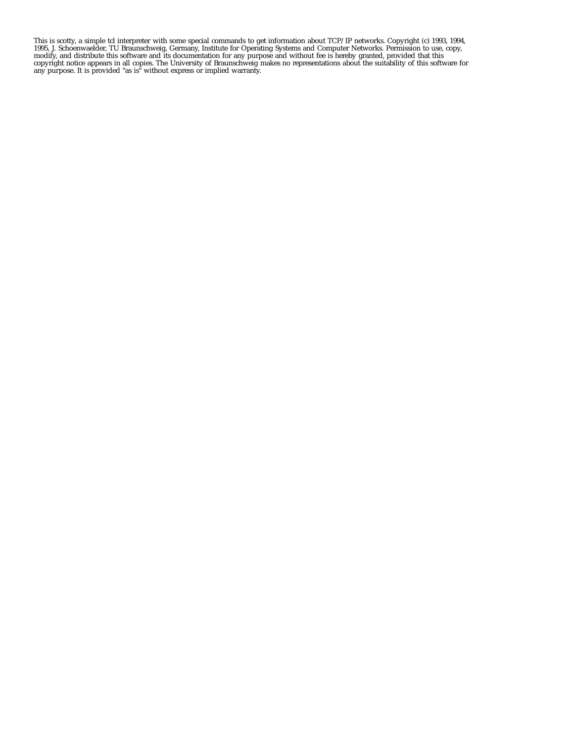This is scotty, a simple tcl interpreter with some special commands to get information about TCP/IP networks. Copyright (c) 1993, 1994, 1995, J. Schoenwaelder, TU Braunschweig, Germany, Institute for Operating Systems and Computer Networks. Permission to use, copy, modify, and distribute this software and its documentation for any purpose and without fee is hereby granted, provided that this copyright notice appears in all copies. The University of Braunschweig makes no representations about the suitability of this software for any purpose. It is provided "as is" without express or implied warranty.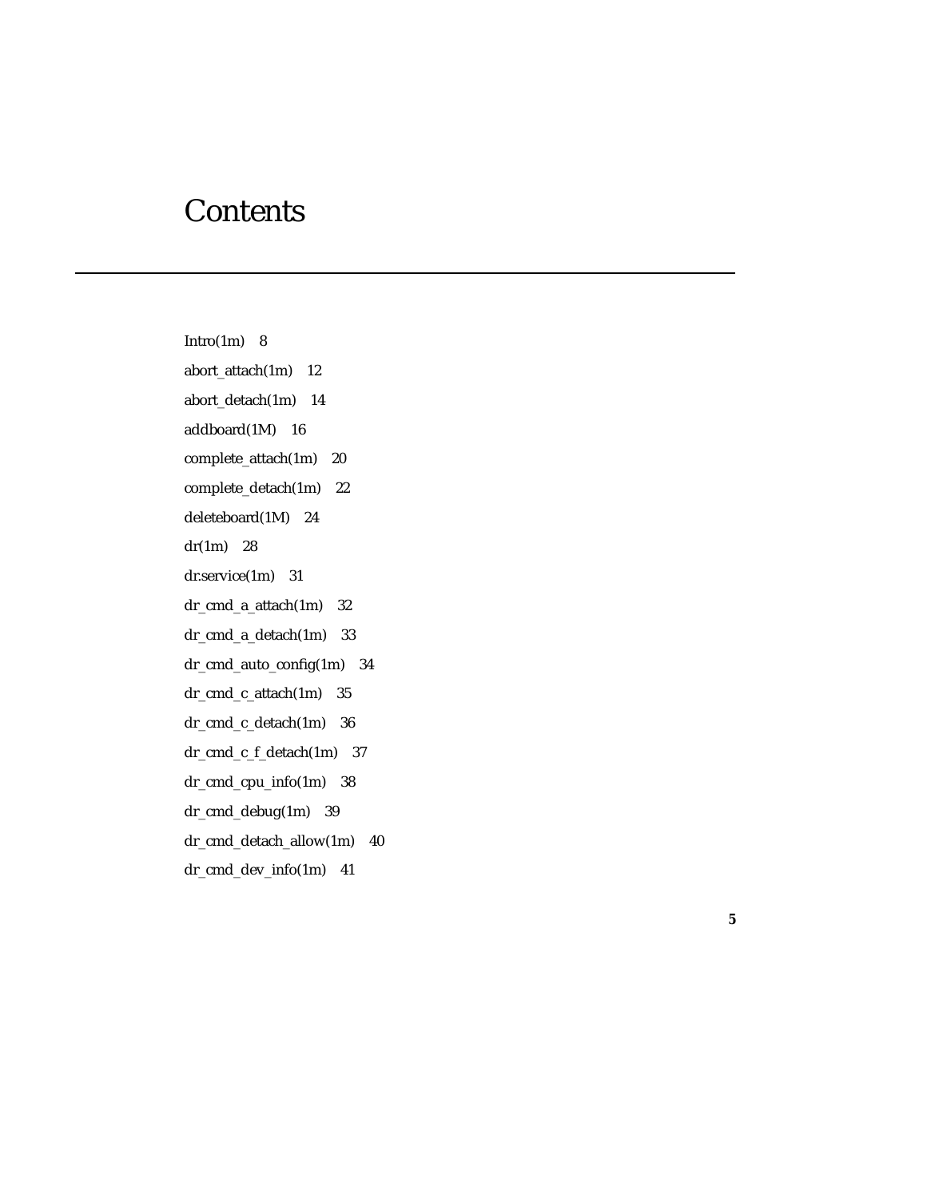# Contents

Intro(1m) 8

abort_attach(1m) 12

abort_detach(1m) 14

addboard(1M) 16

complete_attach(1m) 20

complete_detach(1m) 22

deleteboard(1M) 24

dr(1m) 28

dr.service(1m) 31

dr_cmd_a_attach(1m) 32

dr_cmd_a_detach(1m) 33

dr_cmd_auto_config(1m) 34

dr_cmd_c_attach(1m) 35

dr_cmd_c_detach(1m) 36

dr_cmd_c_f_detach(1m) 37

dr_cmd_cpu_info(1m) 38

dr_cmd_debug(1m) 39

dr_cmd_detach_allow(1m) 40

dr_cmd_dev_info(1m) 41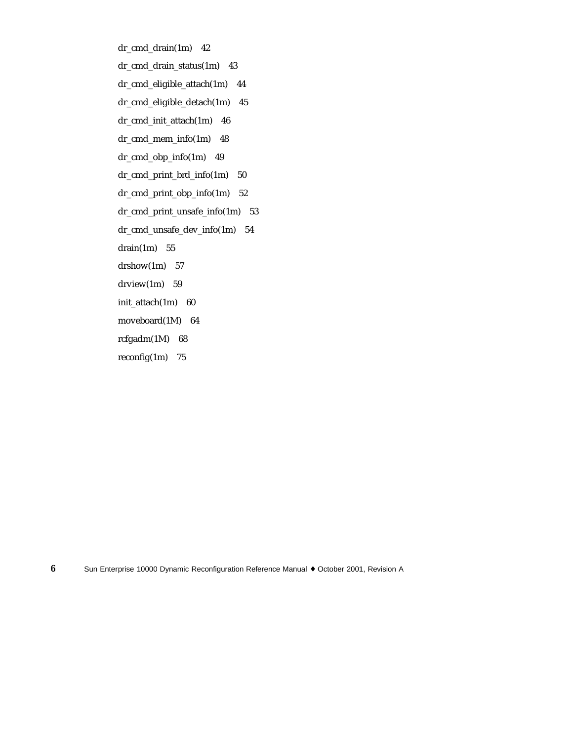dr_cmd_drain(1m) 42

dr_cmd_drain_status(1m) 43

dr_cmd_eligible_attach(1m) 44

dr_cmd_eligible_detach(1m) 45

dr_cmd_init_attach(1m) 46

dr_cmd_mem_info(1m) 48

dr_cmd_obp_info(1m) 49

dr_cmd_print_brd_info(1m) 50

dr_cmd_print_obp_info(1m) 52

dr_cmd_print_unsafe_info(1m) 53

dr_cmd_unsafe_dev_info(1m) 54

drain(1m) 55

drshow(1m) 57

drview(1m) 59

init_attach(1m) 60

moveboard(1M) 64

rcfgadm(1M) 68

reconfig(1m) 75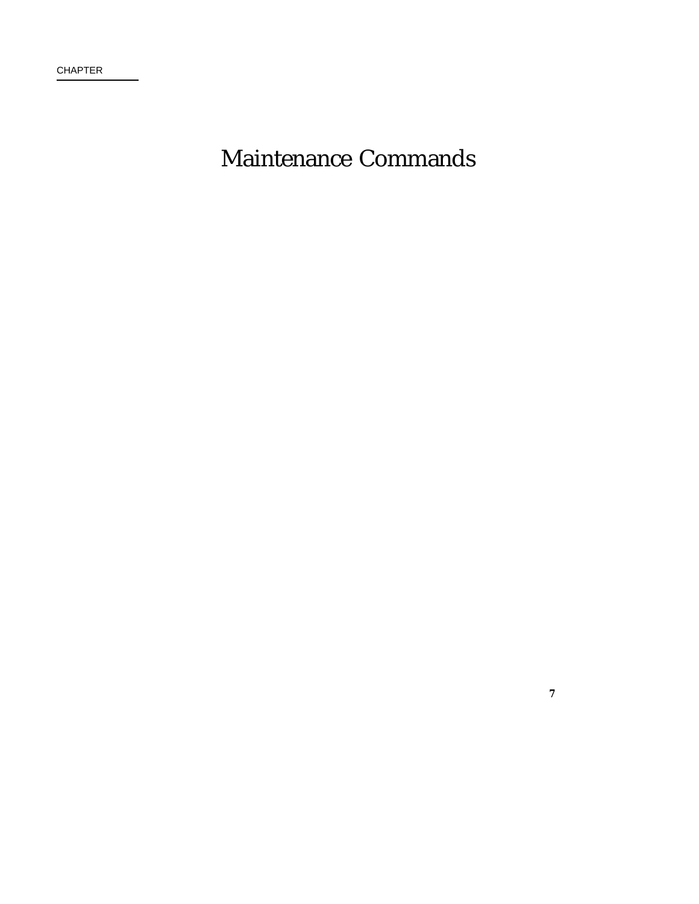CHAPTER

# Maintenance Commands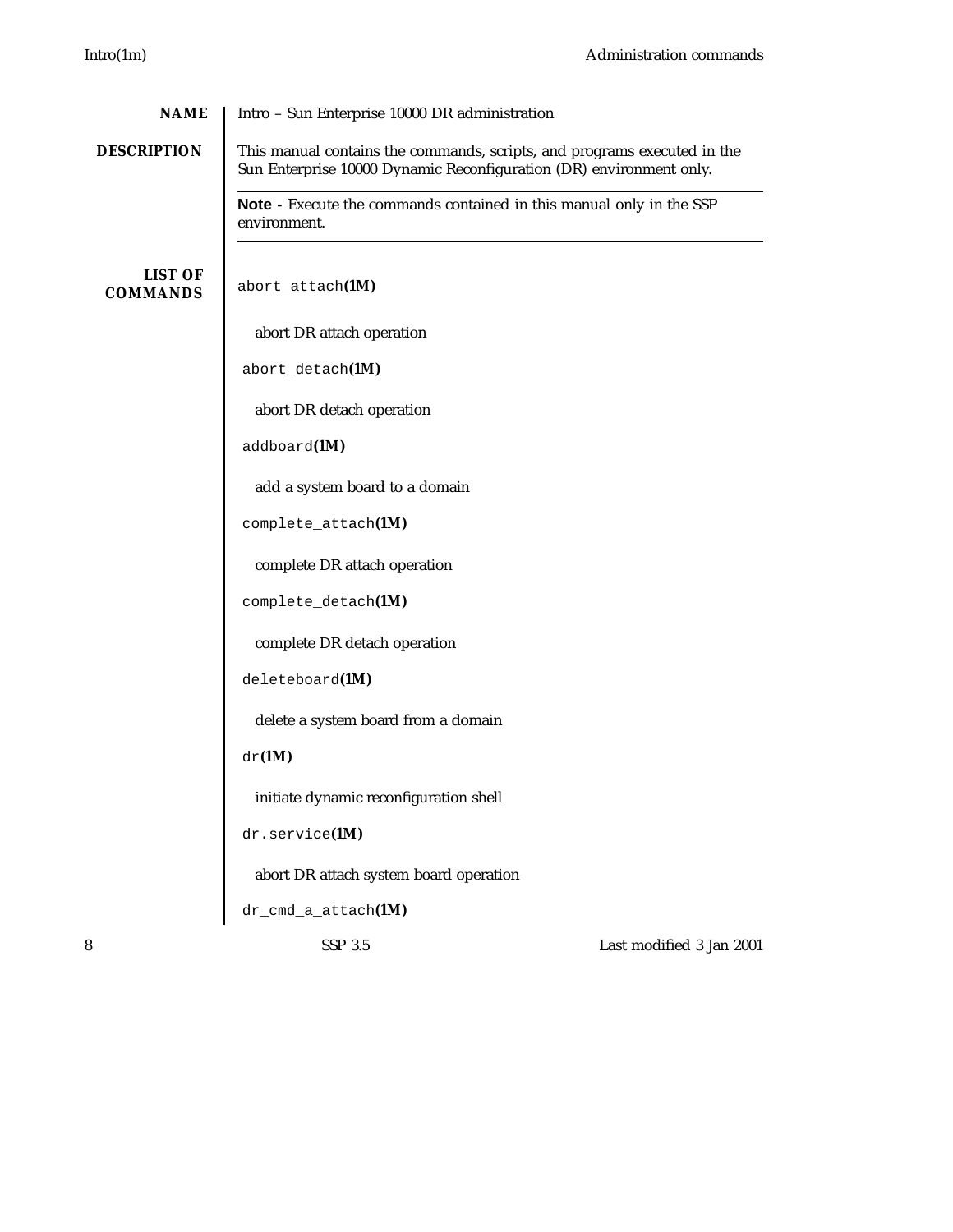## NAME

Intro – Sun Enterprise 10000 DR administration

## DESCRIPTION

This manual contains the commands, scripts, and programs executed in the Sun Enterprise 10000 Dynamic Reconfiguration (DR) environment only.

---

**Note -** Execute the commands contained in this manual only in the SSP environment.

---

## LIST OF COMMANDS

`abort_attach`**(1M)**

abort DR attach operation

`abort_detach`**(1M)**

abort DR detach operation

`addboard`**(1M)**

add a system board to a domain

`complete_attach`**(1M)**

complete DR attach operation

`complete_detach`**(1M)**

complete DR detach operation

`deleteboard`**(1M)**

delete a system board from a domain

`dr`**(1M)**

initiate dynamic reconfiguration shell

`dr.service`**(1M)**

abort DR attach system board operation

`dr_cmd_a_attach`**(1M)**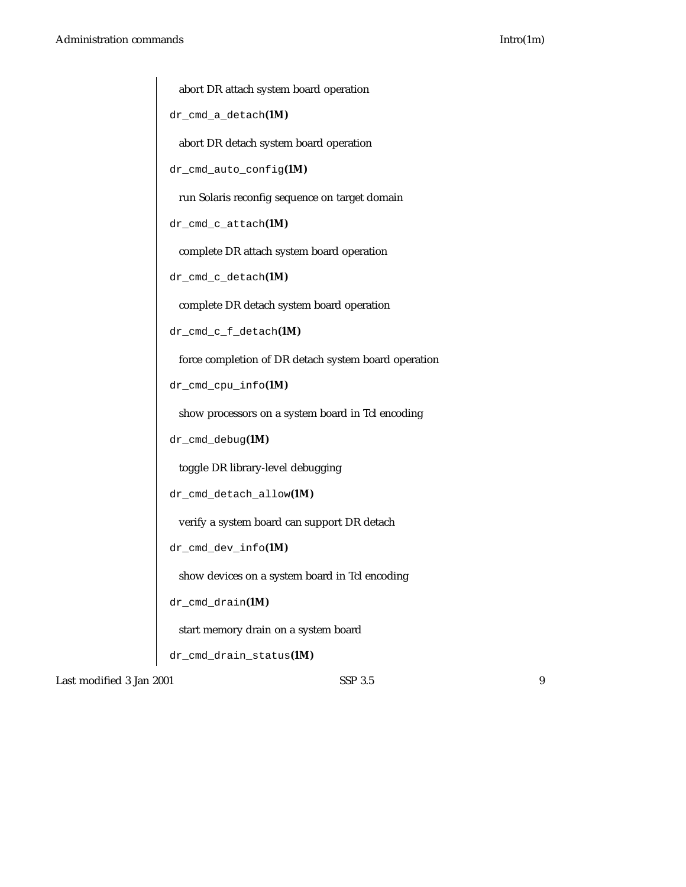abort DR attach system board operation

`dr_cmd_a_detach`**(1M)**

abort DR detach system board operation

`dr_cmd_auto_config`**(1M)**

run Solaris reconfig sequence on target domain

`dr_cmd_c_attach`**(1M)**

complete DR attach system board operation

`dr_cmd_c_detach`**(1M)**

complete DR detach system board operation

`dr_cmd_c_f_detach`**(1M)**

force completion of DR detach system board operation

`dr_cmd_cpu_info`**(1M)**

show processors on a system board in Tcl encoding

`dr_cmd_debug`**(1M)**

toggle DR library-level debugging

`dr_cmd_detach_allow`**(1M)**

verify a system board can support DR detach

`dr_cmd_dev_info`**(1M)**

show devices on a system board in Tcl encoding

`dr_cmd_drain`**(1M)**

start memory drain on a system board

`dr_cmd_drain_status`**(1M)**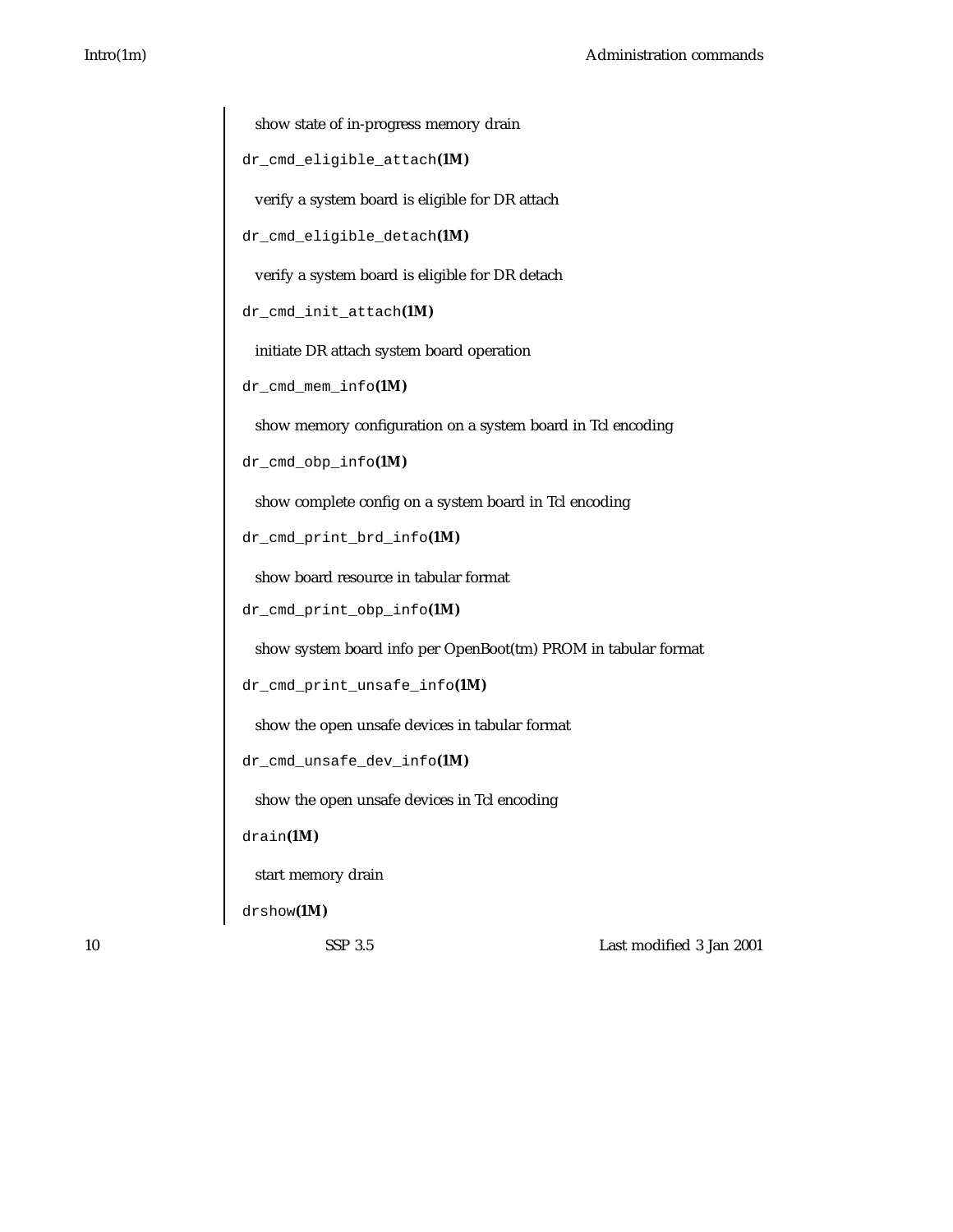show state of in-progress memory drain

`dr_cmd_eligible_attach`**(1M)**

verify a system board is eligible for DR attach

`dr_cmd_eligible_detach`**(1M)**

verify a system board is eligible for DR detach

`dr_cmd_init_attach`**(1M)**

initiate DR attach system board operation

`dr_cmd_mem_info`**(1M)**

show memory configuration on a system board in Tcl encoding

`dr_cmd_obp_info`**(1M)**

show complete config on a system board in Tcl encoding

`dr_cmd_print_brd_info`**(1M)**

show board resource in tabular format

`dr_cmd_print_obp_info`**(1M)**

show system board info per OpenBoot(tm) PROM in tabular format

`dr_cmd_print_unsafe_info`**(1M)**

show the open unsafe devices in tabular format

`dr_cmd_unsafe_dev_info`**(1M)**

show the open unsafe devices in Tcl encoding

`drain`**(1M)**

start memory drain

`drshow`**(1M)**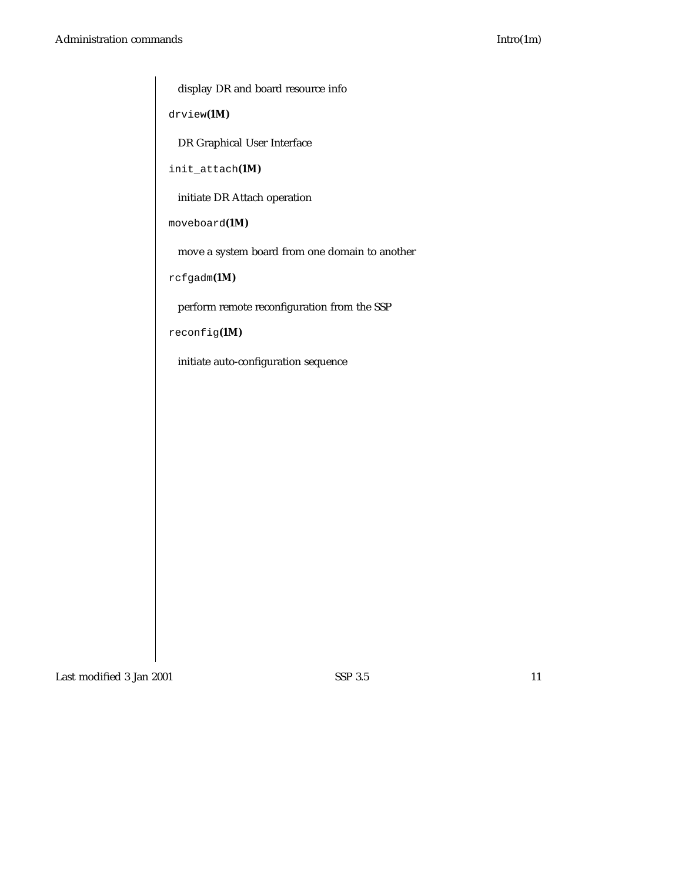display DR and board resource info

`drview`**(1M)**

DR Graphical User Interface

`init_attach`**(1M)**

initiate DR Attach operation

`moveboard`**(1M)**

move a system board from one domain to another

`rcfgadm`**(1M)**

perform remote reconfiguration from the SSP

`reconfig`**(1M)**

initiate auto-configuration sequence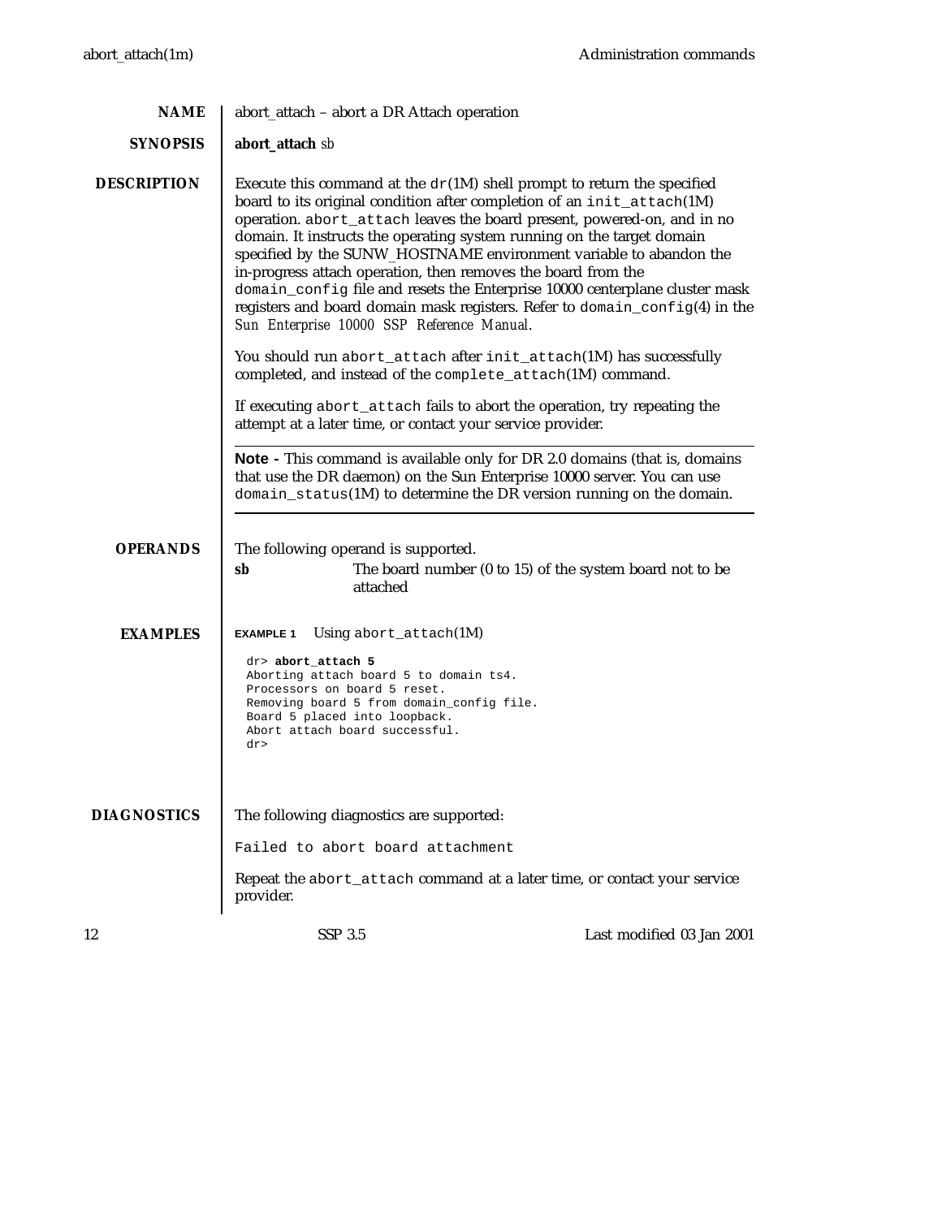## NAME

abort_attach – abort a DR Attach operation

## SYNOPSIS

**abort_attach** *sb*

## DESCRIPTION

Execute this command at the `dr`(1M) shell prompt to return the specified board to its original condition after completion of an `init_attach`(1M) operation. `abort_attach` leaves the board present, powered-on, and in no domain. It instructs the operating system running on the target domain specified by the SUNW_HOSTNAME environment variable to abandon the in-progress attach operation, then removes the board from the `domain_config` file and resets the Enterprise 10000 centerplane cluster mask registers and board domain mask registers. Refer to `domain_config`(4) in the *Sun Enterprise 10000 SSP Reference Manual*.

You should run `abort_attach` after `init_attach`(1M) has successfully completed, and instead of the `complete_attach`(1M) command.

If executing `abort_attach` fails to abort the operation, try repeating the attempt at a later time, or contact your service provider.

---

**Note -** This command is available only for DR 2.0 domains (that is, domains that use the DR daemon) on the Sun Enterprise 10000 server. You can use `domain_status`(1M) to determine the DR version running on the domain.

---

## OPERANDS

The following operand is supported.

**sb** The board number (0 to 15) of the system board not to be attached

## EXAMPLES

**EXAMPLE 1** Using `abort_attach`(1M)

```
dr> abort_attach 5
Aborting attach board 5 to domain ts4.
Processors on board 5 reset.
Removing board 5 from domain_config file.
Board 5 placed into loopback.
Abort attach board successful.
dr>
```

## DIAGNOSTICS

The following diagnostics are supported:

`Failed to abort board attachment`

Repeat the `abort_attach` command at a later time, or contact your service provider.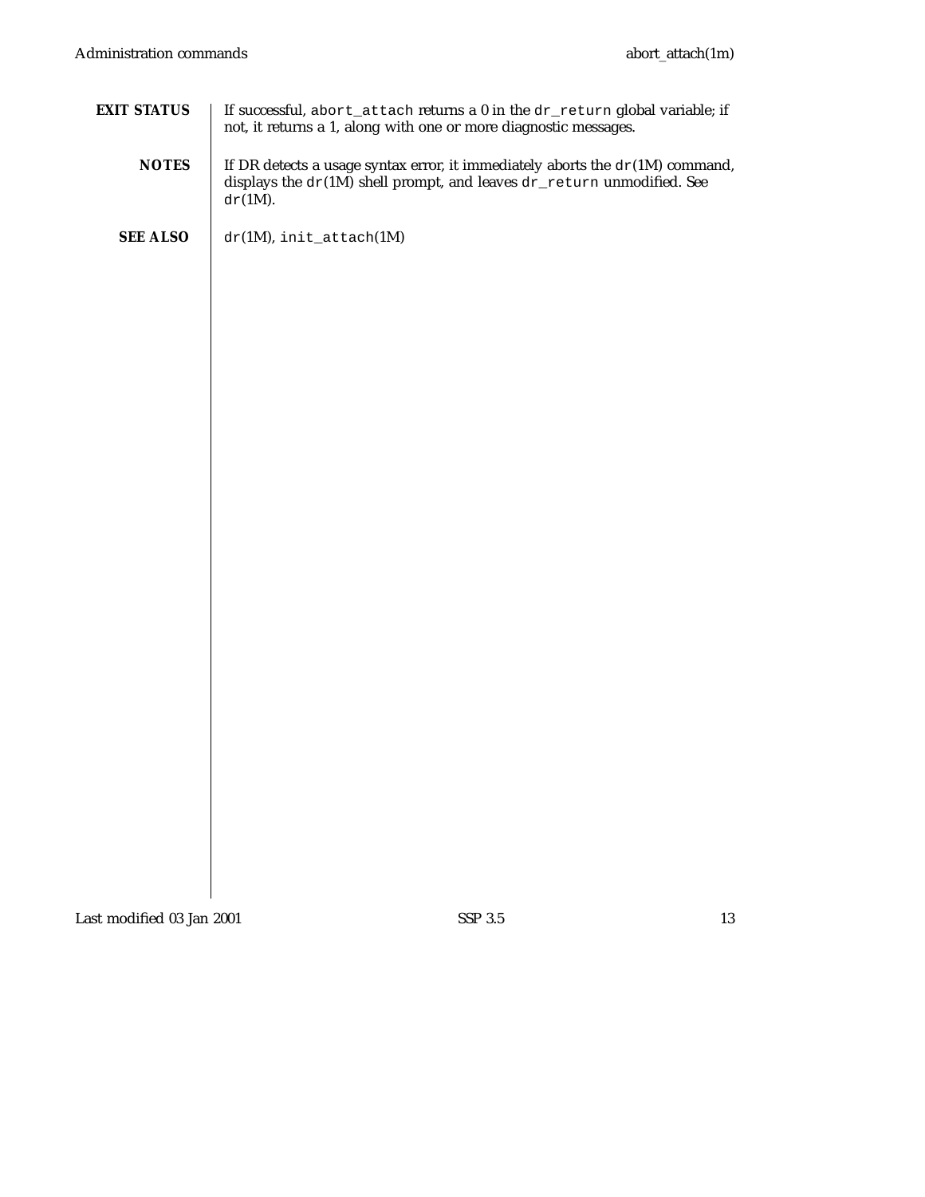## EXIT STATUS

If successful, `abort_attach` returns a 0 in the `dr_return` global variable; if not, it returns a 1, along with one or more diagnostic messages.

## NOTES

If DR detects a usage syntax error, it immediately aborts the `dr`(1M) command, displays the `dr`(1M) shell prompt, and leaves `dr_return` unmodified. See `dr`(1M).

## SEE ALSO

`dr`(1M), `init_attach`(1M)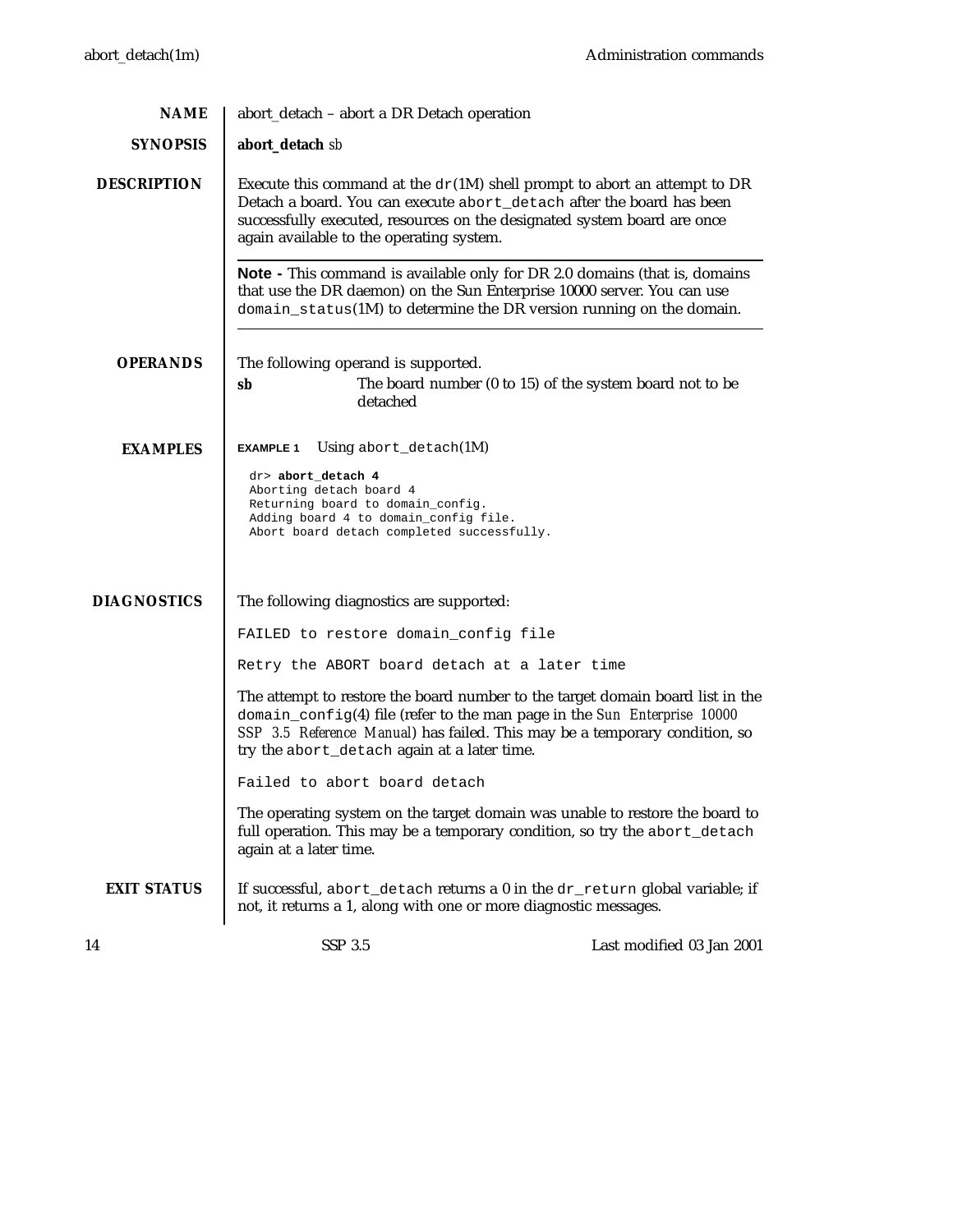## NAME

abort_detach – abort a DR Detach operation

## SYNOPSIS

**abort_detach** *sb*

## DESCRIPTION

Execute this command at the `dr`(1M) shell prompt to abort an attempt to DR Detach a board. You can execute `abort_detach` after the board has been successfully executed, resources on the designated system board are once again available to the operating system.

---

**Note -** This command is available only for DR 2.0 domains (that is, domains that use the DR daemon) on the Sun Enterprise 10000 server. You can use `domain_status`(1M) to determine the DR version running on the domain.

---

## OPERANDS

The following operand is supported.

**sb** The board number (0 to 15) of the system board not to be detached

## EXAMPLES

**EXAMPLE 1** Using `abort_detach`(1M)

```
dr> abort_detach 4
Aborting detach board 4
Returning board to domain_config.
Adding board 4 to domain_config file.
Abort board detach completed successfully.
```

## DIAGNOSTICS

The following diagnostics are supported:

`FAILED to restore domain_config file`

`Retry the ABORT board detach at a later time`

The attempt to restore the board number to the target domain board list in the `domain_config`(4) file (refer to the man page in the *Sun Enterprise 10000 SSP 3.5 Reference Manual*) has failed. This may be a temporary condition, so try the `abort_detach` again at a later time.

`Failed to abort board detach`

The operating system on the target domain was unable to restore the board to full operation. This may be a temporary condition, so try the `abort_detach` again at a later time.

## EXIT STATUS

If successful, `abort_detach` returns a 0 in the `dr_return` global variable; if not, it returns a 1, along with one or more diagnostic messages.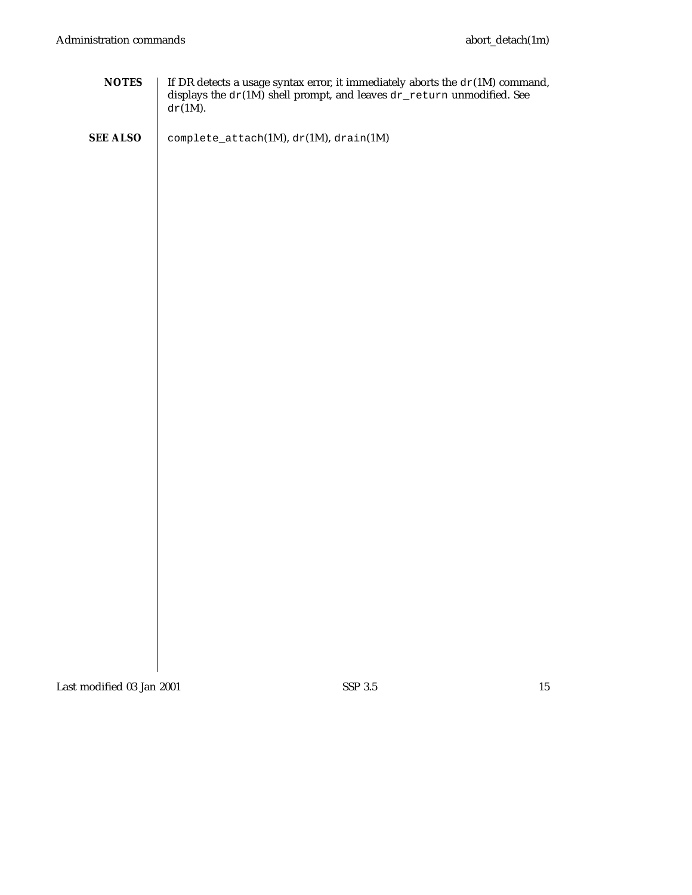## NOTES

If DR detects a usage syntax error, it immediately aborts the `dr`(1M) command, displays the `dr`(1M) shell prompt, and leaves `dr_return` unmodified. See `dr`(1M).

## SEE ALSO

`complete_attach`(1M), `dr`(1M), `drain`(1M)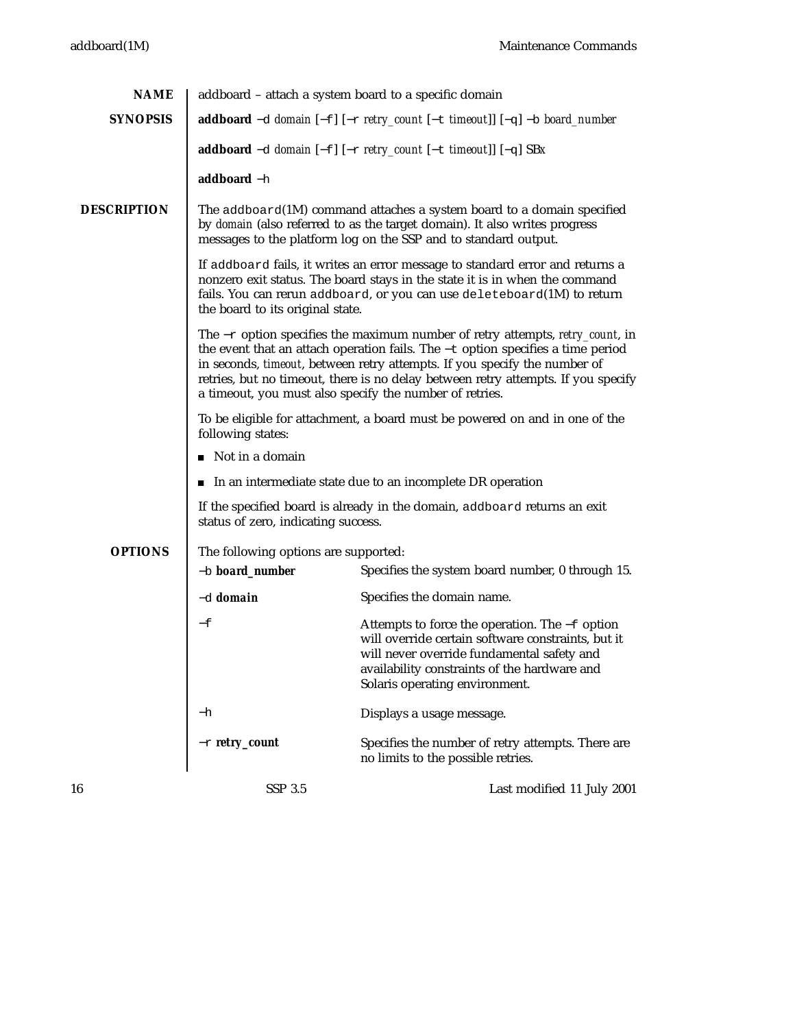## NAME

addboard – attach a system board to a specific domain

## SYNOPSIS

**addboard** −d *domain* [−f] [−r *retry_count* [−t *timeout*]] [−q] −b *board_number*

**addboard** −d *domain* [−f] [−r *retry_count* [−t *timeout*]] [−q] SB*x*

**addboard** −h

## DESCRIPTION

The `addboard`(1M) command attaches a system board to a domain specified by *domain* (also referred to as the target domain). It also writes progress messages to the platform log on the SSP and to standard output.

If `addboard` fails, it writes an error message to standard error and returns a nonzero exit status. The board stays in the state it is in when the command fails. You can rerun `addboard`, or you can use `deleteboard`(1M) to return the board to its original state.

The −r option specifies the maximum number of retry attempts, *retry_count*, in the event that an attach operation fails. The −t option specifies a time period in seconds, *timeout*, between retry attempts. If you specify the number of retries, but no timeout, there is no delay between retry attempts. If you specify a timeout, you must also specify the number of retries.

To be eligible for attachment, a board must be powered on and in one of the following states:

- Not in a domain
- In an intermediate state due to an incomplete DR operation

If the specified board is already in the domain, `addboard` returns an exit status of zero, indicating success.

## OPTIONS

The following options are supported:

| | |
|---|---|
| −b ***board_number*** | Specifies the system board number, 0 through 15. |
| −d ***domain*** | Specifies the domain name. |
| −f | Attempts to force the operation. The −f option will override certain software constraints, but it will never override fundamental safety and availability constraints of the hardware and Solaris operating environment. |
| −h | Displays a usage message. |
| −r ***retry_count*** | Specifies the number of retry attempts. There are no limits to the possible retries. |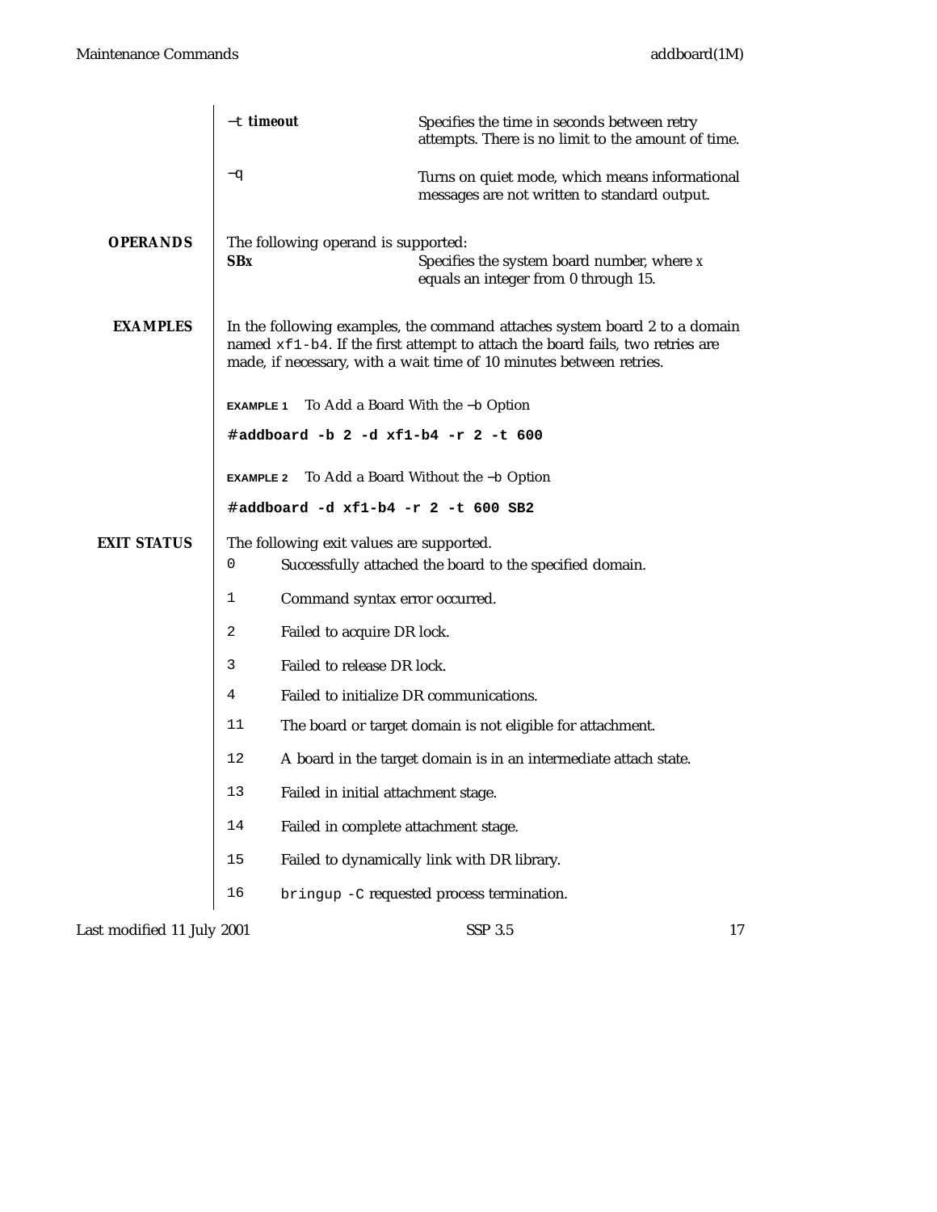| | |
|---|---|
| −t *timeout* | Specifies the time in seconds between retry attempts. There is no limit to the amount of time. |
| −q | Turns on quiet mode, which means informational messages are not written to standard output. |

## OPERANDS

The following operand is supported:

| | |
|---|---|
| **SBx** | Specifies the system board number, where x equals an integer from 0 through 15. |

## EXAMPLES

In the following examples, the command attaches system board 2 to a domain named `xf1-b4`. If the first attempt to attach the board fails, two retries are made, if necessary, with a wait time of 10 minutes between retries.

**EXAMPLE 1** To Add a Board With the −b Option

```
#addboard -b 2 -d xf1-b4 -r 2 -t 600
```

**EXAMPLE 2** To Add a Board Without the −b Option

```
#addboard -d xf1-b4 -r 2 -t 600 SB2
```

## EXIT STATUS

The following exit values are supported.

| | |
|---|---|
| 0 | Successfully attached the board to the specified domain. |
| 1 | Command syntax error occurred. |
| 2 | Failed to acquire DR lock. |
| 3 | Failed to release DR lock. |
| 4 | Failed to initialize DR communications. |
| 11 | The board or target domain is not eligible for attachment. |
| 12 | A board in the target domain is in an intermediate attach state. |
| 13 | Failed in initial attachment stage. |
| 14 | Failed in complete attachment stage. |
| 15 | Failed to dynamically link with DR library. |
| 16 | `bringup -C` requested process termination. |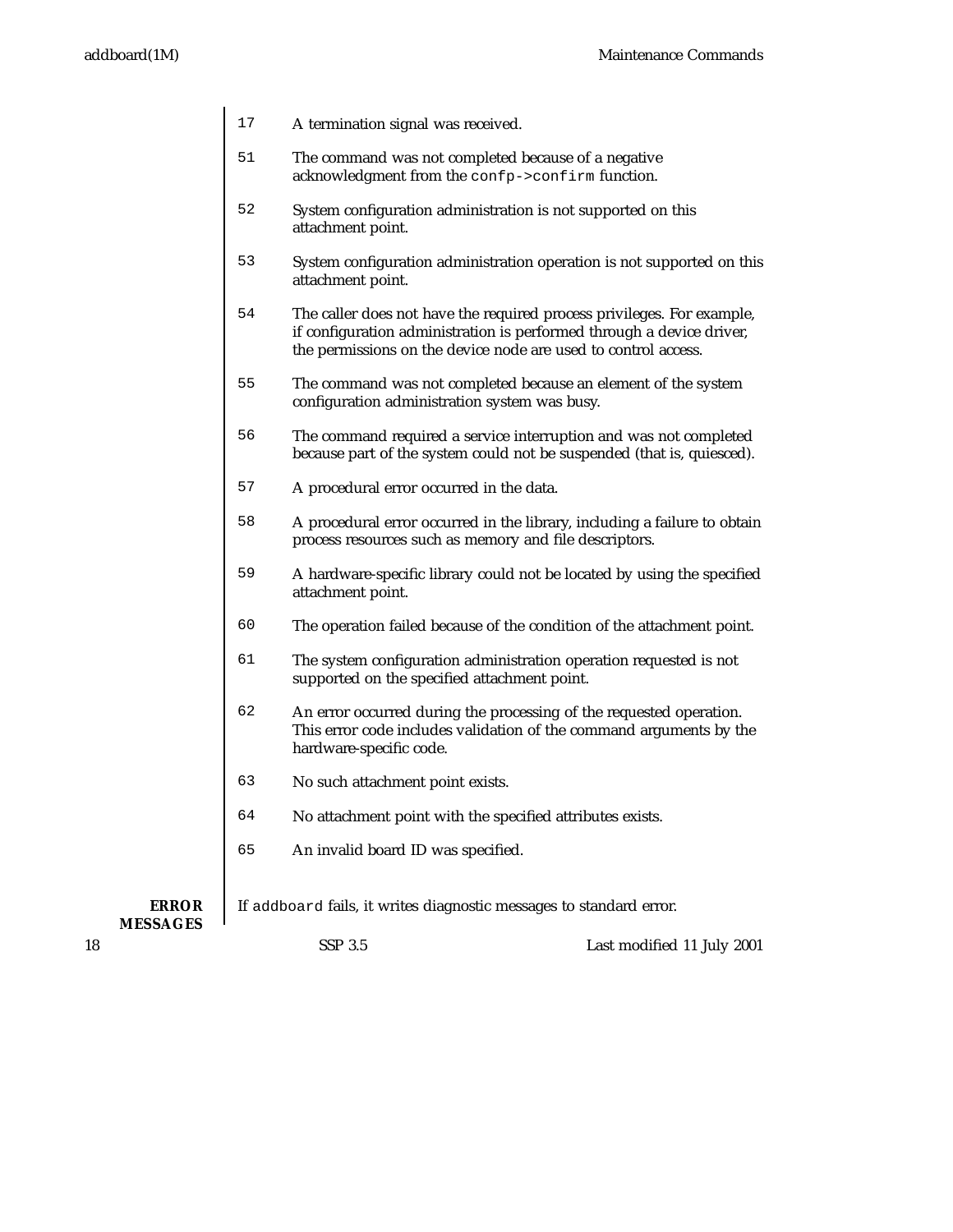17
: A termination signal was received.

51
: The command was not completed because of a negative acknowledgment from the `confp->confirm` function.

52
: System configuration administration is not supported on this attachment point.

53
: System configuration administration operation is not supported on this attachment point.

54
: The caller does not have the required process privileges. For example, if configuration administration is performed through a device driver, the permissions on the device node are used to control access.

55
: The command was not completed because an element of the system configuration administration system was busy.

56
: The command required a service interruption and was not completed because part of the system could not be suspended (that is, quiesced).

57
: A procedural error occurred in the data.

58
: A procedural error occurred in the library, including a failure to obtain process resources such as memory and file descriptors.

59
: A hardware-specific library could not be located by using the specified attachment point.

60
: The operation failed because of the condition of the attachment point.

61
: The system configuration administration operation requested is not supported on the specified attachment point.

62
: An error occurred during the processing of the requested operation. This error code includes validation of the command arguments by the hardware-specific code.

63
: No such attachment point exists.

64
: No attachment point with the specified attributes exists.

65
: An invalid board ID was specified.

## ERROR MESSAGES

If `addboard` fails, it writes diagnostic messages to standard error.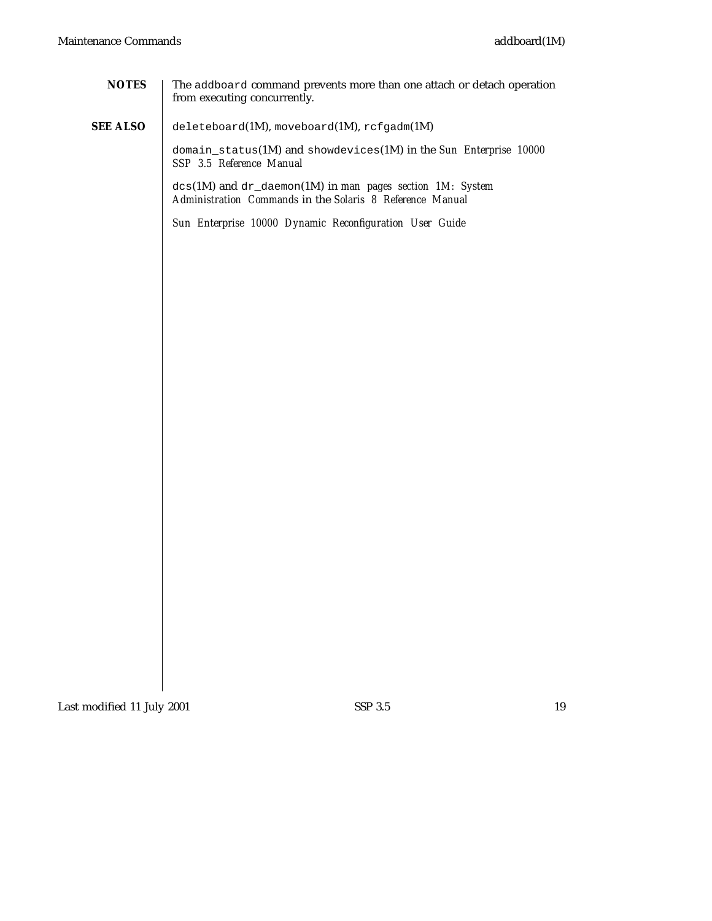## NOTES

The `addboard` command prevents more than one attach or detach operation from executing concurrently.

## SEE ALSO

`deleteboard`(1M), `moveboard`(1M), `rcfgadm`(1M)

`domain_status`(1M) and `showdevices`(1M) in the *Sun Enterprise 10000 SSP 3.5 Reference Manual*

`dcs`(1M) and `dr_daemon`(1M) in *man pages section 1M: System Administration Commands* in the *Solaris 8 Reference Manual*

*Sun Enterprise 10000 Dynamic Reconfiguration User Guide*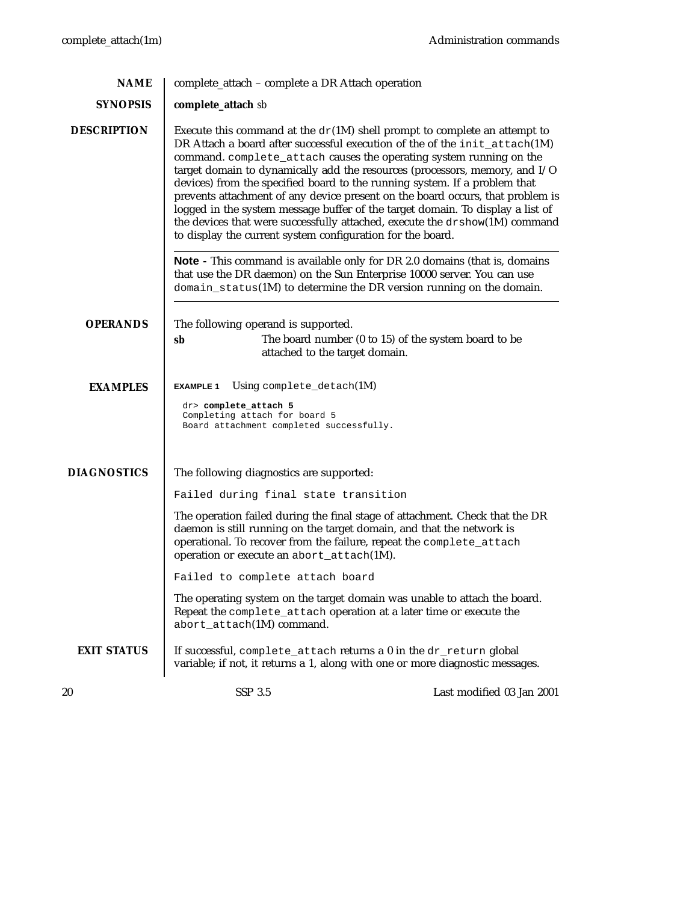## NAME

complete_attach – complete a DR Attach operation

## SYNOPSIS

**complete_attach** *sb*

## DESCRIPTION

Execute this command at the `dr`(1M) shell prompt to complete an attempt to DR Attach a board after successful execution of the of the `init_attach`(1M) command. `complete_attach` causes the operating system running on the target domain to dynamically add the resources (processors, memory, and I/O devices) from the specified board to the running system. If a problem that prevents attachment of any device present on the board occurs, that problem is logged in the system message buffer of the target domain. To display a list of the devices that were successfully attached, execute the `drshow`(1M) command to display the current system configuration for the board.

---

**Note -** This command is available only for DR 2.0 domains (that is, domains that use the DR daemon) on the Sun Enterprise 10000 server. You can use `domain_status`(1M) to determine the DR version running on the domain.

---

## OPERANDS

The following operand is supported.

**sb** The board number (0 to 15) of the system board to be attached to the target domain.

## EXAMPLES

**EXAMPLE 1** Using `complete_detach`(1M)

```
dr> complete_attach 5
Completing attach for board 5
Board attachment completed successfully.
```

## DIAGNOSTICS

The following diagnostics are supported:

`Failed during final state transition`

The operation failed during the final stage of attachment. Check that the DR daemon is still running on the target domain, and that the network is operational. To recover from the failure, repeat the `complete_attach` operation or execute an `abort_attach`(1M).

`Failed to complete attach board`

The operating system on the target domain was unable to attach the board. Repeat the `complete_attach` operation at a later time or execute the `abort_attach`(1M) command.

## EXIT STATUS

If successful, `complete_attach` returns a 0 in the `dr_return` global variable; if not, it returns a 1, along with one or more diagnostic messages.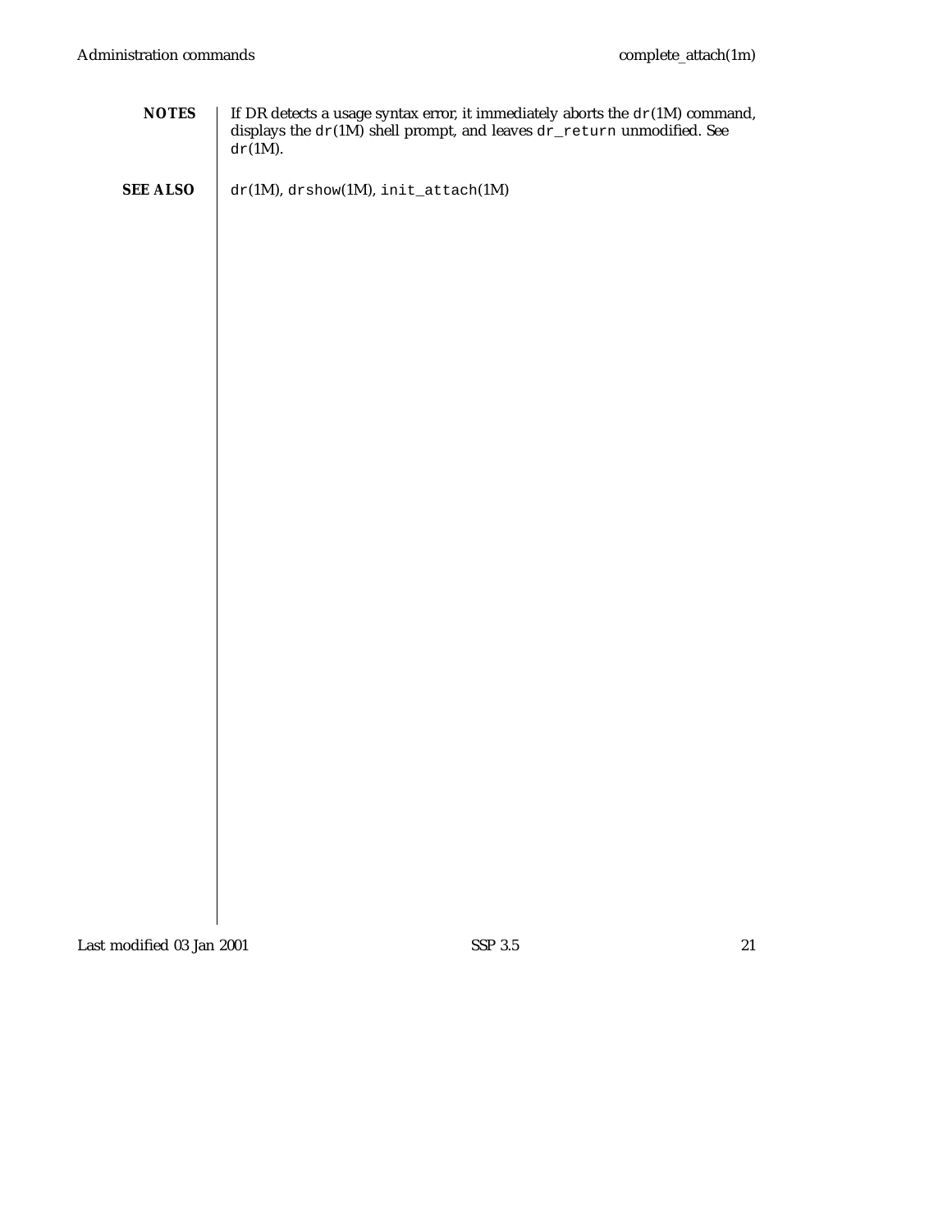## NOTES

If DR detects a usage syntax error, it immediately aborts the `dr`(1M) command, displays the `dr`(1M) shell prompt, and leaves `dr_return` unmodified. See `dr`(1M).

## SEE ALSO

`dr`(1M), `drshow`(1M), `init_attach`(1M)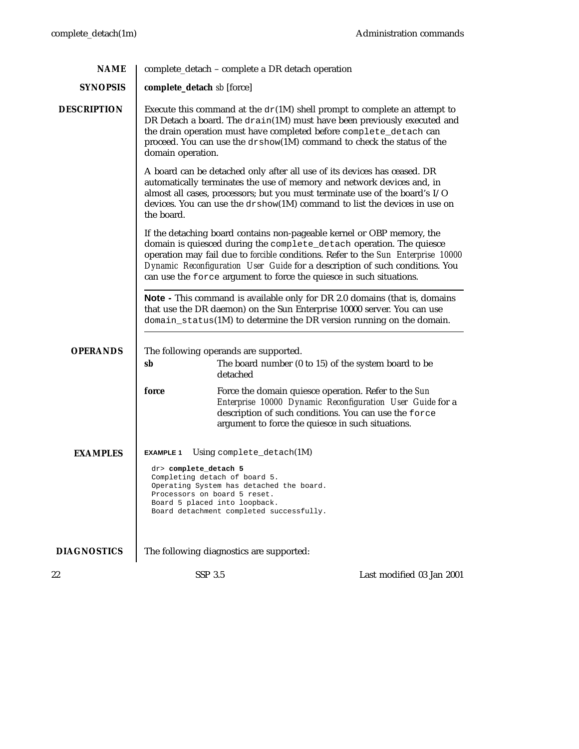## NAME

complete_detach – complete a DR detach operation

## SYNOPSIS

**complete_detach** *sb* [force]

## DESCRIPTION

Execute this command at the `dr`(1M) shell prompt to complete an attempt to DR Detach a board. The `drain`(1M) must have been previously executed and the drain operation must have completed before `complete_detach` can proceed. You can use the `drshow`(1M) command to check the status of the domain operation.

A board can be detached only after all use of its devices has ceased. DR automatically terminates the use of memory and network devices and, in almost all cases, processors; but you must terminate use of the board's I/O devices. You can use the `drshow`(1M) command to list the devices in use on the board.

If the detaching board contains non-pageable kernel or OBP memory, the domain is quiesced during the `complete_detach` operation. The quiesce operation may fail due to *forcible* conditions. Refer to the *Sun Enterprise 10000 Dynamic Reconfiguration User Guide* for a description of such conditions. You can use the `force` argument to force the quiesce in such situations.

---

**Note -** This command is available only for DR 2.0 domains (that is, domains that use the DR daemon) on the Sun Enterprise 10000 server. You can use `domain_status`(1M) to determine the DR version running on the domain.

---

## OPERANDS

The following operands are supported.

**sb** — The board number (0 to 15) of the system board to be detached

**force** — Force the domain quiesce operation. Refer to the *Sun Enterprise 10000 Dynamic Reconfiguration User Guide* for a description of such conditions. You can use the `force` argument to force the quiesce in such situations.

## EXAMPLES

**EXAMPLE 1** Using `complete_detach`(1M)

```
dr> complete_detach 5
Completing detach of board 5.
Operating System has detached the board.
Processors on board 5 reset.
Board 5 placed into loopback.
Board detachment completed successfully.
```

## DIAGNOSTICS

The following diagnostics are supported: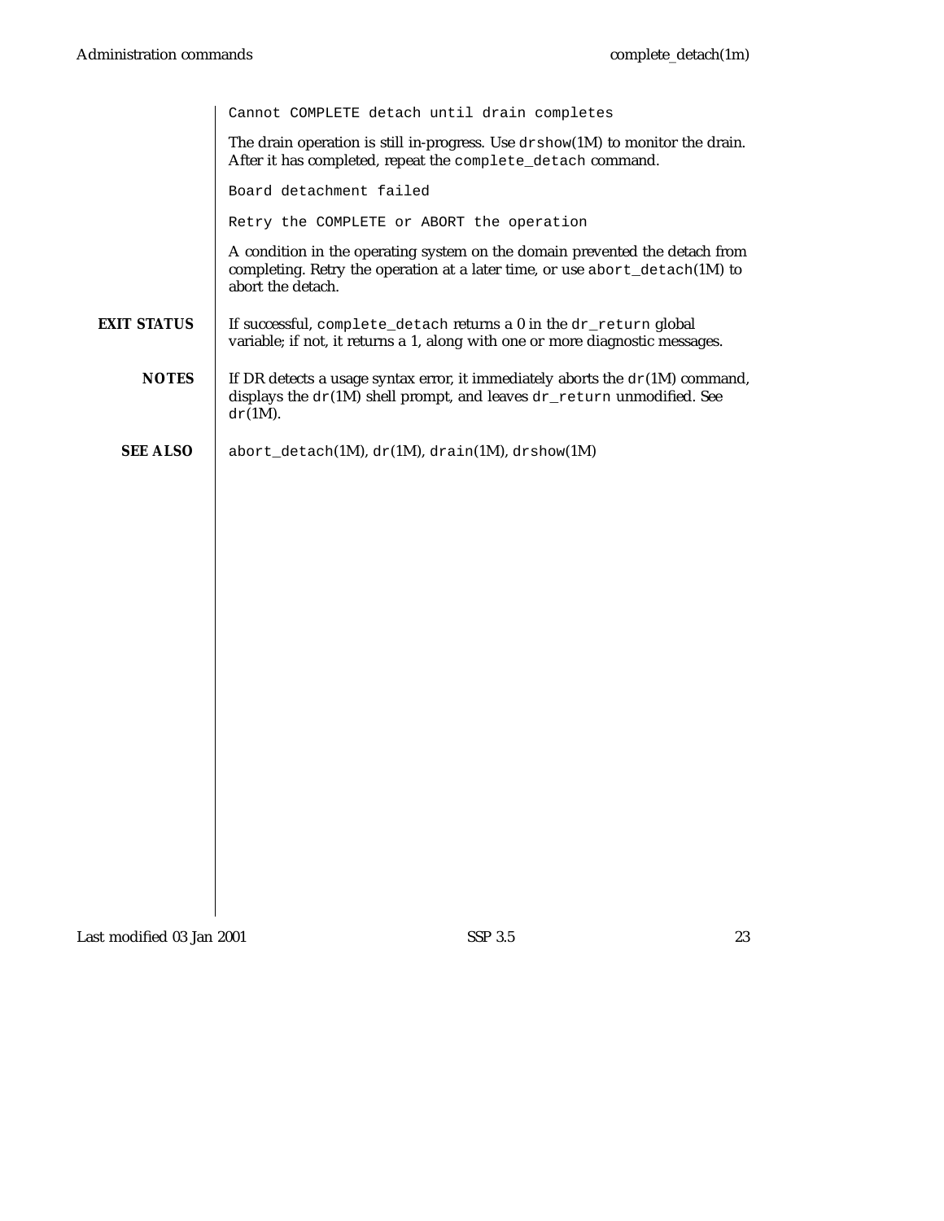`Cannot COMPLETE detach until drain completes`

The drain operation is still in-progress. Use `drshow`(1M) to monitor the drain. After it has completed, repeat the `complete_detach` command.

`Board detachment failed`

`Retry the COMPLETE or ABORT the operation`

A condition in the operating system on the domain prevented the detach from completing. Retry the operation at a later time, or use `abort_detach`(1M) to abort the detach.

**EXIT STATUS**

If successful, `complete_detach` returns a 0 in the `dr_return` global variable; if not, it returns a 1, along with one or more diagnostic messages.

**NOTES**

If DR detects a usage syntax error, it immediately aborts the `dr`(1M) command, displays the `dr`(1M) shell prompt, and leaves `dr_return` unmodified. See `dr`(1M).

**SEE ALSO**

`abort_detach`(1M), `dr`(1M), `drain`(1M), `drshow`(1M)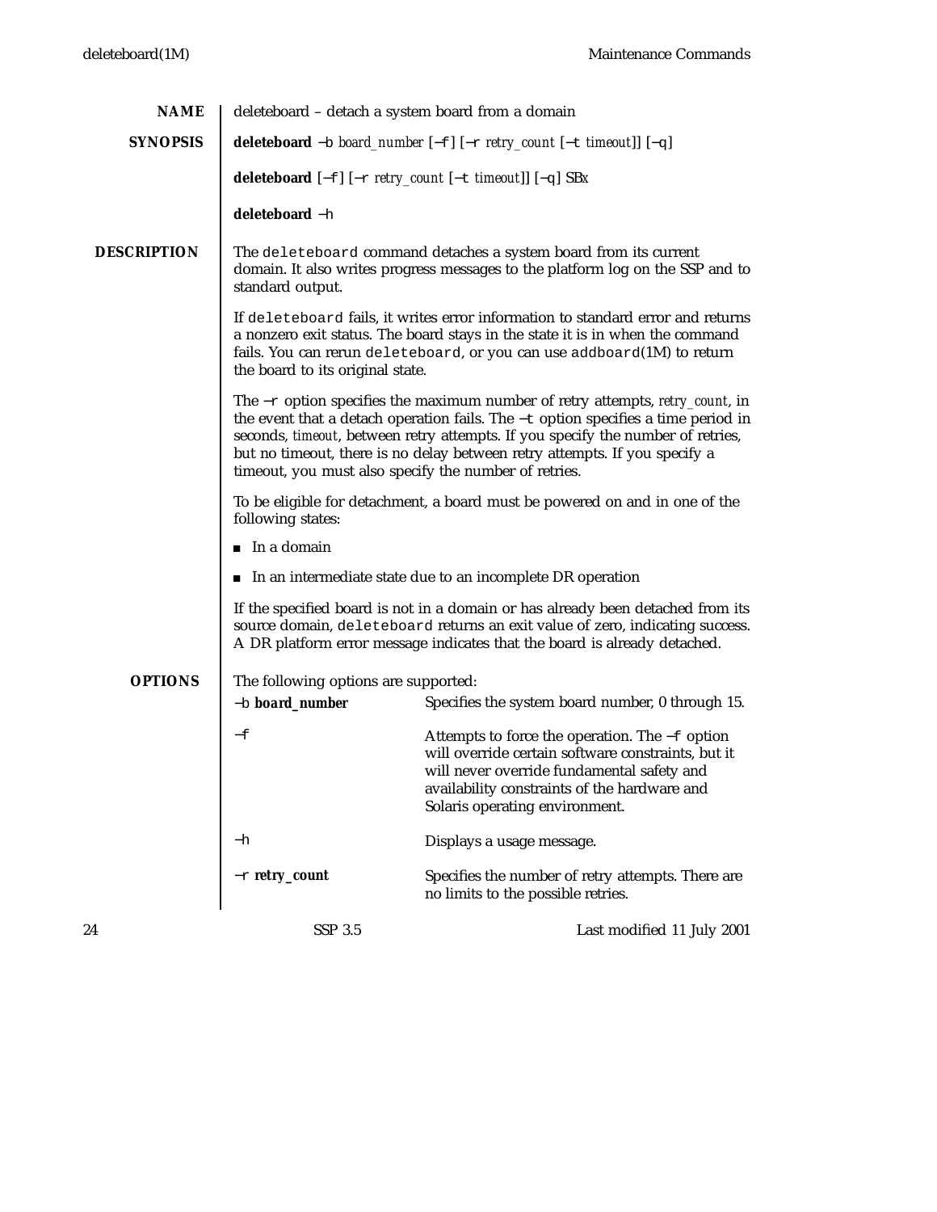## NAME

deleteboard – detach a system board from a domain

## SYNOPSIS

**deleteboard** −b *board_number* [−f] [−r *retry_count* [−t *timeout*]] [−q]

**deleteboard** [−f] [−r *retry_count* [−t *timeout*]] [−q] SB*x*

**deleteboard** −h

## DESCRIPTION

The `deleteboard` command detaches a system board from its current domain. It also writes progress messages to the platform log on the SSP and to standard output.

If `deleteboard` fails, it writes error information to standard error and returns a nonzero exit status. The board stays in the state it is in when the command fails. You can rerun `deleteboard`, or you can use `addboard`(1M) to return the board to its original state.

The −r option specifies the maximum number of retry attempts, *retry_count*, in the event that a detach operation fails. The −t option specifies a time period in seconds, *timeout*, between retry attempts. If you specify the number of retries, but no timeout, there is no delay between retry attempts. If you specify a timeout, you must also specify the number of retries.

To be eligible for detachment, a board must be powered on and in one of the following states:

- In a domain
- In an intermediate state due to an incomplete DR operation

If the specified board is not in a domain or has already been detached from its source domain, `deleteboard` returns an exit value of zero, indicating success. A DR platform error message indicates that the board is already detached.

## OPTIONS

The following options are supported:

| | |
|---|---|
| −b **board_number** | Specifies the system board number, 0 through 15. |
| −f | Attempts to force the operation. The −f option will override certain software constraints, but it will never override fundamental safety and availability constraints of the hardware and Solaris operating environment. |
| −h | Displays a usage message. |
| −r **retry_count** | Specifies the number of retry attempts. There are no limits to the possible retries. |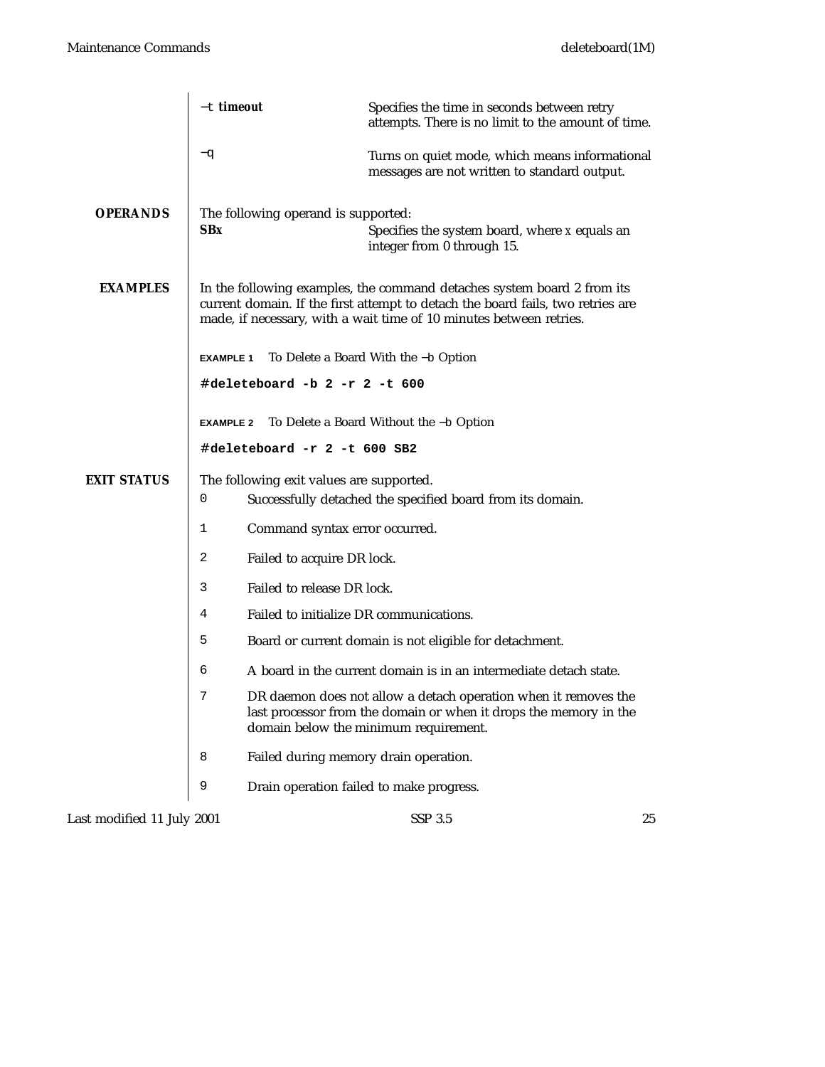| | |
|---|---|
| `-t` ***timeout*** | Specifies the time in seconds between retry attempts. There is no limit to the amount of time. |
| `-q` | Turns on quiet mode, which means informational messages are not written to standard output. |

## OPERANDS

The following operand is supported:

| | |
|---|---|
| **SB*x*** | Specifies the system board, where *x* equals an integer from 0 through 15. |

## EXAMPLES

In the following examples, the command detaches system board 2 from its current domain. If the first attempt to detach the board fails, two retries are made, if necessary, with a wait time of 10 minutes between retries.

**EXAMPLE 1** To Delete a Board With the `-b` Option

```
#deleteboard -b 2 -r 2 -t 600
```

**EXAMPLE 2** To Delete a Board Without the `-b` Option

```
#deleteboard -r 2 -t 600 SB2
```

## EXIT STATUS

The following exit values are supported.

| | |
|---|---|
| `0` | Successfully detached the specified board from its domain. |
| `1` | Command syntax error occurred. |
| `2` | Failed to acquire DR lock. |
| `3` | Failed to release DR lock. |
| `4` | Failed to initialize DR communications. |
| `5` | Board or current domain is not eligible for detachment. |
| `6` | A board in the current domain is in an intermediate detach state. |
| `7` | DR daemon does not allow a detach operation when it removes the last processor from the domain or when it drops the memory in the domain below the minimum requirement. |
| `8` | Failed during memory drain operation. |
| `9` | Drain operation failed to make progress. |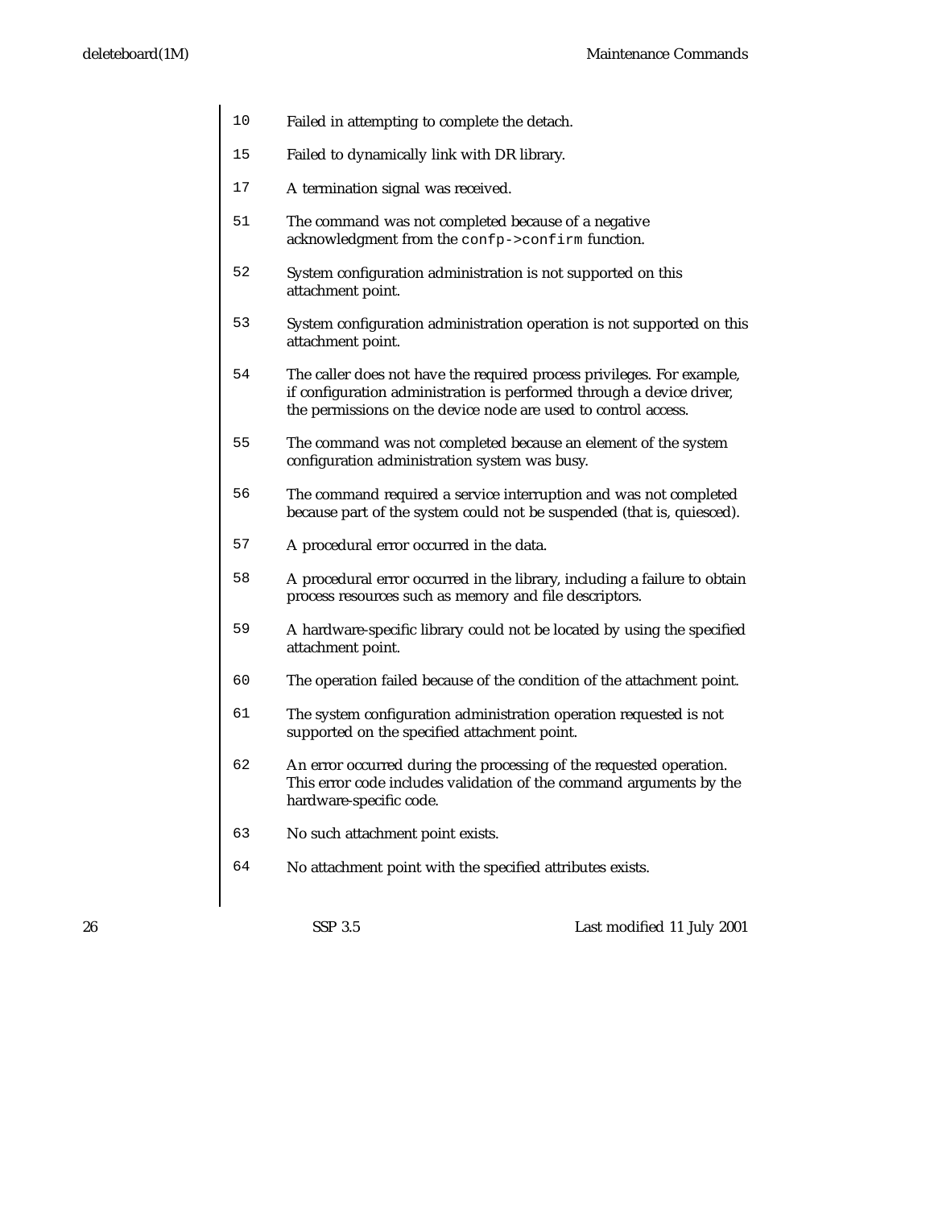10 Failed in attempting to complete the detach.

15 Failed to dynamically link with DR library.

17 A termination signal was received.

51 The command was not completed because of a negative acknowledgment from the `confp->confirm` function.

52 System configuration administration is not supported on this attachment point.

53 System configuration administration operation is not supported on this attachment point.

54 The caller does not have the required process privileges. For example, if configuration administration is performed through a device driver, the permissions on the device node are used to control access.

55 The command was not completed because an element of the system configuration administration system was busy.

56 The command required a service interruption and was not completed because part of the system could not be suspended (that is, quiesced).

57 A procedural error occurred in the data.

58 A procedural error occurred in the library, including a failure to obtain process resources such as memory and file descriptors.

59 A hardware-specific library could not be located by using the specified attachment point.

60 The operation failed because of the condition of the attachment point.

61 The system configuration administration operation requested is not supported on the specified attachment point.

62 An error occurred during the processing of the requested operation. This error code includes validation of the command arguments by the hardware-specific code.

63 No such attachment point exists.

64 No attachment point with the specified attributes exists.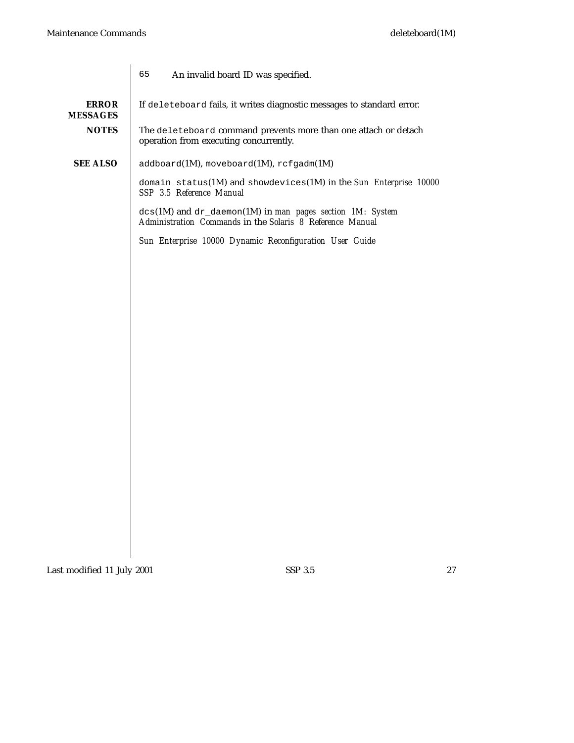65 An invalid board ID was specified.

## ERROR MESSAGES

If `deleteboard` fails, it writes diagnostic messages to standard error.

## NOTES

The `deleteboard` command prevents more than one attach or detach operation from executing concurrently.

## SEE ALSO

`addboard`(1M), `moveboard`(1M), `rcfgadm`(1M)

`domain_status`(1M) and `showdevices`(1M) in the *Sun Enterprise 10000 SSP 3.5 Reference Manual*

`dcs`(1M) and `dr_daemon`(1M) in *man pages section 1M: System Administration Commands* in the *Solaris 8 Reference Manual*

*Sun Enterprise 10000 Dynamic Reconfiguration User Guide*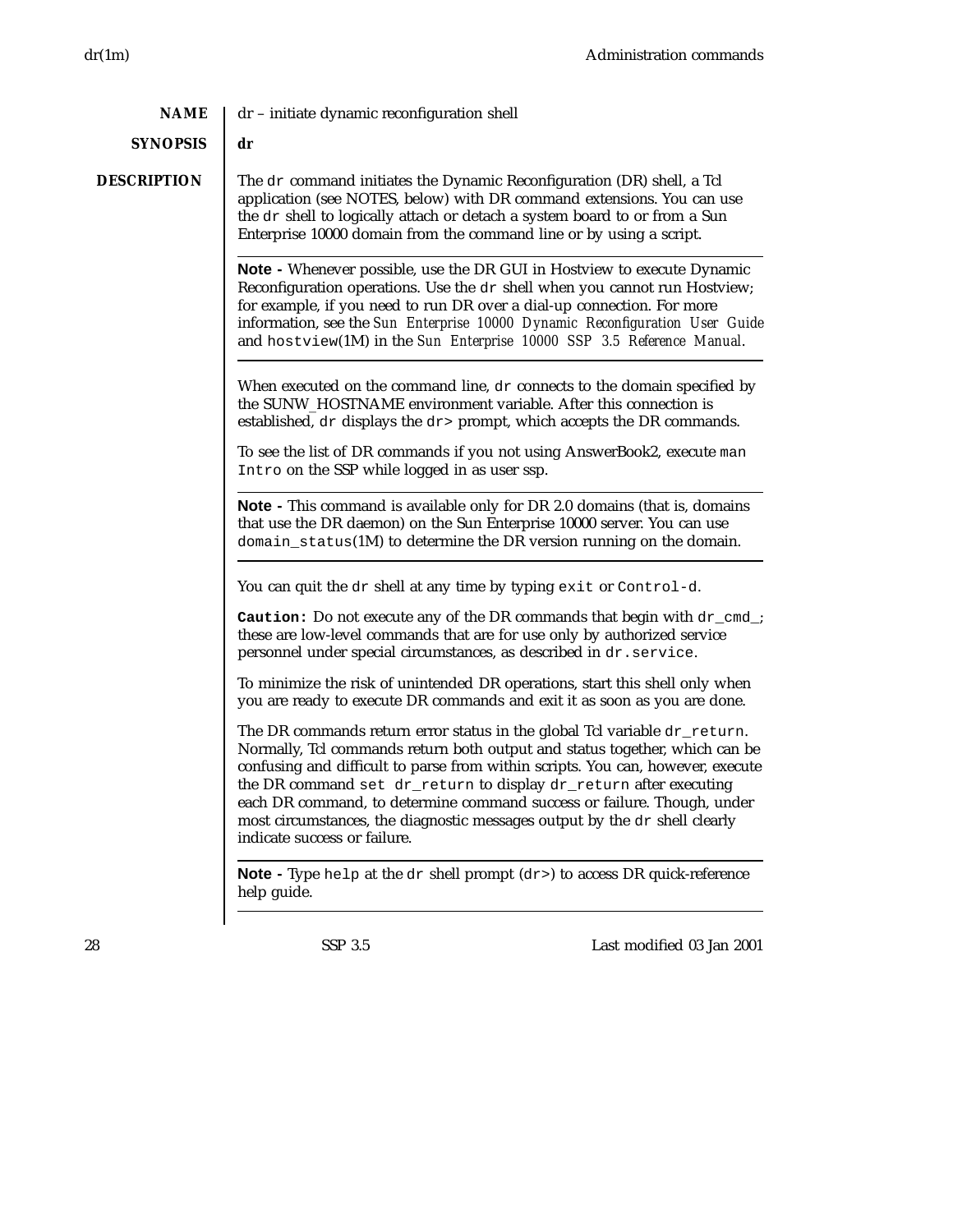## NAME

dr – initiate dynamic reconfiguration shell

## SYNOPSIS

**dr**

## DESCRIPTION

The `dr` command initiates the Dynamic Reconfiguration (DR) shell, a Tcl application (see NOTES, below) with DR command extensions. You can use the `dr` shell to logically attach or detach a system board to or from a Sun Enterprise 10000 domain from the command line or by using a script.

---

**Note -** Whenever possible, use the DR GUI in Hostview to execute Dynamic Reconfiguration operations. Use the `dr` shell when you cannot run Hostview; for example, if you need to run DR over a dial-up connection. For more information, see the *Sun Enterprise 10000 Dynamic Reconfiguration User Guide* and `hostview`(1M) in the *Sun Enterprise 10000 SSP 3.5 Reference Manual*.

---

When executed on the command line, `dr` connects to the domain specified by the SUNW_HOSTNAME environment variable. After this connection is established, `dr` displays the `dr>` prompt, which accepts the DR commands.

To see the list of DR commands if you not using AnswerBook2, execute `man Intro` on the SSP while logged in as user ssp.

---

**Note -** This command is available only for DR 2.0 domains (that is, domains that use the DR daemon) on the Sun Enterprise 10000 server. You can use `domain_status`(1M) to determine the DR version running on the domain.

---

You can quit the `dr` shell at any time by typing `exit` or `Control-d`.

**`Caution:`** Do not execute any of the DR commands that begin with `dr_cmd_`; these are low-level commands that are for use only by authorized service personnel under special circumstances, as described in `dr.service`.

To minimize the risk of unintended DR operations, start this shell only when you are ready to execute DR commands and exit it as soon as you are done.

The DR commands return error status in the global Tcl variable `dr_return`. Normally, Tcl commands return both output and status together, which can be confusing and difficult to parse from within scripts. You can, however, execute the DR command `set dr_return` to display `dr_return` after executing each DR command, to determine command success or failure. Though, under most circumstances, the diagnostic messages output by the `dr` shell clearly indicate success or failure.

---

**Note -** Type `help` at the `dr` shell prompt (`dr>`) to access DR quick-reference help guide.

---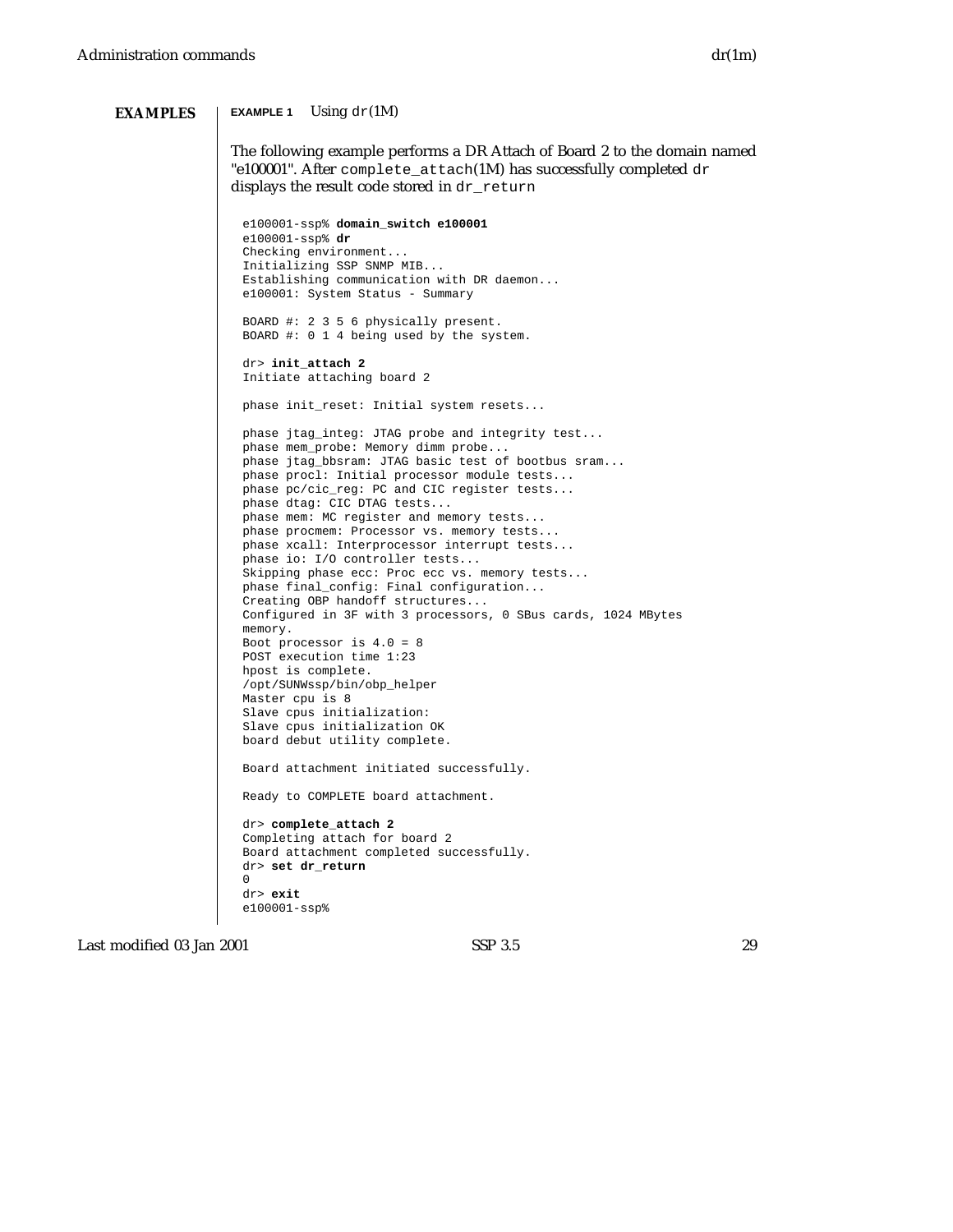## EXAMPLES

**EXAMPLE 1** *Using* `dr(1M)`

The following example performs a DR Attach of Board 2 to the domain named "e100001". After `complete_attach(1M)` has successfully completed `dr` displays the result code stored in `dr_return`

```
e100001-ssp% domain_switch e100001
e100001-ssp% dr
Checking environment...
Initializing SSP SNMP MIB...
Establishing communication with DR daemon...
e100001: System Status - Summary

BOARD #: 2 3 5 6 physically present.
BOARD #: 0 1 4 being used by the system.

dr> init_attach 2
Initiate attaching board 2

phase init_reset: Initial system resets...

phase jtag_integ: JTAG probe and integrity test...
phase mem_probe: Memory dimm probe...
phase jtag_bbsram: JTAG basic test of bootbus sram...
phase procl: Initial processor module tests...
phase pc/cic_reg: PC and CIC register tests...
phase dtag: CIC DTAG tests...
phase mem: MC register and memory tests...
phase procmem: Processor vs. memory tests...
phase xcall: Interprocessor interrupt tests...
phase io: I/O controller tests...
Skipping phase ecc: Proc ecc vs. memory tests...
phase final_config: Final configuration...
Creating OBP handoff structures...
Configured in 3F with 3 processors, 0 SBus cards, 1024 MBytes
memory.
Boot processor is 4.0 = 8
POST execution time 1:23
hpost is complete.
/opt/SUNWssp/bin/obp_helper
Master cpu is 8
Slave cpus initialization:
Slave cpus initialization OK
board debut utility complete.

Board attachment initiated successfully.

Ready to COMPLETE board attachment.

dr> complete_attach 2
Completing attach for board 2
Board attachment completed successfully.
dr> set dr_return
0
dr> exit
e100001-ssp%
```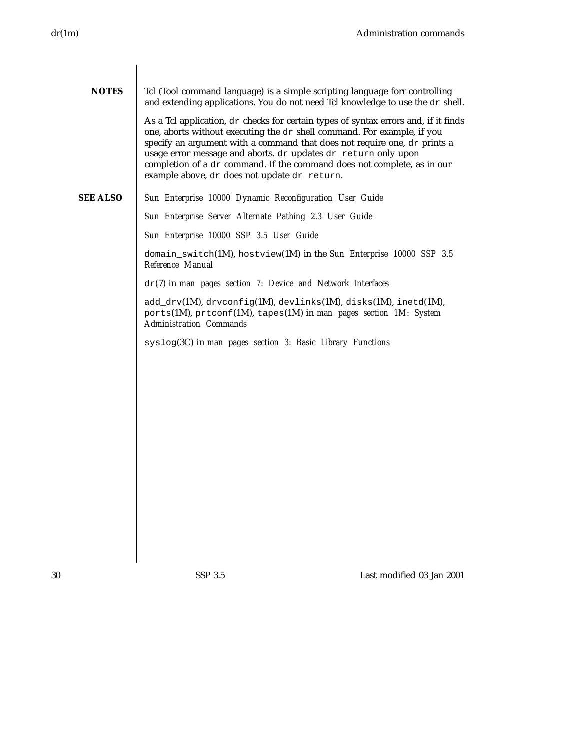## NOTES

Tcl (Tool command language) is a simple scripting language forr controlling and extending applications. You do not need Tcl knowledge to use the `dr` shell.

As a Tcl application, `dr` checks for certain types of syntax errors and, if it finds one, aborts without executing the `dr` shell command. For example, if you specify an argument with a command that does not require one, `dr` prints a usage error message and aborts. `dr` updates `dr_return` only upon completion of a `dr` command. If the command does not complete, as in our example above, `dr` does not update `dr_return`.

## SEE ALSO

*Sun Enterprise 10000 Dynamic Reconfiguration User Guide*

*Sun Enterprise Server Alternate Pathing 2.3 User Guide*

*Sun Enterprise 10000 SSP 3.5 User Guide*

`domain_switch`(1M), `hostview`(1M) in the *Sun Enterprise 10000 SSP 3.5 Reference Manual*

`dr`(7) in *man pages section 7: Device and Network Interfaces*

`add_drv`(1M), `drvconfig`(1M), `devlinks`(1M), `disks`(1M), `inetd`(1M), `ports`(1M), `prtconf`(1M), `tapes`(1M) in *man pages section 1M: System Administration Commands*

`syslog`(3C) in *man pages section 3: Basic Library Functions*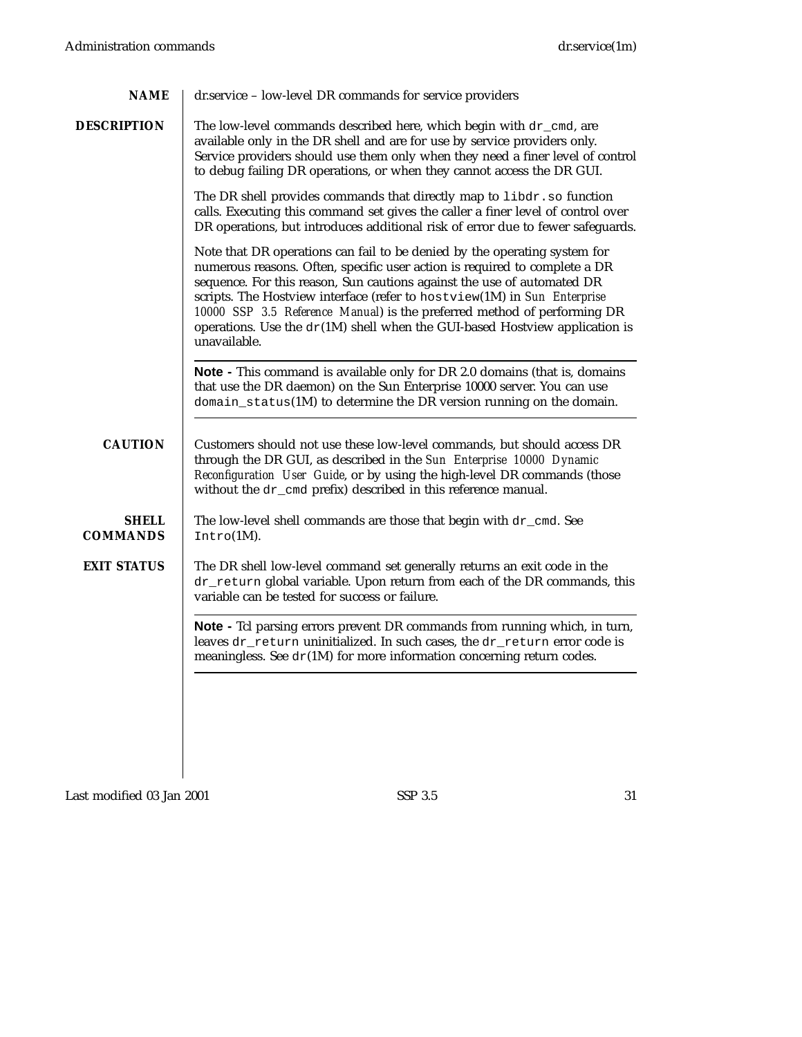## NAME

dr.service – low-level DR commands for service providers

## DESCRIPTION

The low-level commands described here, which begin with `dr_cmd`, are available only in the DR shell and are for use by service providers only. Service providers should use them only when they need a finer level of control to debug failing DR operations, or when they cannot access the DR GUI.

The DR shell provides commands that directly map to `libdr.so` function calls. Executing this command set gives the caller a finer level of control over DR operations, but introduces additional risk of error due to fewer safeguards.

Note that DR operations can fail to be denied by the operating system for numerous reasons. Often, specific user action is required to complete a DR sequence. For this reason, Sun cautions against the use of automated DR scripts. The Hostview interface (refer to `hostview`(1M) in *Sun Enterprise 10000 SSP 3.5 Reference Manual*) is the preferred method of performing DR operations. Use the `dr`(1M) shell when the GUI-based Hostview application is unavailable.

---

**Note -** This command is available only for DR 2.0 domains (that is, domains that use the DR daemon) on the Sun Enterprise 10000 server. You can use `domain_status`(1M) to determine the DR version running on the domain.

---

## CAUTION

Customers should not use these low-level commands, but should access DR through the DR GUI, as described in the *Sun Enterprise 10000 Dynamic Reconfiguration User Guide*, or by using the high-level DR commands (those without the `dr_cmd` prefix) described in this reference manual.

## SHELL COMMANDS

The low-level shell commands are those that begin with `dr_cmd`. See `Intro`(1M).

## EXIT STATUS

The DR shell low-level command set generally returns an exit code in the `dr_return` global variable. Upon return from each of the DR commands, this variable can be tested for success or failure.

---

**Note -** Tcl parsing errors prevent DR commands from running which, in turn, leaves `dr_return` uninitialized. In such cases, the `dr_return` error code is meaningless. See `dr`(1M) for more information concerning return codes.

---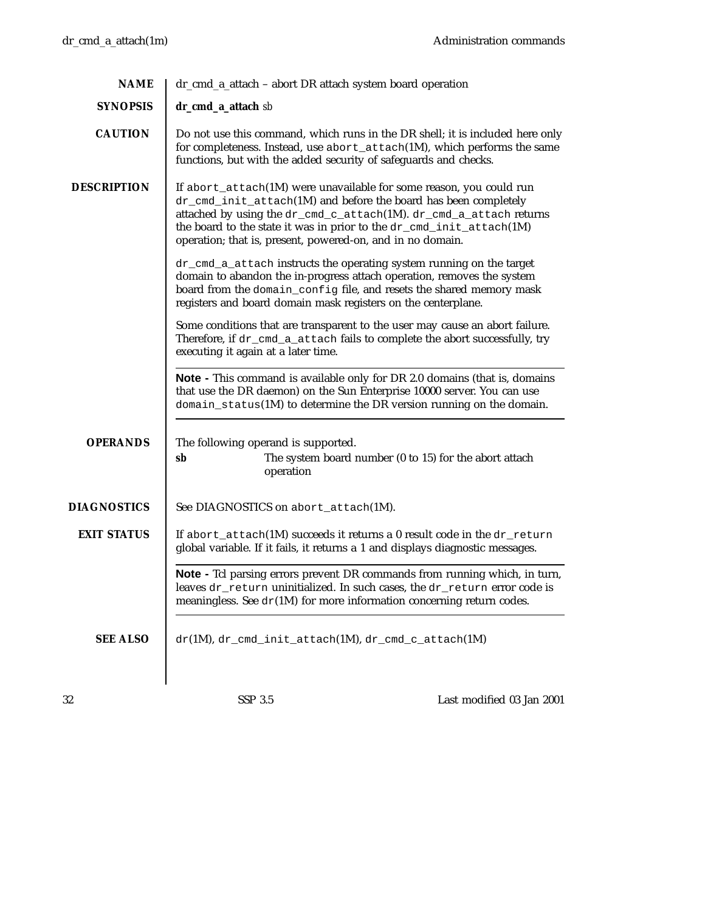## NAME

dr_cmd_a_attach – abort DR attach system board operation

## SYNOPSIS

**dr_cmd_a_attach** *sb*

## CAUTION

Do not use this command, which runs in the DR shell; it is included here only for completeness. Instead, use `abort_attach`(1M), which performs the same functions, but with the added security of safeguards and checks.

## DESCRIPTION

If `abort_attach`(1M) were unavailable for some reason, you could run `dr_cmd_init_attach`(1M) and before the board has been completely attached by using the `dr_cmd_c_attach`(1M). `dr_cmd_a_attach` returns the board to the state it was in prior to the `dr_cmd_init_attach`(1M) operation; that is, present, powered-on, and in no domain.

`dr_cmd_a_attach` instructs the operating system running on the target domain to abandon the in-progress attach operation, removes the system board from the `domain_config` file, and resets the shared memory mask registers and board domain mask registers on the centerplane.

Some conditions that are transparent to the user may cause an abort failure. Therefore, if `dr_cmd_a_attach` fails to complete the abort successfully, try executing it again at a later time.

---

**Note -** This command is available only for DR 2.0 domains (that is, domains that use the DR daemon) on the Sun Enterprise 10000 server. You can use `domain_status`(1M) to determine the DR version running on the domain.

---

## OPERANDS

The following operand is supported.

**sb** The system board number (0 to 15) for the abort attach operation

## DIAGNOSTICS

See DIAGNOSTICS on `abort_attach`(1M).

## EXIT STATUS

If `abort_attach`(1M) succeeds it returns a 0 result code in the `dr_return` global variable. If it fails, it returns a 1 and displays diagnostic messages.

---

**Note -** Tcl parsing errors prevent DR commands from running which, in turn, leaves `dr_return` uninitialized. In such cases, the `dr_return` error code is meaningless. See `dr`(1M) for more information concerning return codes.

---

## SEE ALSO

`dr`(1M), `dr_cmd_init_attach`(1M), `dr_cmd_c_attach`(1M)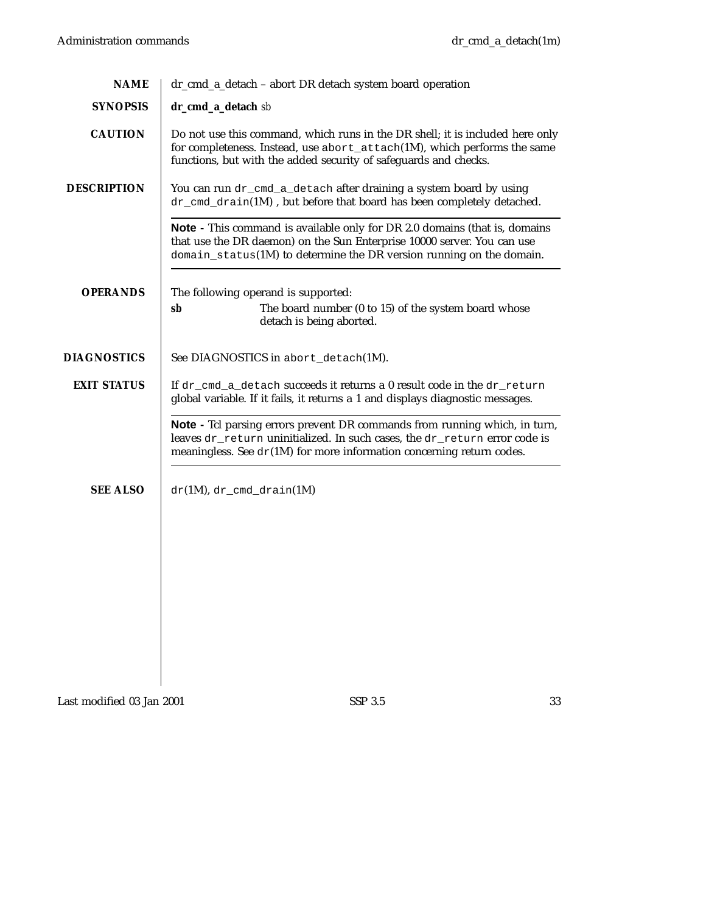## NAME

dr_cmd_a_detach – abort DR detach system board operation

## SYNOPSIS

**dr_cmd_a_detach** *sb*

## CAUTION

Do not use this command, which runs in the DR shell; it is included here only for completeness. Instead, use `abort_attach`(1M), which performs the same functions, but with the added security of safeguards and checks.

## DESCRIPTION

You can run `dr_cmd_a_detach` after draining a system board by using `dr_cmd_drain`(1M) , but before that board has been completely detached.

**Note -** This command is available only for DR 2.0 domains (that is, domains that use the DR daemon) on the Sun Enterprise 10000 server. You can use `domain_status`(1M) to determine the DR version running on the domain.

## OPERANDS

The following operand is supported:

**sb** The board number (0 to 15) of the system board whose detach is being aborted.

## DIAGNOSTICS

See DIAGNOSTICS in `abort_detach`(1M).

## EXIT STATUS

If `dr_cmd_a_detach` succeeds it returns a 0 result code in the `dr_return` global variable. If it fails, it returns a 1 and displays diagnostic messages.

**Note -** Tcl parsing errors prevent DR commands from running which, in turn, leaves `dr_return` uninitialized. In such cases, the `dr_return` error code is meaningless. See `dr`(1M) for more information concerning return codes.

## SEE ALSO

`dr`(1M), `dr_cmd_drain`(1M)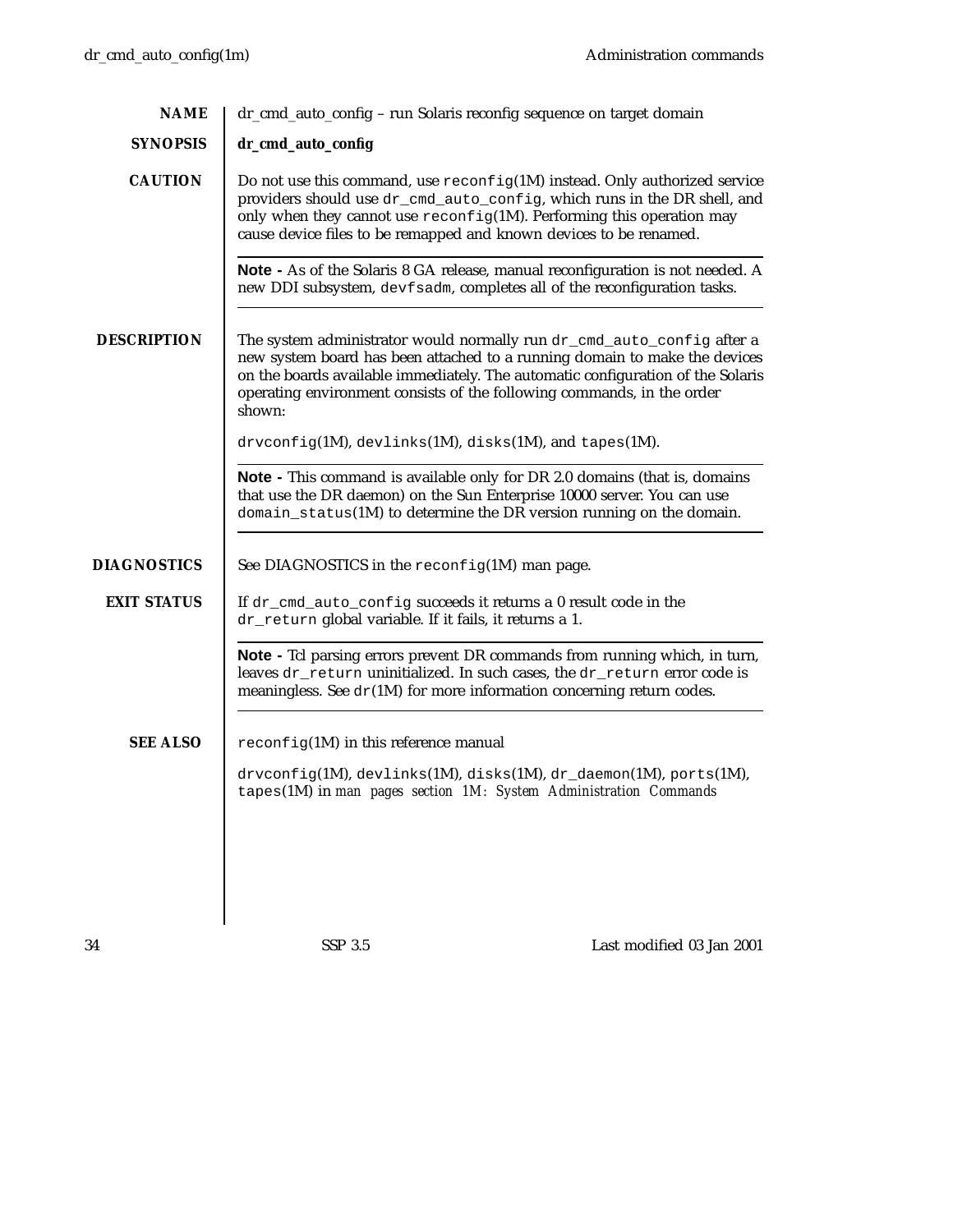## NAME

dr_cmd_auto_config – run Solaris reconfig sequence on target domain

## SYNOPSIS

**dr_cmd_auto_config**

## CAUTION

Do not use this command, use `reconfig`(1M) instead. Only authorized service providers should use `dr_cmd_auto_config`, which runs in the DR shell, and only when they cannot use `reconfig`(1M). Performing this operation may cause device files to be remapped and known devices to be renamed.

---

**Note -** As of the Solaris 8 GA release, manual reconfiguration is not needed. A new DDI subsystem, `devfsadm`, completes all of the reconfiguration tasks.

---

## DESCRIPTION

The system administrator would normally run `dr_cmd_auto_config` after a new system board has been attached to a running domain to make the devices on the boards available immediately. The automatic configuration of the Solaris operating environment consists of the following commands, in the order shown:

`drvconfig`(1M), `devlinks`(1M), `disks`(1M), and `tapes`(1M).

---

**Note -** This command is available only for DR 2.0 domains (that is, domains that use the DR daemon) on the Sun Enterprise 10000 server. You can use `domain_status`(1M) to determine the DR version running on the domain.

---

## DIAGNOSTICS

See DIAGNOSTICS in the `reconfig`(1M) man page.

## EXIT STATUS

If `dr_cmd_auto_config` succeeds it returns a 0 result code in the `dr_return` global variable. If it fails, it returns a 1.

---

**Note -** Tcl parsing errors prevent DR commands from running which, in turn, leaves `dr_return` uninitialized. In such cases, the `dr_return` error code is meaningless. See `dr`(1M) for more information concerning return codes.

---

## SEE ALSO

`reconfig`(1M) in this reference manual

`drvconfig`(1M), `devlinks`(1M), `disks`(1M), `dr_daemon`(1M), `ports`(1M), `tapes`(1M) in *man pages section 1M: System Administration Commands*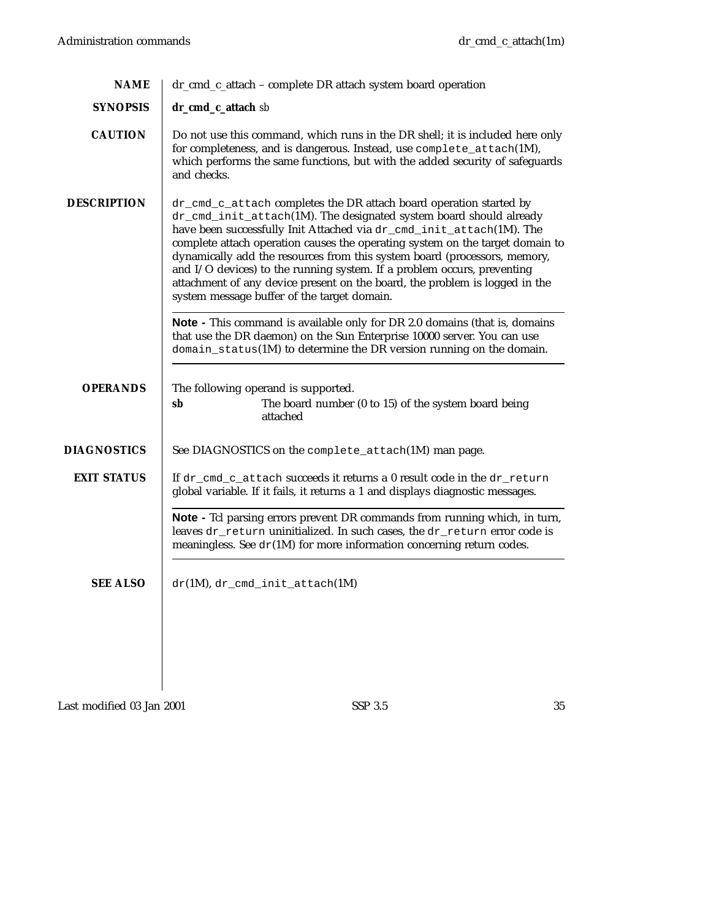## NAME

dr_cmd_c_attach – complete DR attach system board operation

## SYNOPSIS

**dr_cmd_c_attach** *sb*

## CAUTION

Do not use this command, which runs in the DR shell; it is included here only for completeness, and is dangerous. Instead, use `complete_attach`(1M), which performs the same functions, but with the added security of safeguards and checks.

## DESCRIPTION

`dr_cmd_c_attach` completes the DR attach board operation started by `dr_cmd_init_attach`(1M). The designated system board should already have been successfully Init Attached via `dr_cmd_init_attach`(1M). The complete attach operation causes the operating system on the target domain to dynamically add the resources from this system board (processors, memory, and I/O devices) to the running system. If a problem occurs, preventing attachment of any device present on the board, the problem is logged in the system message buffer of the target domain.

---

**Note -** This command is available only for DR 2.0 domains (that is, domains that use the DR daemon) on the Sun Enterprise 10000 server. You can use `domain_status`(1M) to determine the DR version running on the domain.

---

## OPERANDS

The following operand is supported.

**sb** The board number (0 to 15) of the system board being attached

## DIAGNOSTICS

See DIAGNOSTICS on the `complete_attach`(1M) man page.

## EXIT STATUS

If `dr_cmd_c_attach` succeeds it returns a 0 result code in the `dr_return` global variable. If it fails, it returns a 1 and displays diagnostic messages.

---

**Note -** Tcl parsing errors prevent DR commands from running which, in turn, leaves `dr_return` uninitialized. In such cases, the `dr_return` error code is meaningless. See `dr`(1M) for more information concerning return codes.

---

## SEE ALSO

`dr`(1M), `dr_cmd_init_attach`(1M)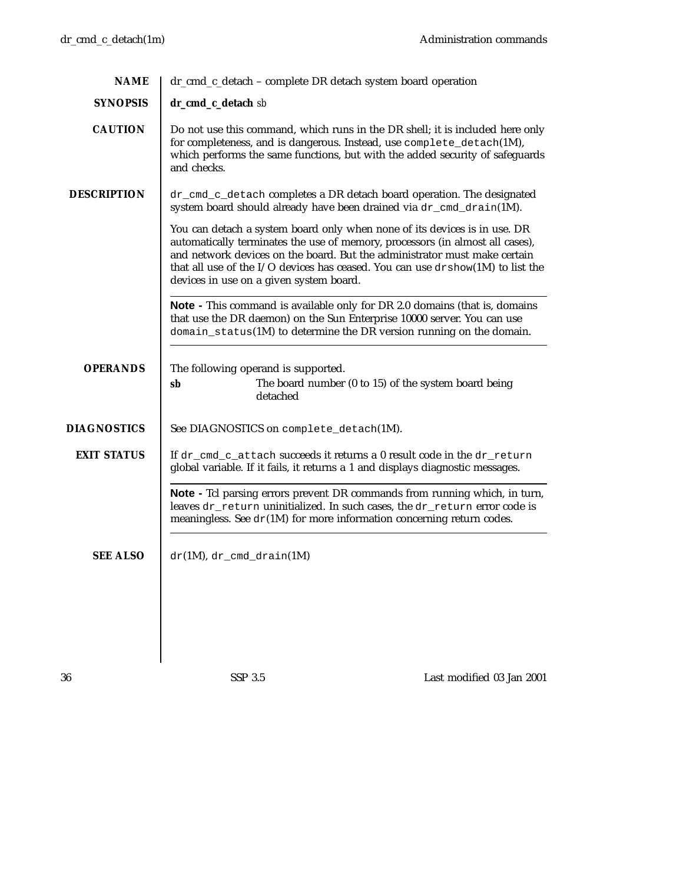## NAME

dr_cmd_c_detach – complete DR detach system board operation

## SYNOPSIS

**dr_cmd_c_detach** *sb*

## CAUTION

Do not use this command, which runs in the DR shell; it is included here only for completeness, and is dangerous. Instead, use `complete_detach`(1M), which performs the same functions, but with the added security of safeguards and checks.

## DESCRIPTION

`dr_cmd_c_detach` completes a DR detach board operation. The designated system board should already have been drained via `dr_cmd_drain`(1M).

You can detach a system board only when none of its devices is in use. DR automatically terminates the use of memory, processors (in almost all cases), and network devices on the board. But the administrator must make certain that all use of the I/O devices has ceased. You can use `drshow`(1M) to list the devices in use on a given system board.

---

**Note -** This command is available only for DR 2.0 domains (that is, domains that use the DR daemon) on the Sun Enterprise 10000 server. You can use `domain_status`(1M) to determine the DR version running on the domain.

---

## OPERANDS

The following operand is supported.

***sb*** The board number (0 to 15) of the system board being detached

## DIAGNOSTICS

See DIAGNOSTICS on `complete_detach`(1M).

## EXIT STATUS

If `dr_cmd_c_attach` succeeds it returns a 0 result code in the `dr_return` global variable. If it fails, it returns a 1 and displays diagnostic messages.

---

**Note -** Tcl parsing errors prevent DR commands from running which, in turn, leaves `dr_return` uninitialized. In such cases, the `dr_return` error code is meaningless. See `dr`(1M) for more information concerning return codes.

---

## SEE ALSO

`dr`(1M), `dr_cmd_drain`(1M)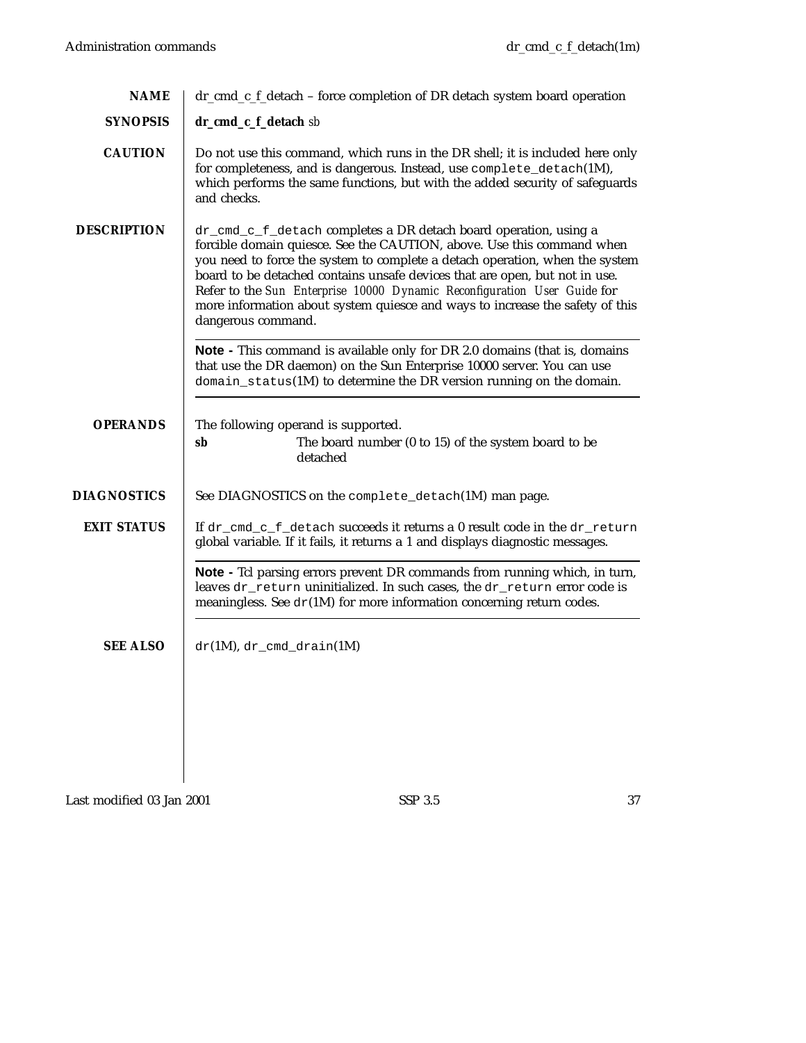## NAME

dr_cmd_c_f_detach – force completion of DR detach system board operation

## SYNOPSIS

**dr_cmd_c_f_detach** *sb*

## CAUTION

Do not use this command, which runs in the DR shell; it is included here only for completeness, and is dangerous. Instead, use `complete_detach`(1M), which performs the same functions, but with the added security of safeguards and checks.

## DESCRIPTION

`dr_cmd_c_f_detach` completes a DR detach board operation, using a forcible domain quiesce. See the CAUTION, above. Use this command when you need to force the system to complete a detach operation, when the system board to be detached contains unsafe devices that are open, but not in use. Refer to the *Sun Enterprise 10000 Dynamic Reconfiguration User Guide* for more information about system quiesce and ways to increase the safety of this dangerous command.

---

**Note -** This command is available only for DR 2.0 domains (that is, domains that use the DR daemon) on the Sun Enterprise 10000 server. You can use `domain_status`(1M) to determine the DR version running on the domain.

---

## OPERANDS

The following operand is supported.

**sb** The board number (0 to 15) of the system board to be detached

## DIAGNOSTICS

See DIAGNOSTICS on the `complete_detach`(1M) man page.

## EXIT STATUS

If `dr_cmd_c_f_detach` succeeds it returns a 0 result code in the `dr_return` global variable. If it fails, it returns a 1 and displays diagnostic messages.

---

**Note -** Tcl parsing errors prevent DR commands from running which, in turn, leaves `dr_return` uninitialized. In such cases, the `dr_return` error code is meaningless. See `dr`(1M) for more information concerning return codes.

---

## SEE ALSO

`dr`(1M), `dr_cmd_drain`(1M)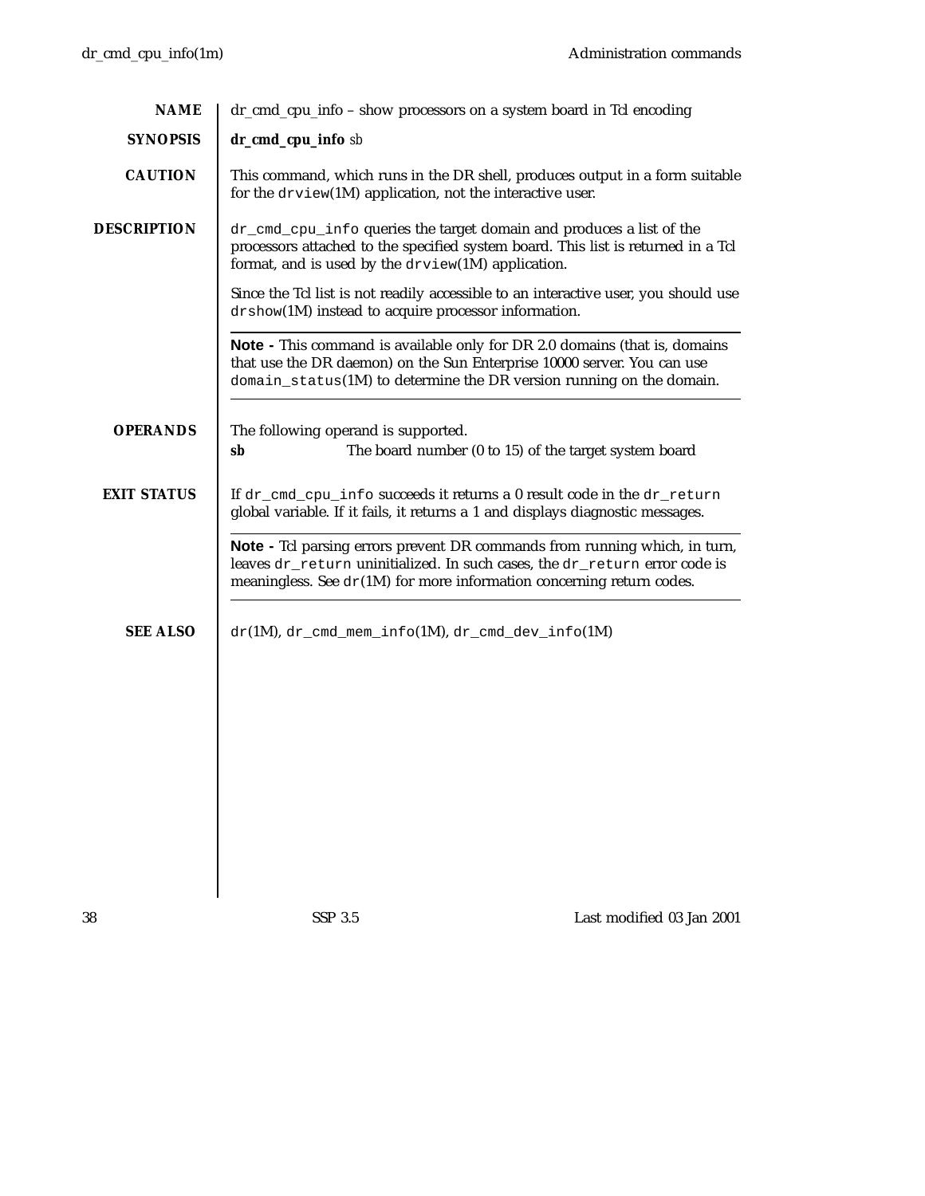## NAME

dr_cmd_cpu_info – show processors on a system board in Tcl encoding

## SYNOPSIS

**dr_cmd_cpu_info** *sb*

## CAUTION

This command, which runs in the DR shell, produces output in a form suitable for the `drview`(1M) application, not the interactive user.

## DESCRIPTION

`dr_cmd_cpu_info` queries the target domain and produces a list of the processors attached to the specified system board. This list is returned in a Tcl format, and is used by the `drview`(1M) application.

Since the Tcl list is not readily accessible to an interactive user, you should use `drshow`(1M) instead to acquire processor information.

---

**Note -** This command is available only for DR 2.0 domains (that is, domains that use the DR daemon) on the Sun Enterprise 10000 server. You can use `domain_status`(1M) to determine the DR version running on the domain.

---

## OPERANDS

The following operand is supported.

**sb** The board number (0 to 15) of the target system board

## EXIT STATUS

If `dr_cmd_cpu_info` succeeds it returns a 0 result code in the `dr_return` global variable. If it fails, it returns a 1 and displays diagnostic messages.

---

**Note -** Tcl parsing errors prevent DR commands from running which, in turn, leaves `dr_return` uninitialized. In such cases, the `dr_return` error code is meaningless. See `dr`(1M) for more information concerning return codes.

---

## SEE ALSO

`dr`(1M), `dr_cmd_mem_info`(1M), `dr_cmd_dev_info`(1M)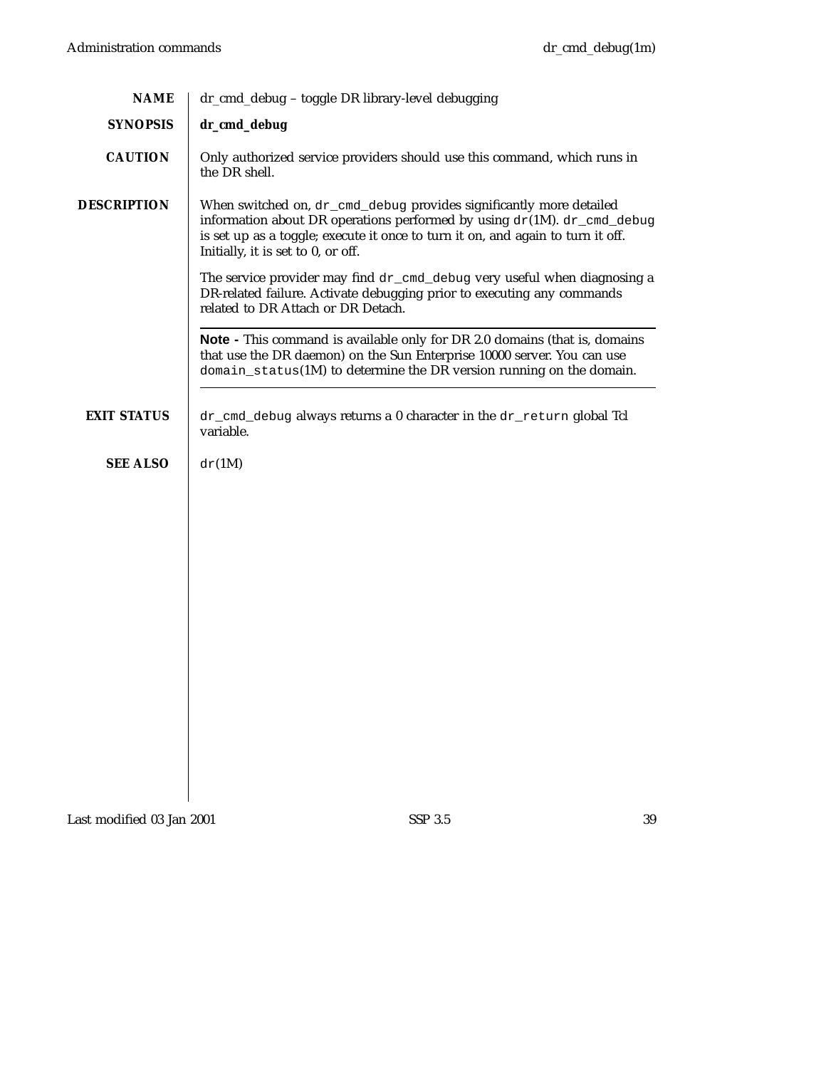## NAME

dr_cmd_debug – toggle DR library-level debugging

## SYNOPSIS

**dr_cmd_debug**

## CAUTION

Only authorized service providers should use this command, which runs in the DR shell.

## DESCRIPTION

When switched on, `dr_cmd_debug` provides significantly more detailed information about DR operations performed by using `dr`(1M). `dr_cmd_debug` is set up as a toggle; execute it once to turn it on, and again to turn it off. Initially, it is set to 0, or off.

The service provider may find `dr_cmd_debug` very useful when diagnosing a DR-related failure. Activate debugging prior to executing any commands related to DR Attach or DR Detach.

---

**Note -** This command is available only for DR 2.0 domains (that is, domains that use the DR daemon) on the Sun Enterprise 10000 server. You can use `domain_status`(1M) to determine the DR version running on the domain.

---

## EXIT STATUS

`dr_cmd_debug` always returns a 0 character in the `dr_return` global Tcl variable.

## SEE ALSO

`dr`(1M)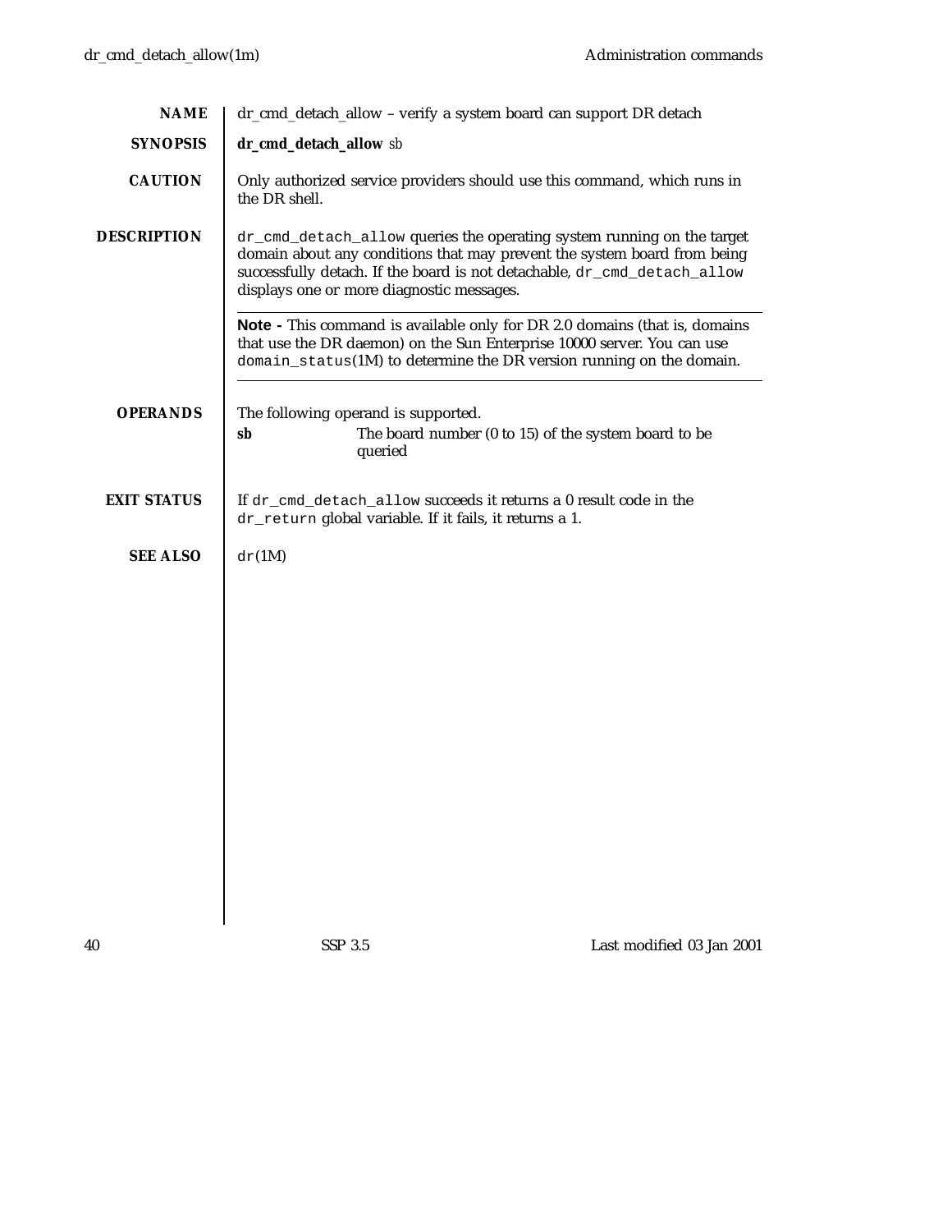## NAME

dr_cmd_detach_allow – verify a system board can support DR detach

## SYNOPSIS

**dr_cmd_detach_allow** *sb*

## CAUTION

Only authorized service providers should use this command, which runs in the DR shell.

## DESCRIPTION

`dr_cmd_detach_allow` queries the operating system running on the target domain about any conditions that may prevent the system board from being successfully detach. If the board is not detachable, `dr_cmd_detach_allow` displays one or more diagnostic messages.

---

**Note -** This command is available only for DR 2.0 domains (that is, domains that use the DR daemon) on the Sun Enterprise 10000 server. You can use `domain_status`(1M) to determine the DR version running on the domain.

---

## OPERANDS

The following operand is supported.

**sb** The board number (0 to 15) of the system board to be queried

## EXIT STATUS

If `dr_cmd_detach_allow` succeeds it returns a 0 result code in the `dr_return` global variable. If it fails, it returns a 1.

## SEE ALSO

`dr`(1M)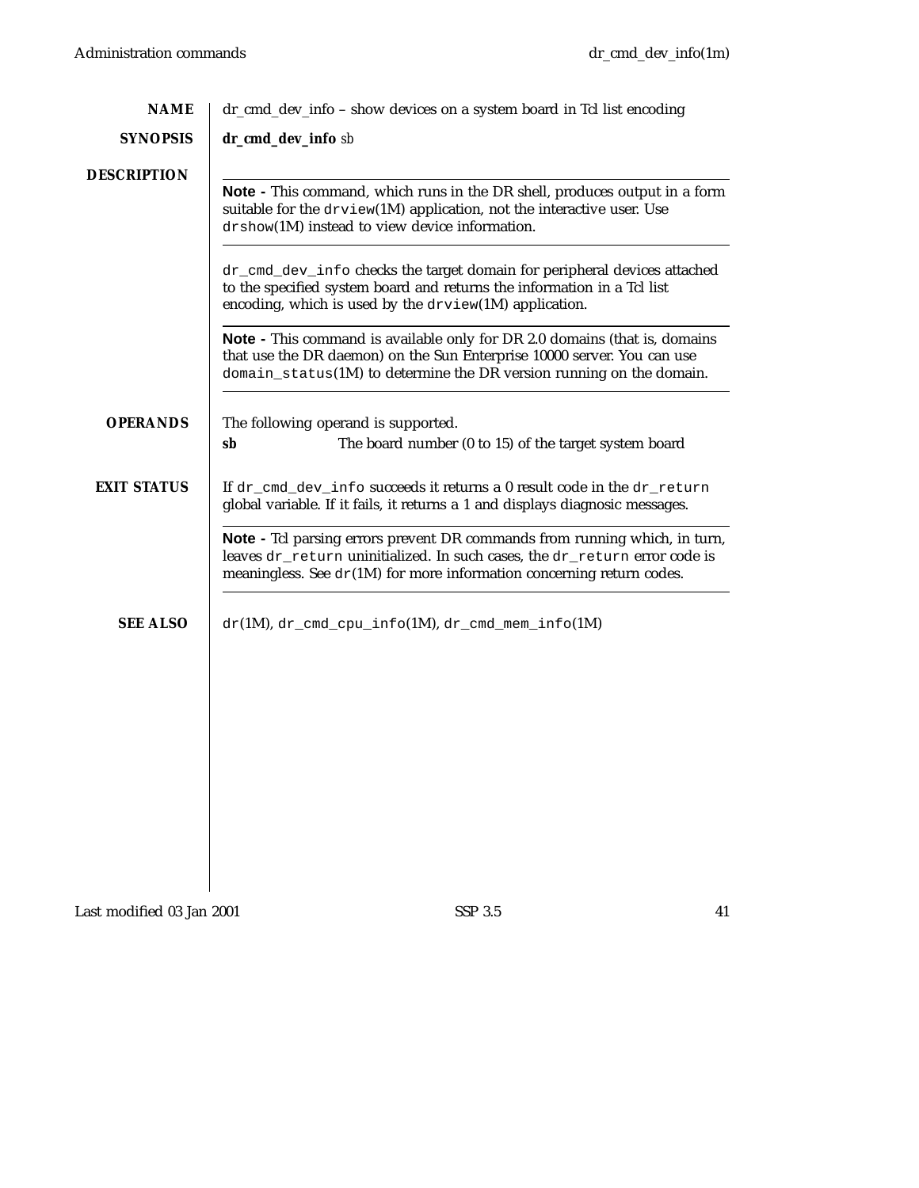## NAME

dr_cmd_dev_info – show devices on a system board in Tcl list encoding

## SYNOPSIS

**dr_cmd_dev_info** *sb*

## DESCRIPTION

---

**Note -** This command, which runs in the DR shell, produces output in a form suitable for the `drview`(1M) application, not the interactive user. Use `drshow`(1M) instead to view device information.

---

`dr_cmd_dev_info` checks the target domain for peripheral devices attached to the specified system board and returns the information in a Tcl list encoding, which is used by the `drview`(1M) application.

---

**Note -** This command is available only for DR 2.0 domains (that is, domains that use the DR daemon) on the Sun Enterprise 10000 server. You can use `domain_status`(1M) to determine the DR version running on the domain.

---

## OPERANDS

The following operand is supported.

**sb** The board number (0 to 15) of the target system board

## EXIT STATUS

If `dr_cmd_dev_info` succeeds it returns a 0 result code in the `dr_return` global variable. If it fails, it returns a 1 and displays diagnosic messages.

---

**Note -** Tcl parsing errors prevent DR commands from running which, in turn, leaves `dr_return` uninitialized. In such cases, the `dr_return` error code is meaningless. See `dr`(1M) for more information concerning return codes.

---

## SEE ALSO

`dr`(1M), `dr_cmd_cpu_info`(1M), `dr_cmd_mem_info`(1M)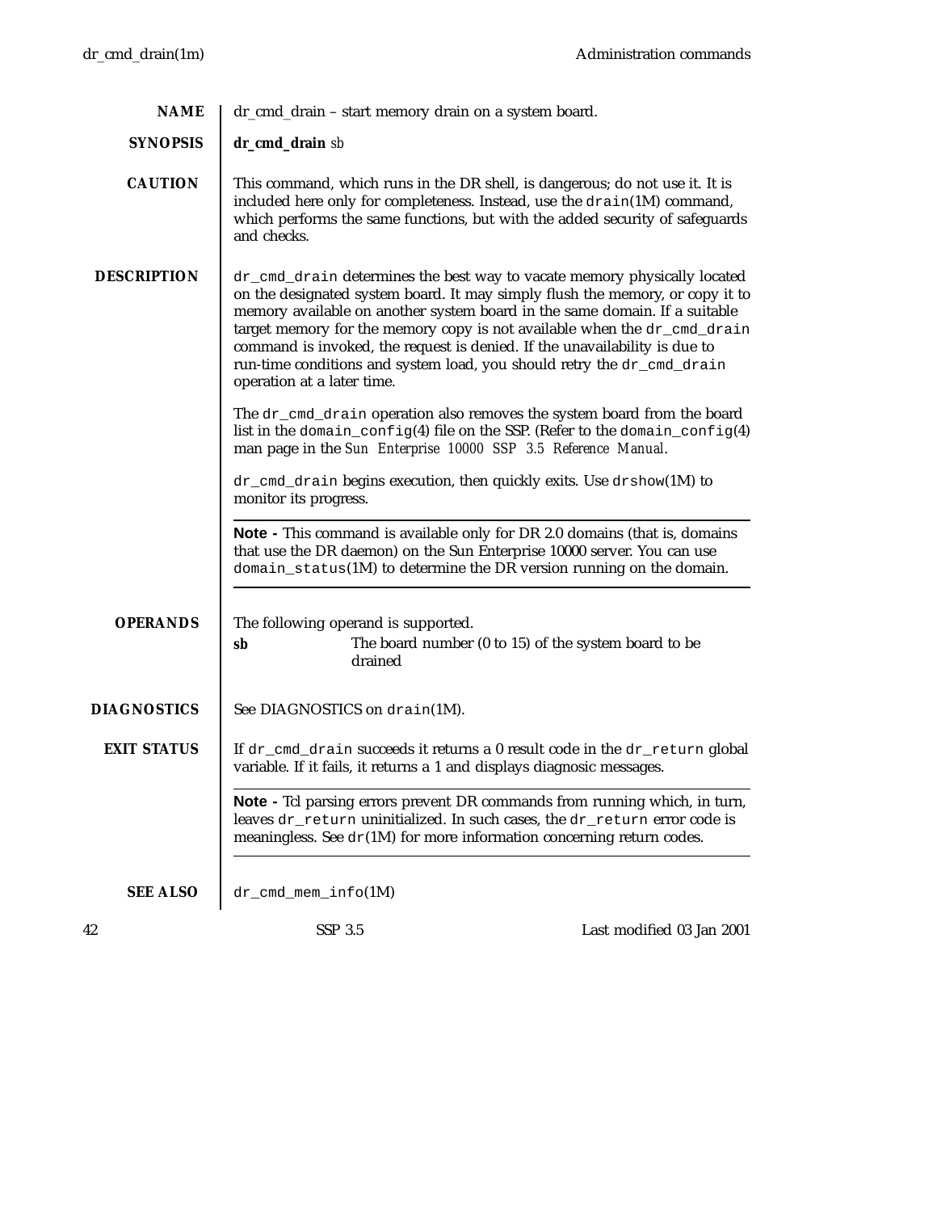## NAME

dr_cmd_drain – start memory drain on a system board.

## SYNOPSIS

**dr_cmd_drain** *sb*

## CAUTION

This command, which runs in the DR shell, is dangerous; do not use it. It is included here only for completeness. Instead, use the `drain`(1M) command, which performs the same functions, but with the added security of safeguards and checks.

## DESCRIPTION

`dr_cmd_drain` determines the best way to vacate memory physically located on the designated system board. It may simply flush the memory, or copy it to memory available on another system board in the same domain. If a suitable target memory for the memory copy is not available when the `dr_cmd_drain` command is invoked, the request is denied. If the unavailability is due to run-time conditions and system load, you should retry the `dr_cmd_drain` operation at a later time.

The `dr_cmd_drain` operation also removes the system board from the board list in the `domain_config`(4) file on the SSP. (Refer to the `domain_config`(4) man page in the *Sun Enterprise 10000 SSP 3.5 Reference Manual*.

`dr_cmd_drain` begins execution, then quickly exits. Use `drshow`(1M) to monitor its progress.

---

**Note -** This command is available only for DR 2.0 domains (that is, domains that use the DR daemon) on the Sun Enterprise 10000 server. You can use `domain_status`(1M) to determine the DR version running on the domain.

---

## OPERANDS

The following operand is supported.

**sb** The board number (0 to 15) of the system board to be drained

## DIAGNOSTICS

See DIAGNOSTICS on `drain`(1M).

## EXIT STATUS

If `dr_cmd_drain` succeeds it returns a 0 result code in the `dr_return` global variable. If it fails, it returns a 1 and displays diagnosic messages.

---

**Note -** Tcl parsing errors prevent DR commands from running which, in turn, leaves `dr_return` uninitialized. In such cases, the `dr_return` error code is meaningless. See `dr`(1M) for more information concerning return codes.

---

## SEE ALSO

`dr_cmd_mem_info`(1M)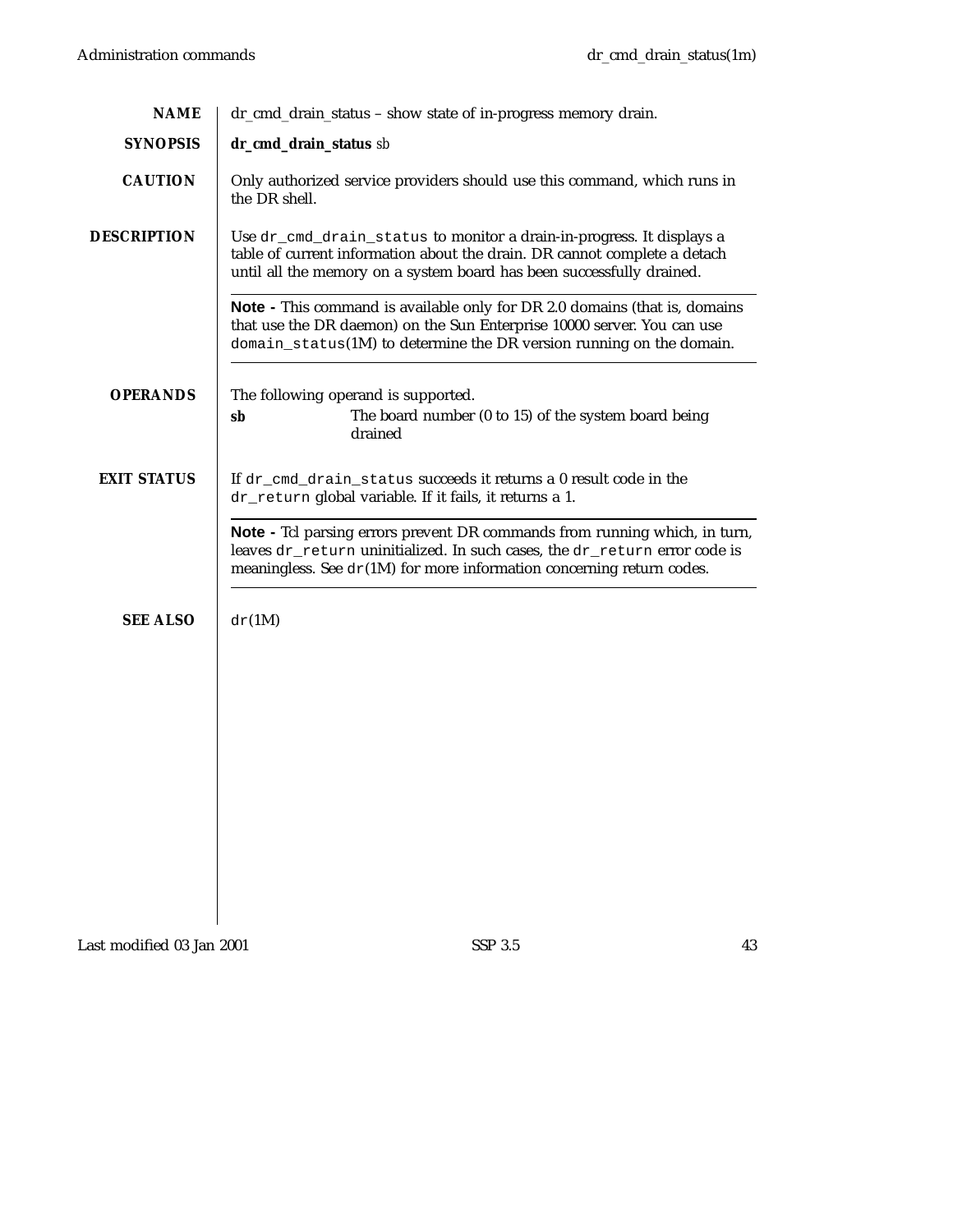## NAME

dr_cmd_drain_status – show state of in-progress memory drain.

## SYNOPSIS

**dr_cmd_drain_status** *sb*

## CAUTION

Only authorized service providers should use this command, which runs in the DR shell.

## DESCRIPTION

Use `dr_cmd_drain_status` to monitor a drain-in-progress. It displays a table of current information about the drain. DR cannot complete a detach until all the memory on a system board has been successfully drained.

---

**Note -** This command is available only for DR 2.0 domains (that is, domains that use the DR daemon) on the Sun Enterprise 10000 server. You can use `domain_status`(1M) to determine the DR version running on the domain.

---

## OPERANDS

The following operand is supported.

**sb** — The board number (0 to 15) of the system board being drained

## EXIT STATUS

If `dr_cmd_drain_status` succeeds it returns a 0 result code in the `dr_return` global variable. If it fails, it returns a 1.

---

**Note -** Tcl parsing errors prevent DR commands from running which, in turn, leaves `dr_return` uninitialized. In such cases, the `dr_return` error code is meaningless. See `dr`(1M) for more information concerning return codes.

---

## SEE ALSO

`dr`(1M)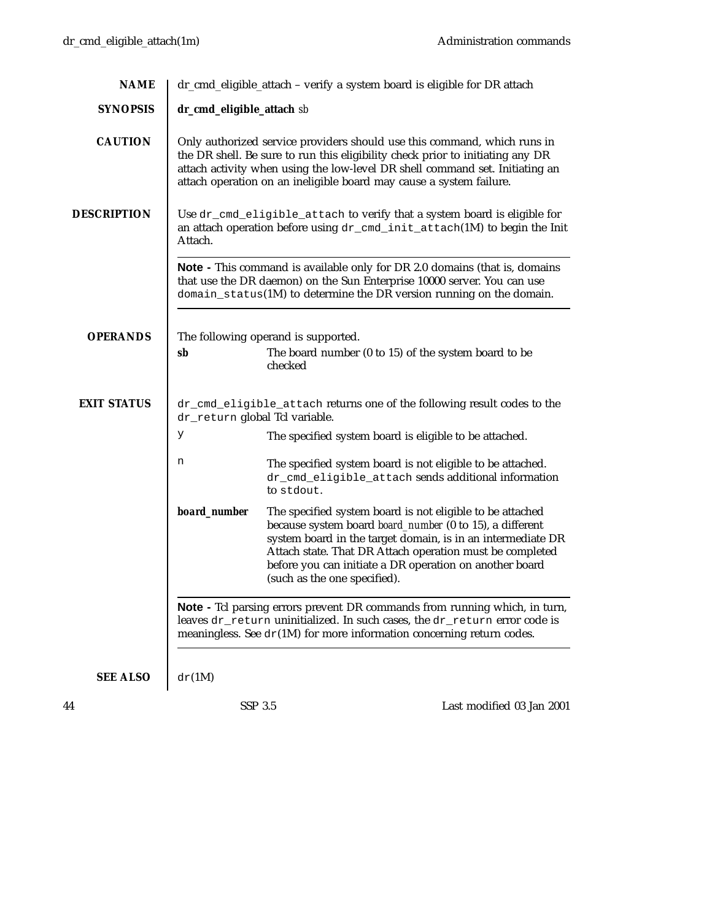## NAME

dr_cmd_eligible_attach – verify a system board is eligible for DR attach

## SYNOPSIS

**dr_cmd_eligible_attach** *sb*

## CAUTION

Only authorized service providers should use this command, which runs in the DR shell. Be sure to run this eligibility check prior to initiating any DR attach activity when using the low-level DR shell command set. Initiating an attach operation on an ineligible board may cause a system failure.

## DESCRIPTION

Use `dr_cmd_eligible_attach` to verify that a system board is eligible for an attach operation before using `dr_cmd_init_attach`(1M) to begin the Init Attach.

**Note -** This command is available only for DR 2.0 domains (that is, domains that use the DR daemon) on the Sun Enterprise 10000 server. You can use `domain_status`(1M) to determine the DR version running on the domain.

## OPERANDS

The following operand is supported.

**sb** — The board number (0 to 15) of the system board to be checked

## EXIT STATUS

`dr_cmd_eligible_attach` returns one of the following result codes to the `dr_return` global Tcl variable.

`y` — The specified system board is eligible to be attached.

`n` — The specified system board is not eligible to be attached. `dr_cmd_eligible_attach` sends additional information to `stdout`.

***board_number*** — The specified system board is not eligible to be attached because system board *board_number* (0 to 15), a different system board in the target domain, is in an intermediate DR Attach state. That DR Attach operation must be completed before you can initiate a DR operation on another board (such as the one specified).

**Note -** Tcl parsing errors prevent DR commands from running which, in turn, leaves `dr_return` uninitialized. In such cases, the `dr_return` error code is meaningless. See `dr`(1M) for more information concerning return codes.

## SEE ALSO

`dr`(1M)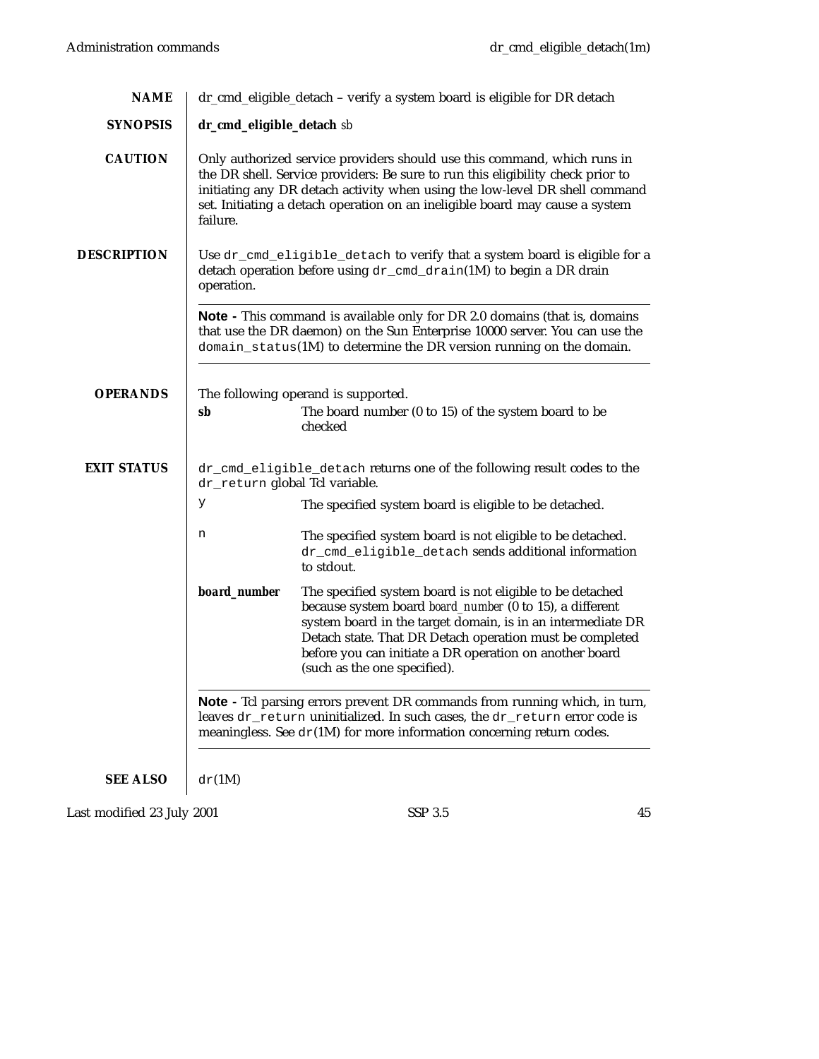## NAME

dr_cmd_eligible_detach – verify a system board is eligible for DR detach

## SYNOPSIS

**dr_cmd_eligible_detach** *sb*

## CAUTION

Only authorized service providers should use this command, which runs in the DR shell. Service providers: Be sure to run this eligibility check prior to initiating any DR detach activity when using the low-level DR shell command set. Initiating a detach operation on an ineligible board may cause a system failure.

## DESCRIPTION

Use `dr_cmd_eligible_detach` to verify that a system board is eligible for a detach operation before using `dr_cmd_drain`(1M) to begin a DR drain operation.

---

**Note -** This command is available only for DR 2.0 domains (that is, domains that use the DR daemon) on the Sun Enterprise 10000 server. You can use the `domain_status`(1M) to determine the DR version running on the domain.

---

## OPERANDS

The following operand is supported.

**sb** — The board number (0 to 15) of the system board to be checked

## EXIT STATUS

`dr_cmd_eligible_detach` returns one of the following result codes to the `dr_return` global Tcl variable.

`y` — The specified system board is eligible to be detached.

`n` — The specified system board is not eligible to be detached. `dr_cmd_eligible_detach` sends additional information to stdout.

***board_number*** — The specified system board is not eligible to be detached because system board *board_number* (0 to 15), a different system board in the target domain, is in an intermediate DR Detach state. That DR Detach operation must be completed before you can initiate a DR operation on another board (such as the one specified).

---

**Note -** Tcl parsing errors prevent DR commands from running which, in turn, leaves `dr_return` uninitialized. In such cases, the `dr_return` error code is meaningless. See `dr`(1M) for more information concerning return codes.

---

## SEE ALSO

`dr`(1M)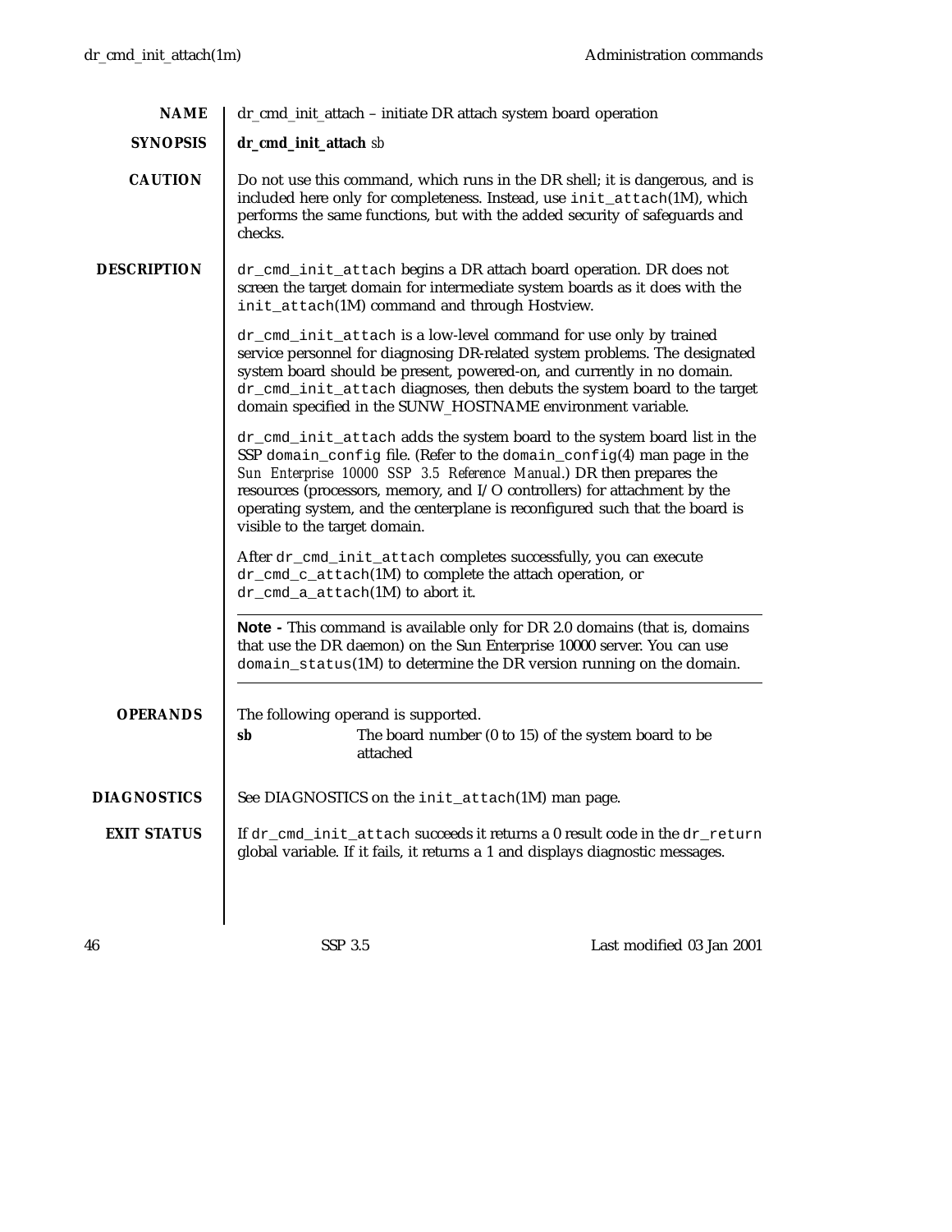## NAME

dr_cmd_init_attach – initiate DR attach system board operation

## SYNOPSIS

**dr_cmd_init_attach** *sb*

## CAUTION

Do not use this command, which runs in the DR shell; it is dangerous, and is included here only for completeness. Instead, use `init_attach`(1M), which performs the same functions, but with the added security of safeguards and checks.

## DESCRIPTION

`dr_cmd_init_attach` begins a DR attach board operation. DR does not screen the target domain for intermediate system boards as it does with the `init_attach`(1M) command and through Hostview.

`dr_cmd_init_attach` is a low-level command for use only by trained service personnel for diagnosing DR-related system problems. The designated system board should be present, powered-on, and currently in no domain. `dr_cmd_init_attach` diagnoses, then debuts the system board to the target domain specified in the SUNW_HOSTNAME environment variable.

`dr_cmd_init_attach` adds the system board to the system board list in the SSP `domain_config` file. (Refer to the `domain_config`(4) man page in the *Sun Enterprise 10000 SSP 3.5 Reference Manual*.) DR then prepares the resources (processors, memory, and I/O controllers) for attachment by the operating system, and the centerplane is reconfigured such that the board is visible to the target domain.

After `dr_cmd_init_attach` completes successfully, you can execute `dr_cmd_c_attach`(1M) to complete the attach operation, or `dr_cmd_a_attach`(1M) to abort it.

---

**Note -** This command is available only for DR 2.0 domains (that is, domains that use the DR daemon) on the Sun Enterprise 10000 server. You can use `domain_status`(1M) to determine the DR version running on the domain.

---

## OPERANDS

The following operand is supported.

**sb** The board number (0 to 15) of the system board to be attached

## DIAGNOSTICS

See DIAGNOSTICS on the `init_attach`(1M) man page.

## EXIT STATUS

If `dr_cmd_init_attach` succeeds it returns a 0 result code in the `dr_return` global variable. If it fails, it returns a 1 and displays diagnostic messages.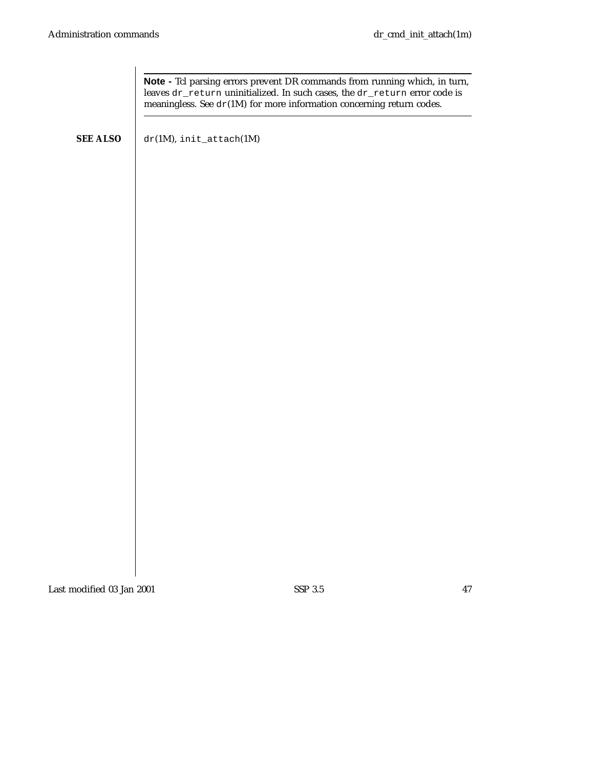---

**Note -** Tcl parsing errors prevent DR commands from running which, in turn, leaves `dr_return` uninitialized. In such cases, the `dr_return` error code is meaningless. See `dr`(1M) for more information concerning return codes.

---

**SEE ALSO**

`dr`(1M), `init_attach`(1M)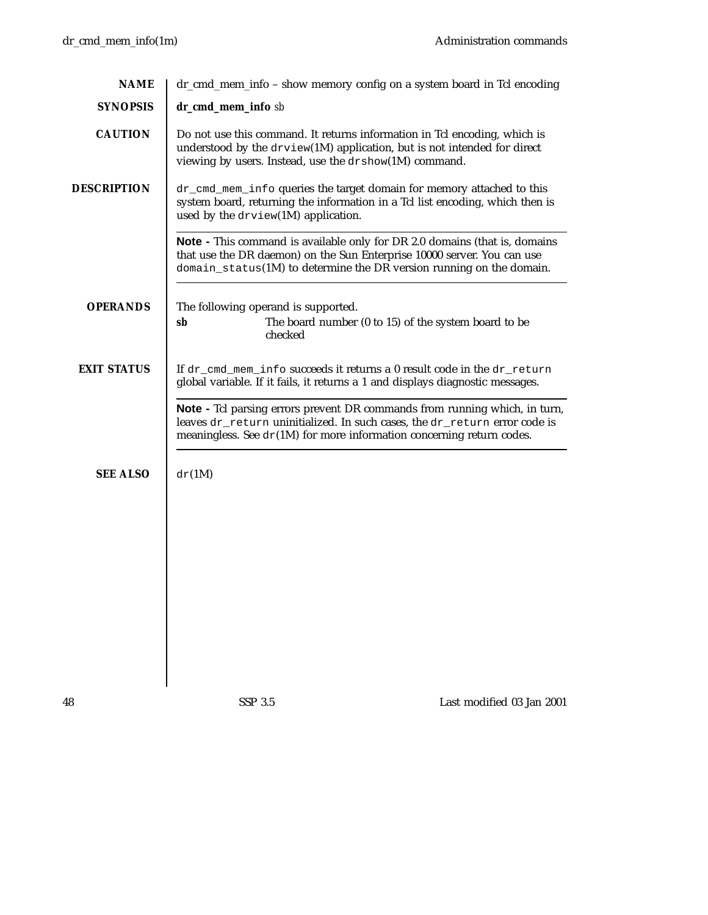## NAME

dr_cmd_mem_info – show memory config on a system board in Tcl encoding

## SYNOPSIS

**dr_cmd_mem_info** *sb*

## CAUTION

Do not use this command. It returns information in Tcl encoding, which is understood by the `drview`(1M) application, but is not intended for direct viewing by users. Instead, use the `drshow`(1M) command.

## DESCRIPTION

`dr_cmd_mem_info` queries the target domain for memory attached to this system board, returning the information in a Tcl list encoding, which then is used by the `drview`(1M) application.

---

**Note -** This command is available only for DR 2.0 domains (that is, domains that use the DR daemon) on the Sun Enterprise 10000 server. You can use `domain_status`(1M) to determine the DR version running on the domain.

---

## OPERANDS

The following operand is supported.

**sb** The board number (0 to 15) of the system board to be checked

## EXIT STATUS

If `dr_cmd_mem_info` succeeds it returns a 0 result code in the `dr_return` global variable. If it fails, it returns a 1 and displays diagnostic messages.

---

**Note -** Tcl parsing errors prevent DR commands from running which, in turn, leaves `dr_return` uninitialized. In such cases, the `dr_return` error code is meaningless. See `dr`(1M) for more information concerning return codes.

---

## SEE ALSO

`dr`(1M)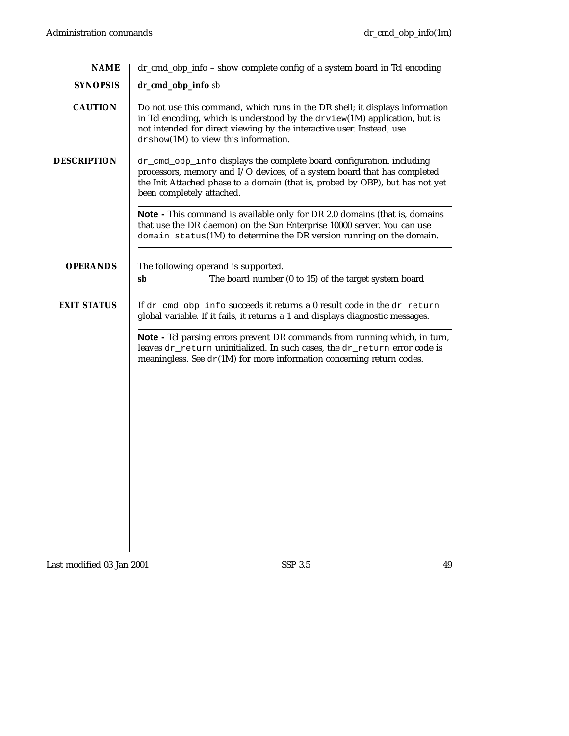## NAME

dr_cmd_obp_info – show complete config of a system board in Tcl encoding

## SYNOPSIS

**dr_cmd_obp_info** *sb*

## CAUTION

Do not use this command, which runs in the DR shell; it displays information in Tcl encoding, which is understood by the `drview`(1M) application, but is not intended for direct viewing by the interactive user. Instead, use `drshow`(1M) to view this information.

## DESCRIPTION

`dr_cmd_obp_info` displays the complete board configuration, including processors, memory and I/O devices, of a system board that has completed the Init Attached phase to a domain (that is, probed by OBP), but has not yet been completely attached.

---

**Note -** This command is available only for DR 2.0 domains (that is, domains that use the DR daemon) on the Sun Enterprise 10000 server. You can use `domain_status`(1M) to determine the DR version running on the domain.

---

## OPERANDS

The following operand is supported.

**sb** The board number (0 to 15) of the target system board

## EXIT STATUS

If `dr_cmd_obp_info` succeeds it returns a 0 result code in the `dr_return` global variable. If it fails, it returns a 1 and displays diagnostic messages.

---

**Note -** Tcl parsing errors prevent DR commands from running which, in turn, leaves `dr_return` uninitialized. In such cases, the `dr_return` error code is meaningless. See `dr`(1M) for more information concerning return codes.

---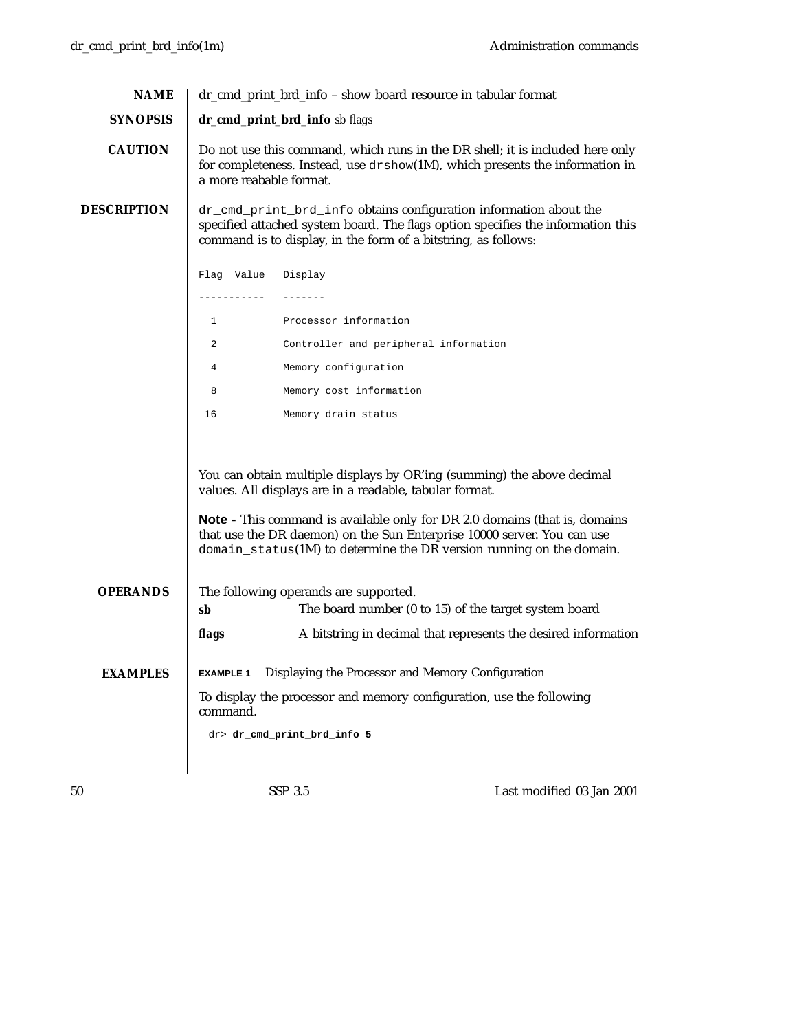## NAME

dr_cmd_print_brd_info – show board resource in tabular format

## SYNOPSIS

**dr_cmd_print_brd_info** *sb flags*

## CAUTION

Do not use this command, which runs in the DR shell; it is included here only for completeness. Instead, use `drshow`(1M), which presents the information in a more reabable format.

## DESCRIPTION

`dr_cmd_print_brd_info` obtains configuration information about the specified attached system board. The *flags* option specifies the information this command is to display, in the form of a bitstring, as follows:

```
Flag  Value   Display
-----------   -------
  1           Processor information
  2           Controller and peripheral information
  4           Memory configuration
  8           Memory cost information
 16           Memory drain status
```

You can obtain multiple displays by OR'ing (summing) the above decimal values. All displays are in a readable, tabular format.

---

**Note -** This command is available only for DR 2.0 domains (that is, domains that use the DR daemon) on the Sun Enterprise 10000 server. You can use `domain_status`(1M) to determine the DR version running on the domain.

---

## OPERANDS

The following operands are supported.

***sb*** The board number (0 to 15) of the target system board

***flags*** A bitstring in decimal that represents the desired information

## EXAMPLES

**EXAMPLE 1** Displaying the Processor and Memory Configuration

To display the processor and memory configuration, use the following command.

```
dr> dr_cmd_print_brd_info 5
```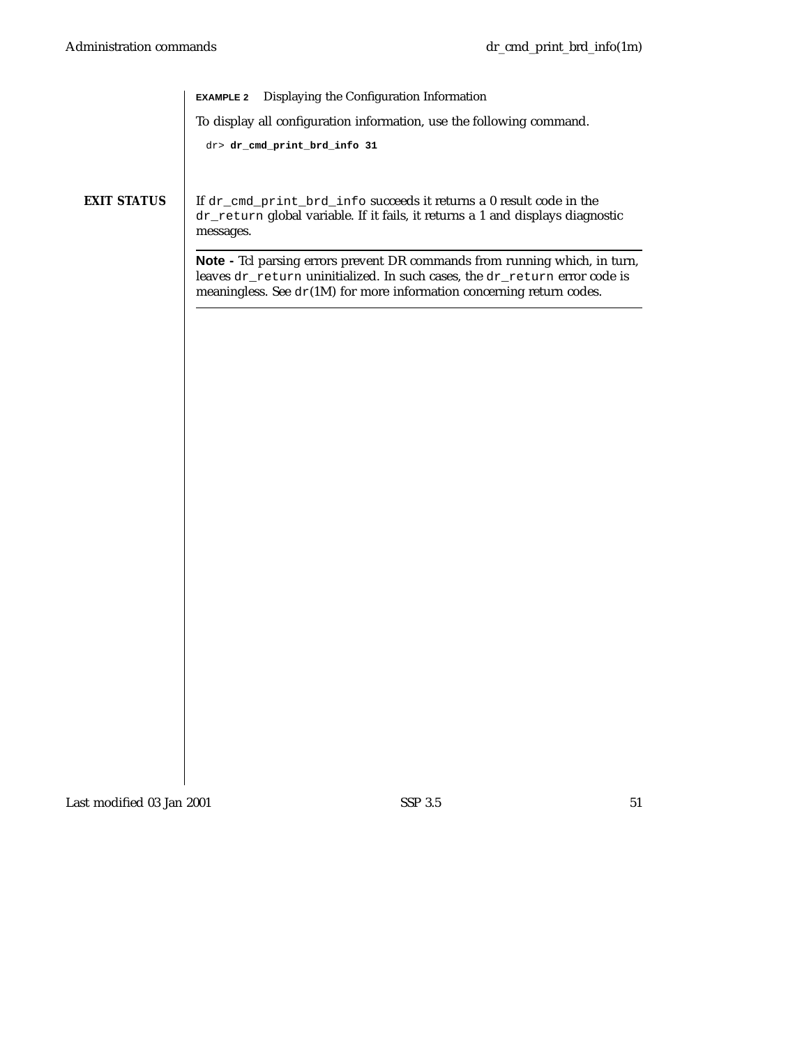**EXAMPLE 2** Displaying the Configuration Information

To display all configuration information, use the following command.

```
dr> dr_cmd_print_brd_info 31
```

## EXIT STATUS

If `dr_cmd_print_brd_info` succeeds it returns a 0 result code in the `dr_return` global variable. If it fails, it returns a 1 and displays diagnostic messages.

---

**Note -** Tcl parsing errors prevent DR commands from running which, in turn, leaves `dr_return` uninitialized. In such cases, the `dr_return` error code is meaningless. See `dr`(1M) for more information concerning return codes.

---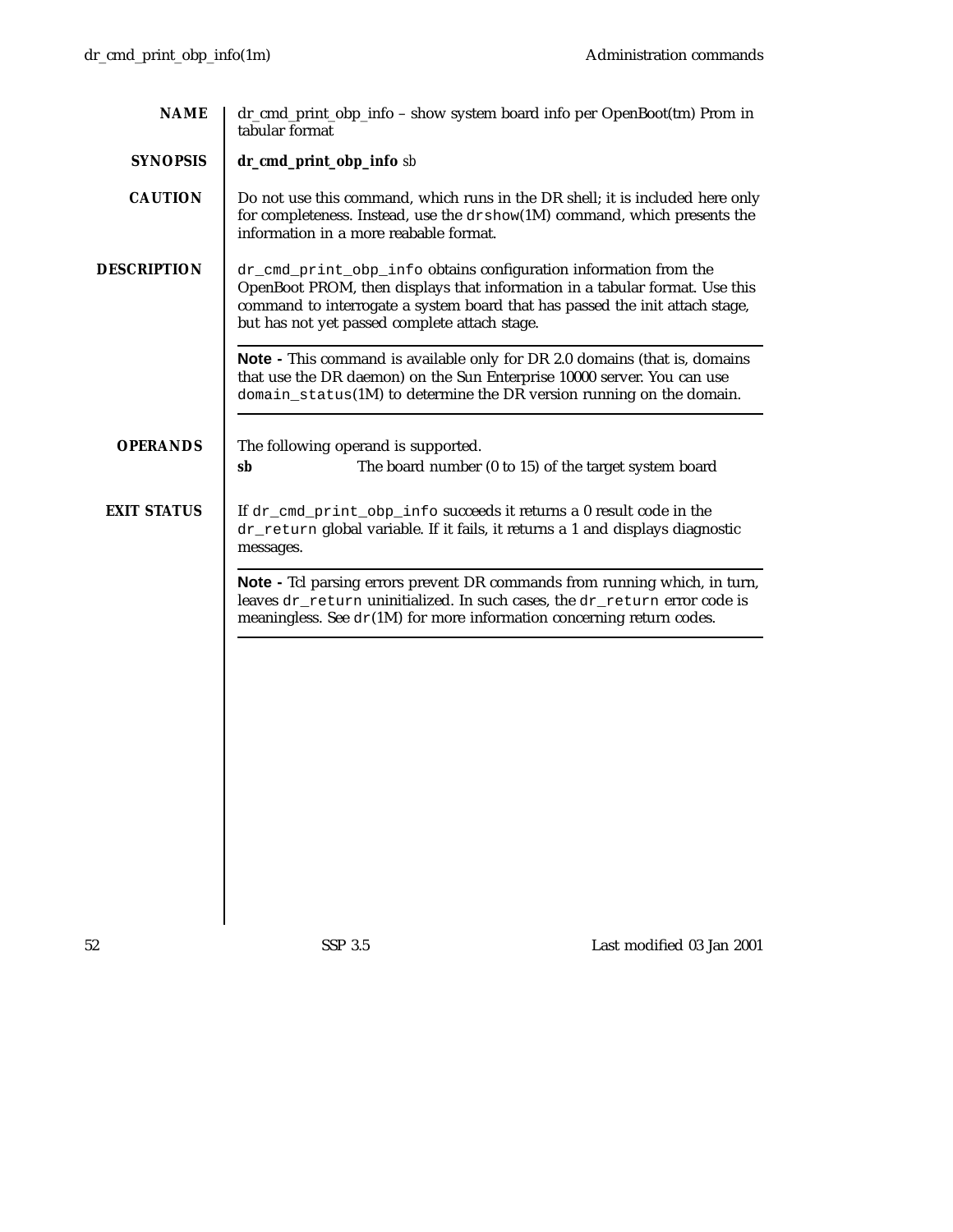## NAME

dr_cmd_print_obp_info – show system board info per OpenBoot(tm) Prom in tabular format

## SYNOPSIS

**dr_cmd_print_obp_info** *sb*

## CAUTION

Do not use this command, which runs in the DR shell; it is included here only for completeness. Instead, use the `drshow`(1M) command, which presents the information in a more reabable format.

## DESCRIPTION

`dr_cmd_print_obp_info` obtains configuration information from the OpenBoot PROM, then displays that information in a tabular format. Use this command to interrogate a system board that has passed the init attach stage, but has not yet passed complete attach stage.

---

**Note -** This command is available only for DR 2.0 domains (that is, domains that use the DR daemon) on the Sun Enterprise 10000 server. You can use `domain_status`(1M) to determine the DR version running on the domain.

---

## OPERANDS

The following operand is supported.

**sb** The board number (0 to 15) of the target system board

## EXIT STATUS

If `dr_cmd_print_obp_info` succeeds it returns a 0 result code in the `dr_return` global variable. If it fails, it returns a 1 and displays diagnostic messages.

---

**Note -** Tcl parsing errors prevent DR commands from running which, in turn, leaves `dr_return` uninitialized. In such cases, the `dr_return` error code is meaningless. See `dr`(1M) for more information concerning return codes.

---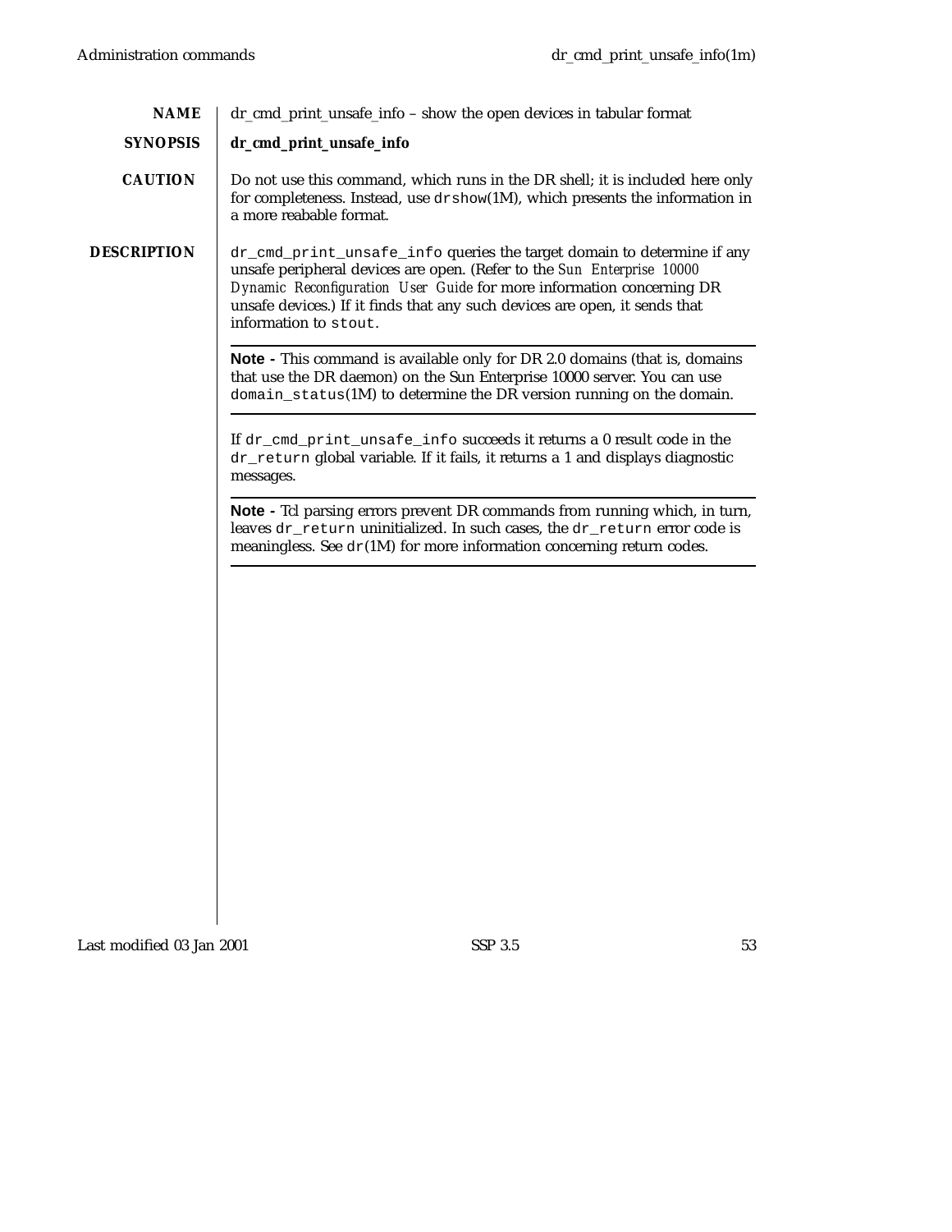## NAME

dr_cmd_print_unsafe_info – show the open devices in tabular format

## SYNOPSIS

**dr_cmd_print_unsafe_info**

## CAUTION

Do not use this command, which runs in the DR shell; it is included here only for completeness. Instead, use `drshow`(1M), which presents the information in a more reabable format.

## DESCRIPTION

`dr_cmd_print_unsafe_info` queries the target domain to determine if any unsafe peripheral devices are open. (Refer to the *Sun Enterprise 10000 Dynamic Reconfiguration User Guide* for more information concerning DR unsafe devices.) If it finds that any such devices are open, it sends that information to `stout`.

---

**Note -** This command is available only for DR 2.0 domains (that is, domains that use the DR daemon) on the Sun Enterprise 10000 server. You can use `domain_status`(1M) to determine the DR version running on the domain.

---

If `dr_cmd_print_unsafe_info` succeeds it returns a 0 result code in the `dr_return` global variable. If it fails, it returns a 1 and displays diagnostic messages.

---

**Note -** Tcl parsing errors prevent DR commands from running which, in turn, leaves `dr_return` uninitialized. In such cases, the `dr_return` error code is meaningless. See `dr`(1M) for more information concerning return codes.

---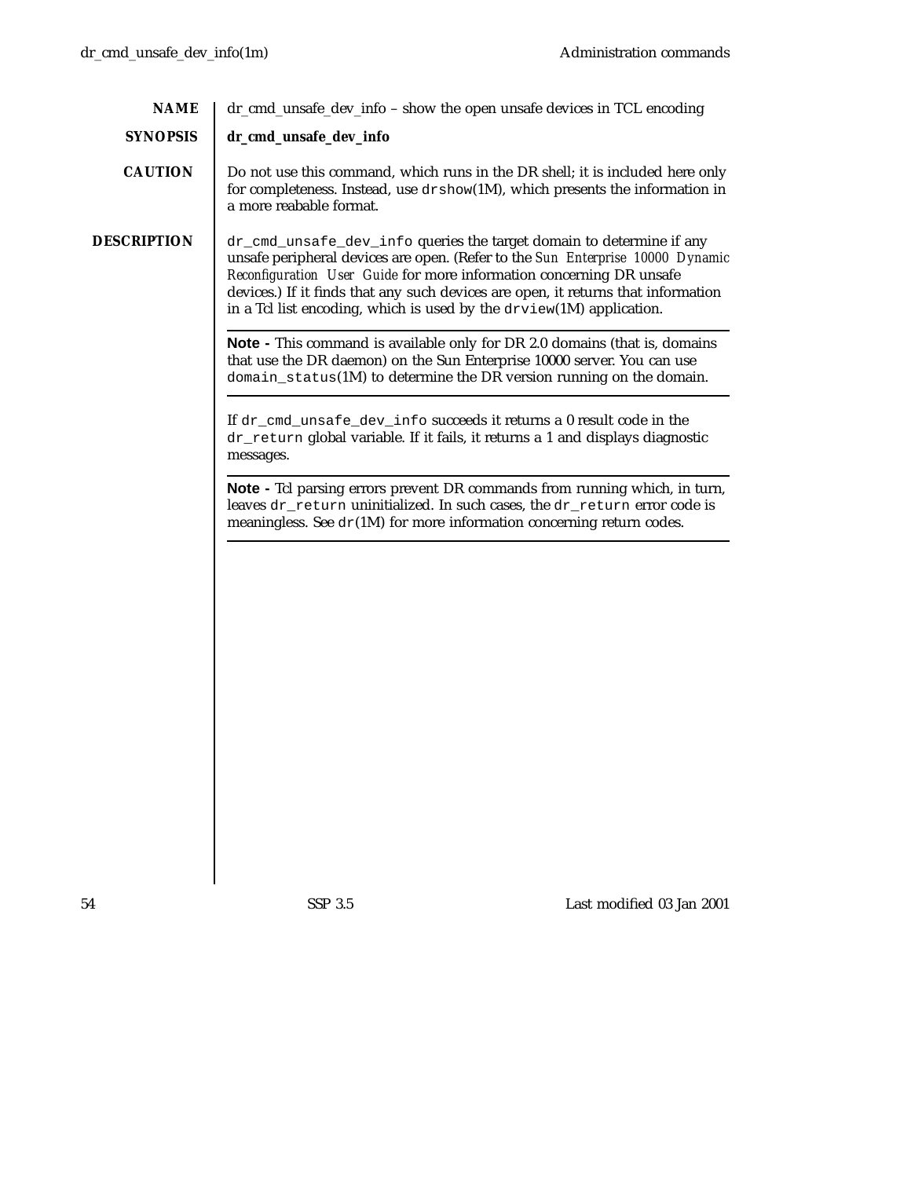## NAME

dr_cmd_unsafe_dev_info – show the open unsafe devices in TCL encoding

## SYNOPSIS

**dr_cmd_unsafe_dev_info**

## CAUTION

Do not use this command, which runs in the DR shell; it is included here only for completeness. Instead, use `drshow`(1M), which presents the information in a more reabable format.

## DESCRIPTION

`dr_cmd_unsafe_dev_info` queries the target domain to determine if any unsafe peripheral devices are open. (Refer to the *Sun Enterprise 10000 Dynamic Reconfiguration User Guide* for more information concerning DR unsafe devices.) If it finds that any such devices are open, it returns that information in a Tcl list encoding, which is used by the `drview`(1M) application.

---

**Note -** This command is available only for DR 2.0 domains (that is, domains that use the DR daemon) on the Sun Enterprise 10000 server. You can use `domain_status`(1M) to determine the DR version running on the domain.

---

If `dr_cmd_unsafe_dev_info` succeeds it returns a 0 result code in the `dr_return` global variable. If it fails, it returns a 1 and displays diagnostic messages.

---

**Note -** Tcl parsing errors prevent DR commands from running which, in turn, leaves `dr_return` uninitialized. In such cases, the `dr_return` error code is meaningless. See `dr`(1M) for more information concerning return codes.

---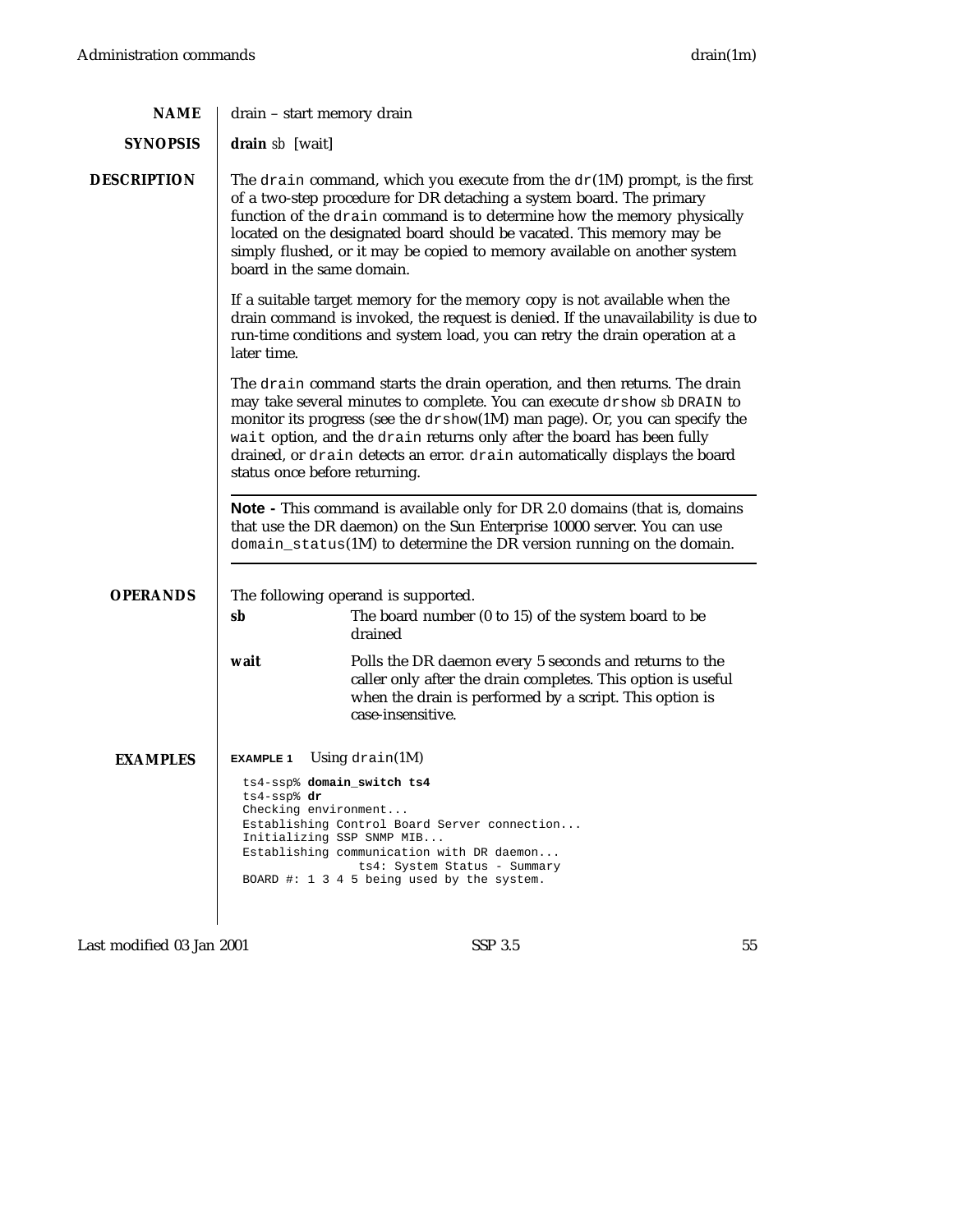## NAME

drain – start memory drain

## SYNOPSIS

**drain** *sb* [wait]

## DESCRIPTION

The `drain` command, which you execute from the `dr`(1M) prompt, is the first of a two-step procedure for DR detaching a system board. The primary function of the `drain` command is to determine how the memory physically located on the designated board should be vacated. This memory may be simply flushed, or it may be copied to memory available on another system board in the same domain.

If a suitable target memory for the memory copy is not available when the drain command is invoked, the request is denied. If the unavailability is due to run-time conditions and system load, you can retry the drain operation at a later time.

The `drain` command starts the drain operation, and then returns. The drain may take several minutes to complete. You can execute `drshow` *sb* `DRAIN` to monitor its progress (see the `drshow`(1M) man page). Or, you can specify the `wait` option, and the `drain` returns only after the board has been fully drained, or `drain` detects an error. `drain` automatically displays the board status once before returning.

---

**Note -** This command is available only for DR 2.0 domains (that is, domains that use the DR daemon) on the Sun Enterprise 10000 server. You can use `domain_status`(1M) to determine the DR version running on the domain.

---

## OPERANDS

The following operand is supported.

**sb** The board number (0 to 15) of the system board to be drained

**wait** Polls the DR daemon every 5 seconds and returns to the caller only after the drain completes. This option is useful when the drain is performed by a script. This option is case-insensitive.

## EXAMPLES

**EXAMPLE 1** Using `drain`(1M)

```
ts4-ssp% domain_switch ts4
ts4-ssp% dr
Checking environment...
Establishing Control Board Server connection...
Initializing SSP SNMP MIB...
Establishing communication with DR daemon...
               ts4: System Status - Summary
BOARD #: 1 3 4 5 being used by the system.
```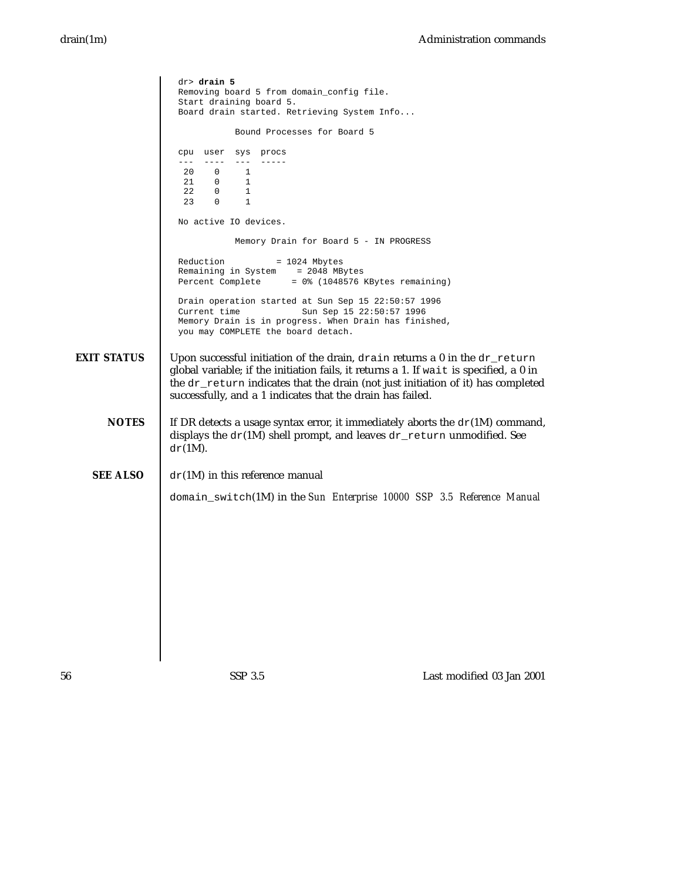```
dr> drain 5
Removing board 5 from domain_config file.
Start draining board 5.
Board drain started. Retrieving System Info...

           Bound Processes for Board 5

cpu  user  sys  procs
---  ----  ---  -----
 20    0     1
 21    0     1
 22    0     1
 23    0     1

No active IO devices.

           Memory Drain for Board 5 - IN PROGRESS

Reduction          = 1024 Mbytes
Remaining in System    = 2048 MBytes
Percent Complete      = 0% (1048576 KBytes remaining)

Drain operation started at Sun Sep 15 22:50:57 1996
Current time            Sun Sep 15 22:50:57 1996
Memory Drain is in progress. When Drain has finished,
you may COMPLETE the board detach.
```

**EXIT STATUS**

Upon successful initiation of the drain, `drain` returns a 0 in the `dr_return` global variable; if the initiation fails, it returns a 1. If `wait` is specified, a 0 in the `dr_return` indicates that the drain (not just initiation of it) has completed successfully, and a 1 indicates that the drain has failed.

**NOTES**

If DR detects a usage syntax error, it immediately aborts the `dr`(1M) command, displays the `dr`(1M) shell prompt, and leaves `dr_return` unmodified. See `dr`(1M).

**SEE ALSO**

`dr`(1M) in this reference manual

`domain_switch`(1M) in the *Sun Enterprise 10000 SSP 3.5 Reference Manual*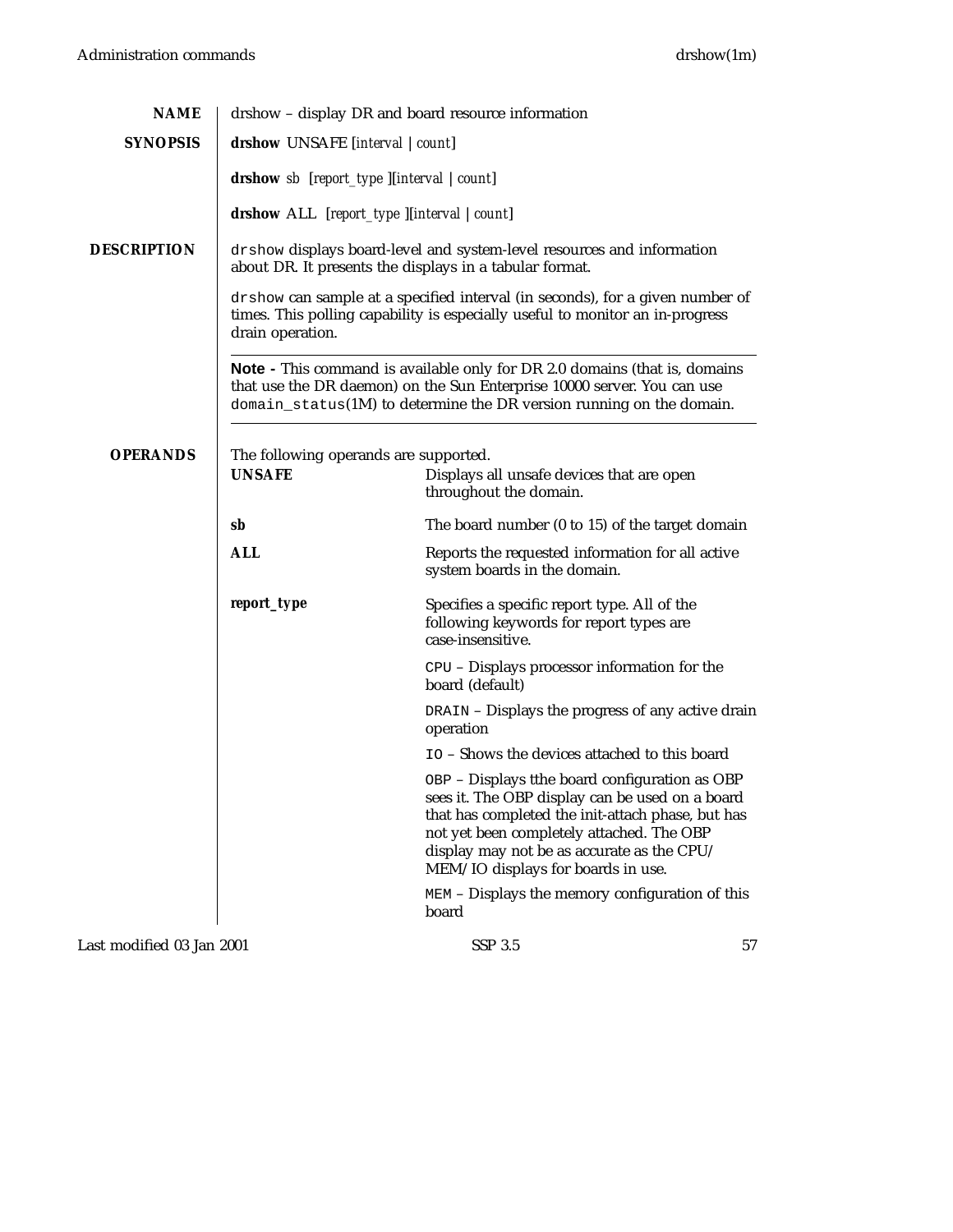## NAME

drshow – display DR and board resource information

## SYNOPSIS

**drshow** UNSAFE [*interval* | *count*]

**drshow** *sb* [*report_type* ][*interval* | *count*]

**drshow** ALL [*report_type* ][*interval* | *count*]

## DESCRIPTION

`drshow` displays board-level and system-level resources and information about DR. It presents the displays in a tabular format.

`drshow` can sample at a specified interval (in seconds), for a given number of times. This polling capability is especially useful to monitor an in-progress drain operation.

---

**Note -** This command is available only for DR 2.0 domains (that is, domains that use the DR daemon) on the Sun Enterprise 10000 server. You can use `domain_status`(1M) to determine the DR version running on the domain.

---

## OPERANDS

The following operands are supported.

**UNSAFE**
: Displays all unsafe devices that are open throughout the domain.

***sb***
: The board number (0 to 15) of the target domain

**ALL**
: Reports the requested information for all active system boards in the domain.

***report_type***
: Specifies a specific report type. All of the following keywords for report types are case-insensitive.

  `CPU` – Displays processor information for the board (default)

  `DRAIN` – Displays the progress of any active drain operation

  `IO` – Shows the devices attached to this board

  `OBP` – Displays tthe board configuration as OBP sees it. The OBP display can be used on a board that has completed the init-attach phase, but has not yet been completely attached. The OBP display may not be as accurate as the CPU/ MEM/IO displays for boards in use.

  `MEM` – Displays the memory configuration of this board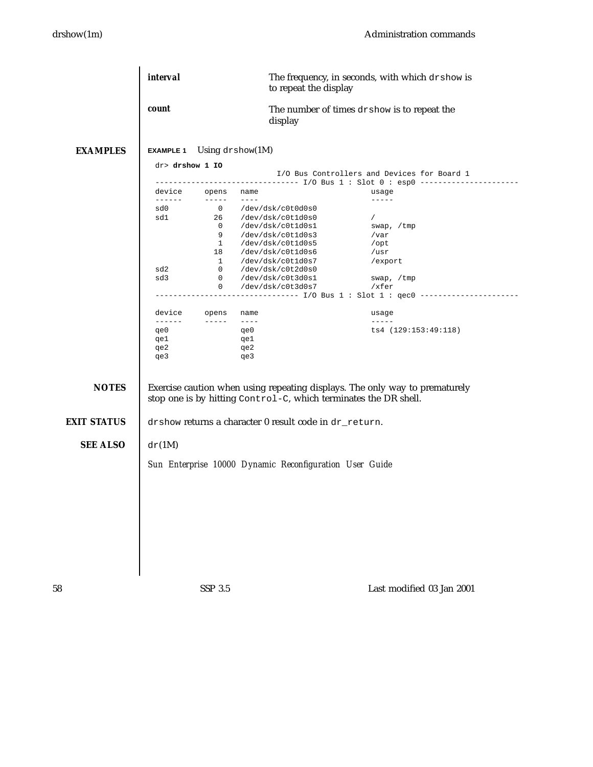| | |
|---|---|
| ***interval*** | The frequency, in seconds, with which `drshow` is to repeat the display |
| ***count*** | The number of times `drshow` is to repeat the display |

## EXAMPLES

**EXAMPLE 1** Using `drshow`(1M)

```
dr> drshow 1 IO
                          I/O Bus Controllers and Devices for Board 1
------------------------------- I/O Bus 1 : Slot 0 : esp0 ---------------------
device     opens   name                         usage
------     -----   ----                         -----
sd0          0     /dev/dsk/c0t0d0s0
sd1         26     /dev/dsk/c0t1d0s0            /
             0     /dev/dsk/c0t1d0s1            swap, /tmp
             9     /dev/dsk/c0t1d0s3            /var
             1     /dev/dsk/c0t1d0s5            /opt
            18     /dev/dsk/c0t1d0s6            /usr
             1     /dev/dsk/c0t1d0s7            /export
sd2          0     /dev/dsk/c0t2d0s0
sd3          0     /dev/dsk/c0t3d0s1            swap, /tmp
             0     /dev/dsk/c0t3d0s7            /xfer
------------------------------- I/O Bus 1 : Slot 1 : qec0 ---------------------

device     opens   name                         usage
------     -----   ----                         -----
qe0                qe0                          ts4 (129:153:49:118)
qe1                qe1
qe2                qe2
qe3                qe3
```

## NOTES

Exercise caution when using repeating displays. The only way to prematurely stop one is by hitting `Control-C`, which terminates the DR shell.

## EXIT STATUS

`drshow` returns a character 0 result code in `dr_return`.

## SEE ALSO

`dr`(1M)

*Sun Enterprise 10000 Dynamic Reconfiguration User Guide*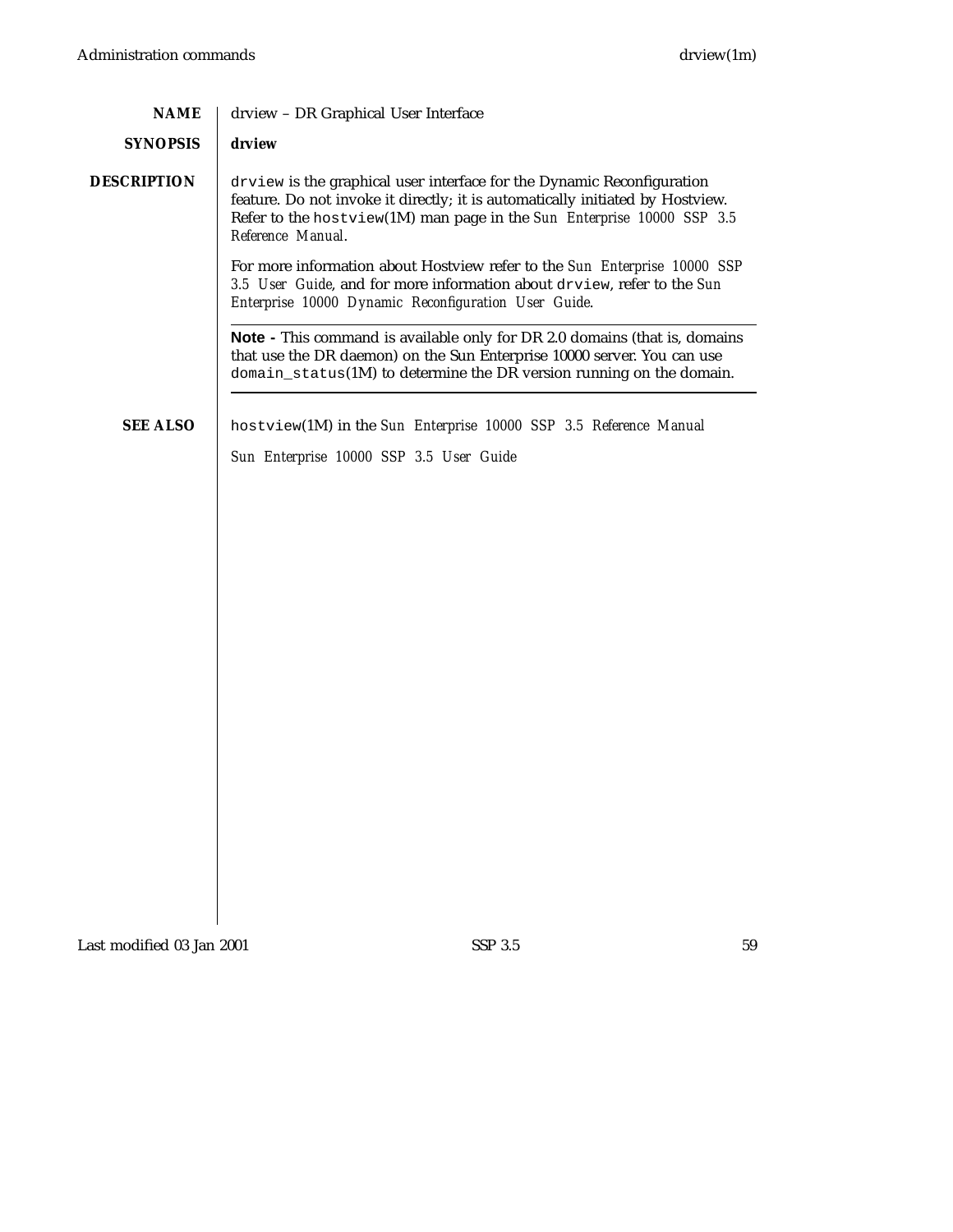## NAME

drview – DR Graphical User Interface

## SYNOPSIS

**drview**

## DESCRIPTION

`drview` is the graphical user interface for the Dynamic Reconfiguration feature. Do not invoke it directly; it is automatically initiated by Hostview. Refer to the `hostview`(1M) man page in the *Sun Enterprise 10000 SSP 3.5 Reference Manual*.

For more information about Hostview refer to the *Sun Enterprise 10000 SSP 3.5 User Guide*, and for more information about `drview`, refer to the *Sun Enterprise 10000 Dynamic Reconfiguration User Guide*.

---

**Note -** This command is available only for DR 2.0 domains (that is, domains that use the DR daemon) on the Sun Enterprise 10000 server. You can use `domain_status`(1M) to determine the DR version running on the domain.

---

## SEE ALSO

`hostview`(1M) in the *Sun Enterprise 10000 SSP 3.5 Reference Manual*

*Sun Enterprise 10000 SSP 3.5 User Guide*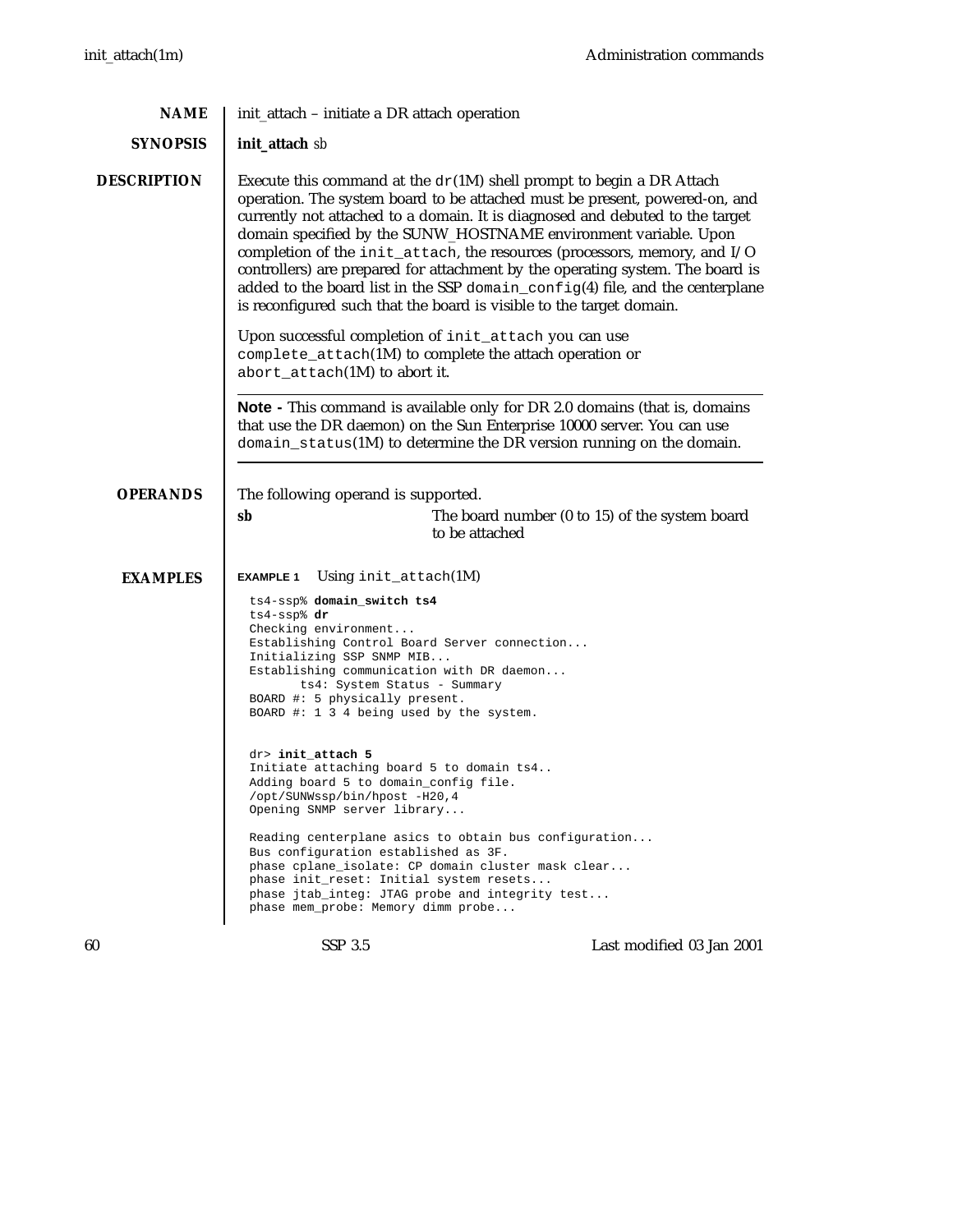## NAME

init_attach – initiate a DR attach operation

## SYNOPSIS

**init_attach** *sb*

## DESCRIPTION

Execute this command at the `dr`(1M) shell prompt to begin a DR Attach operation. The system board to be attached must be present, powered-on, and currently not attached to a domain. It is diagnosed and debuted to the target domain specified by the SUNW_HOSTNAME environment variable. Upon completion of the `init_attach`, the resources (processors, memory, and I/O controllers) are prepared for attachment by the operating system. The board is added to the board list in the SSP `domain_config`(4) file, and the centerplane is reconfigured such that the board is visible to the target domain.

Upon successful completion of `init_attach` you can use `complete_attach`(1M) to complete the attach operation or `abort_attach`(1M) to abort it.

---

**Note -** This command is available only for DR 2.0 domains (that is, domains that use the DR daemon) on the Sun Enterprise 10000 server. You can use `domain_status`(1M) to determine the DR version running on the domain.

---

## OPERANDS

The following operand is supported.

**sb** The board number (0 to 15) of the system board to be attached

## EXAMPLES

**EXAMPLE 1** Using `init_attach`(1M)

```
ts4-ssp% domain_switch ts4
ts4-ssp% dr
Checking environment...
Establishing Control Board Server connection...
Initializing SSP SNMP MIB...
Establishing communication with DR daemon...
        ts4: System Status - Summary
BOARD #: 5 physically present.
BOARD #: 1 3 4 being used by the system.


dr> init_attach 5
Initiate attaching board 5 to domain ts4..
Adding board 5 to domain_config file.
/opt/SUNWssp/bin/hpost -H20,4
Opening SNMP server library...

Reading centerplane asics to obtain bus configuration...
Bus configuration established as 3F.
phase cplane_isolate: CP domain cluster mask clear...
phase init_reset: Initial system resets...
phase jtab_integ: JTAG probe and integrity test...
phase mem_probe: Memory dimm probe...
```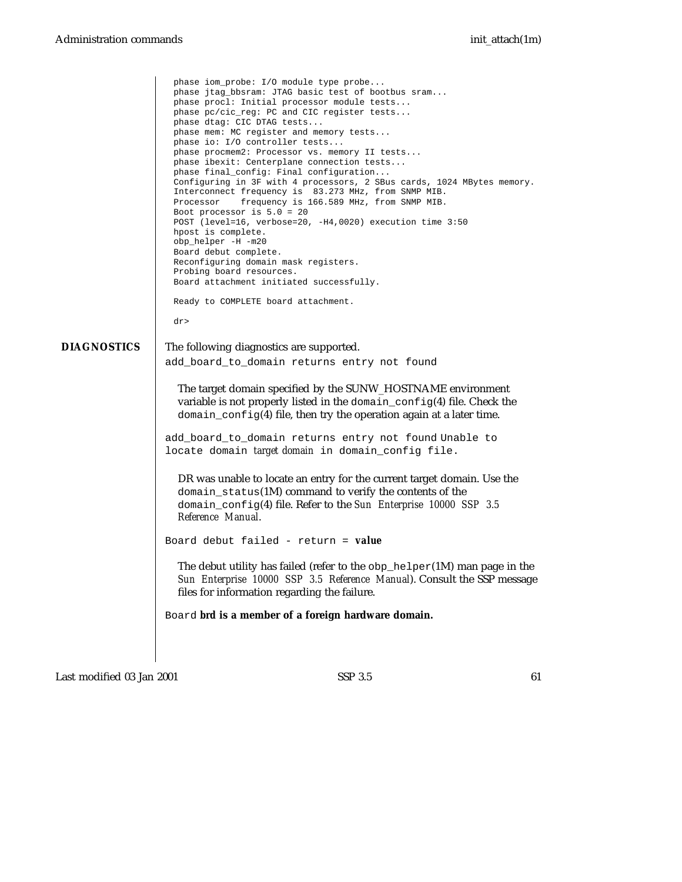```
phase iom_probe: I/O module type probe...
phase jtag_bbsram: JTAG basic test of bootbus sram...
phase procl: Initial processor module tests...
phase pc/cic_reg: PC and CIC register tests...
phase dtag: CIC DTAG tests...
phase mem: MC register and memory tests...
phase io: I/O controller tests...
phase procmem2: Processor vs. memory II tests...
phase ibexit: Centerplane connection tests...
phase final_config: Final configuration...
Configuring in 3F with 4 processors, 2 SBus cards, 1024 MBytes memory.
Interconnect frequency is  83.273 MHz, from SNMP MIB.
Processor    frequency is 166.589 MHz, from SNMP MIB.
Boot processor is 5.0 = 20
POST (level=16, verbose=20, -H4,0020) execution time 3:50
hpost is complete.
obp_helper -H -m20
Board debut complete.
Reconfiguring domain mask registers.
Probing board resources.
Board attachment initiated successfully.

Ready to COMPLETE board attachment.

dr>
```

## DIAGNOSTICS

The following diagnostics are supported.

`add_board_to_domain returns entry not found`

The target domain specified by the SUNW_HOSTNAME environment variable is not properly listed in the `domain_config`(4) file. Check the `domain_config`(4) file, then try the operation again at a later time.

`add_board_to_domain returns entry not found Unable to locate domain` *target domain* `in domain_config file.`

DR was unable to locate an entry for the current target domain. Use the `domain_status`(1M) command to verify the contents of the `domain_config`(4) file. Refer to the *Sun Enterprise 10000 SSP 3.5 Reference Manual*.

`Board debut failed - return =` **value**

The debut utility has failed (refer to the `obp_helper`(1M) man page in the *Sun Enterprise 10000 SSP 3.5 Reference Manual*). Consult the SSP message files for information regarding the failure.

`Board` **brd is a member of a foreign hardware domain.**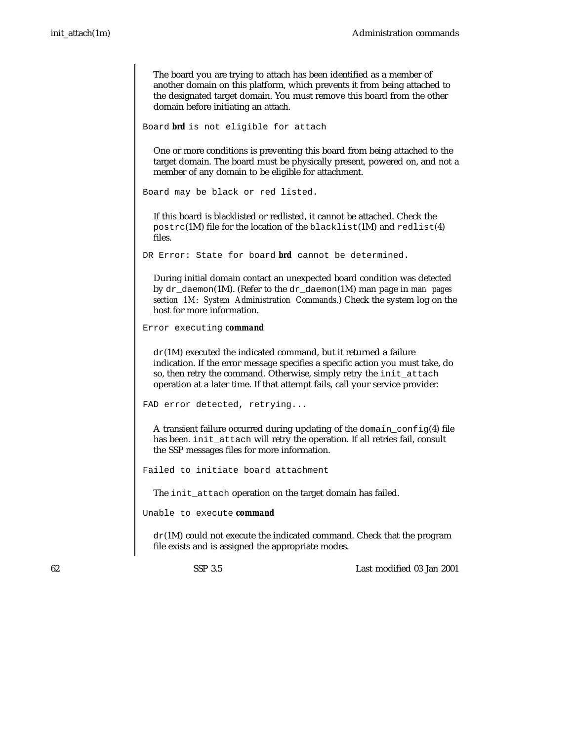The board you are trying to attach has been identified as a member of another domain on this platform, which prevents it from being attached to the designated target domain. You must remove this board from the other domain before initiating an attach.

`Board` **brd** `is not eligible for attach`

One or more conditions is preventing this board from being attached to the target domain. The board must be physically present, powered on, and not a member of any domain to be eligible for attachment.

`Board may be black or red listed.`

If this board is blacklisted or redlisted, it cannot be attached. Check the `postrc`(1M) file for the location of the `blacklist`(1M) and `redlist`(4) files.

`DR Error: State for board` **brd** `cannot be determined.`

During initial domain contact an unexpected board condition was detected by `dr_daemon`(1M). (Refer to the `dr_daemon`(1M) man page in *man pages section 1M: System Administration Commands*.) Check the system log on the host for more information.

`Error executing` **command**

`dr`(1M) executed the indicated command, but it returned a failure indication. If the error message specifies a specific action you must take, do so, then retry the command. Otherwise, simply retry the `init_attach` operation at a later time. If that attempt fails, call your service provider.

`FAD error detected, retrying...`

A transient failure occurred during updating of the `domain_config`(4) file has been. `init_attach` will retry the operation. If all retries fail, consult the SSP messages files for more information.

`Failed to initiate board attachment`

The `init_attach` operation on the target domain has failed.

`Unable to execute` **command**

`dr`(1M) could not execute the indicated command. Check that the program file exists and is assigned the appropriate modes.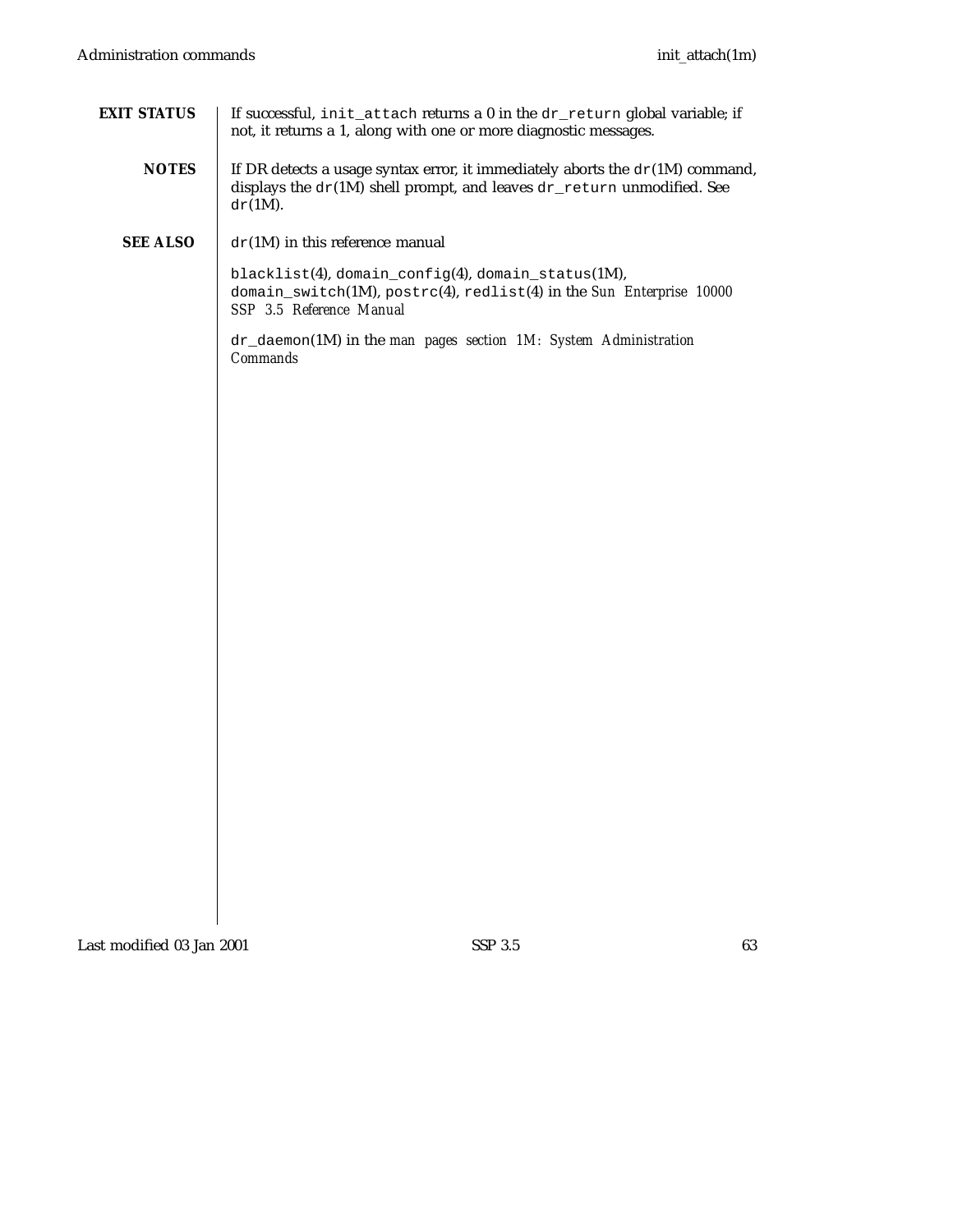**EXIT STATUS**

If successful, `init_attach` returns a 0 in the `dr_return` global variable; if not, it returns a 1, along with one or more diagnostic messages.

**NOTES**

If DR detects a usage syntax error, it immediately aborts the `dr`(1M) command, displays the `dr`(1M) shell prompt, and leaves `dr_return` unmodified. See `dr`(1M).

**SEE ALSO**

`dr`(1M) in this reference manual

`blacklist`(4), `domain_config`(4), `domain_status`(1M), `domain_switch`(1M), `postrc`(4), `redlist`(4) in the *Sun Enterprise 10000 SSP 3.5 Reference Manual*

`dr_daemon`(1M) in the *man pages section 1M: System Administration Commands*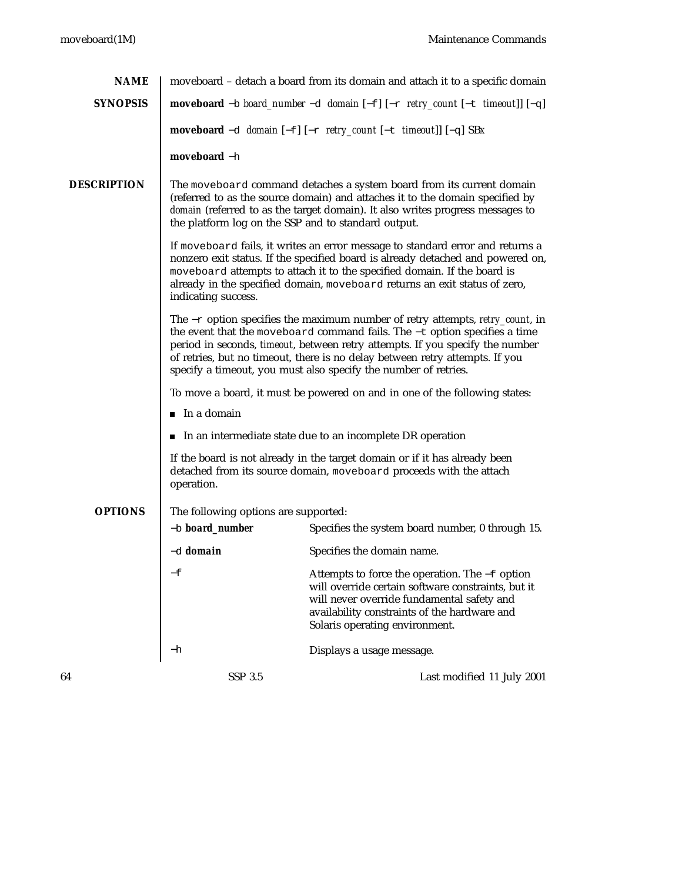## NAME

moveboard – detach a board from its domain and attach it to a specific domain

## SYNOPSIS

**moveboard** −b *board_number* −d *domain* [−f] [−r *retry_count* [−t *timeout*]] [−q]

**moveboard** −d *domain* [−f] [−r *retry_count* [−t *timeout*]] [−q] SB*x*

**moveboard** −h

## DESCRIPTION

The `moveboard` command detaches a system board from its current domain (referred to as the source domain) and attaches it to the domain specified by *domain* (referred to as the target domain). It also writes progress messages to the platform log on the SSP and to standard output.

If `moveboard` fails, it writes an error message to standard error and returns a nonzero exit status. If the specified board is already detached and powered on, `moveboard` attempts to attach it to the specified domain. If the board is already in the specified domain, `moveboard` returns an exit status of zero, indicating success.

The −r option specifies the maximum number of retry attempts, *retry_count*, in the event that the `moveboard` command fails. The −t option specifies a time period in seconds, *timeout*, between retry attempts. If you specify the number of retries, but no timeout, there is no delay between retry attempts. If you specify a timeout, you must also specify the number of retries.

To move a board, it must be powered on and in one of the following states:

- In a domain
- In an intermediate state due to an incomplete DR operation

If the board is not already in the target domain or if it has already been detached from its source domain, `moveboard` proceeds with the attach operation.

## OPTIONS

The following options are supported:

| Option | Description |
|---|---|
| −b **board_number** | Specifies the system board number, 0 through 15. |
| −d **domain** | Specifies the domain name. |
| −f | Attempts to force the operation. The −f option will override certain software constraints, but it will never override fundamental safety and availability constraints of the hardware and Solaris operating environment. |
| −h | Displays a usage message. |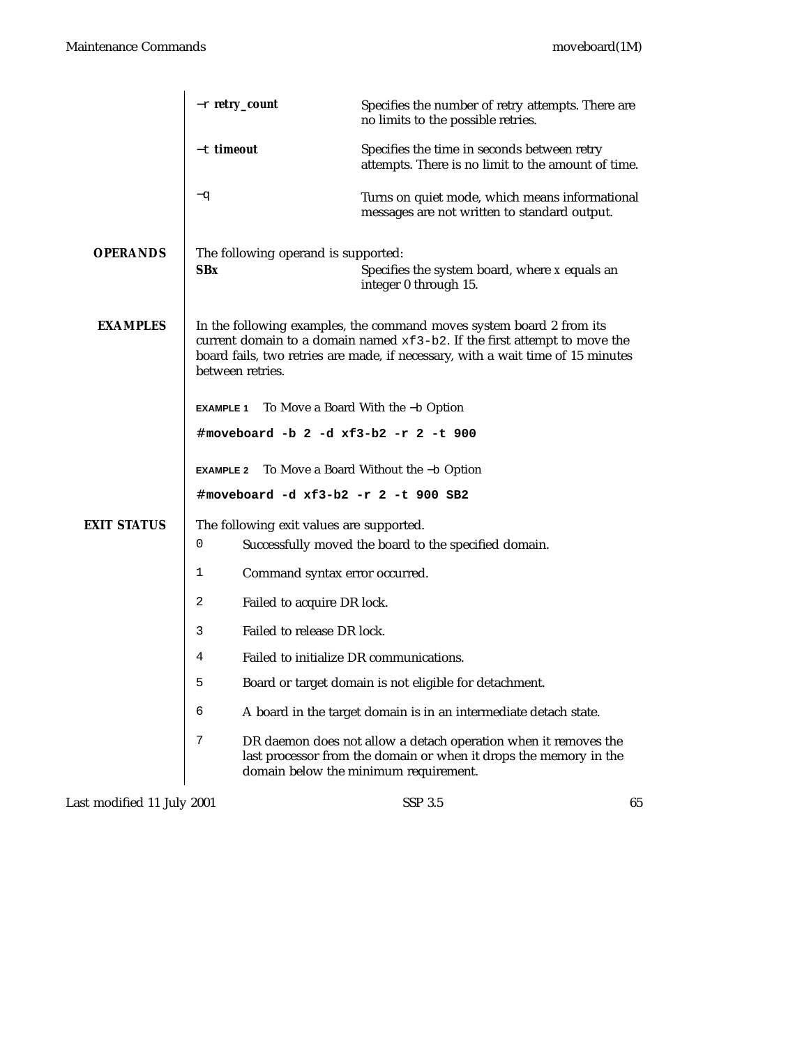| | |
|---|---|
| −r *retry_count* | Specifies the number of retry attempts. There are no limits to the possible retries. |
| −t *timeout* | Specifies the time in seconds between retry attempts. There is no limit to the amount of time. |
| −q | Turns on quiet mode, which means informational messages are not written to standard output. |

## OPERANDS

The following operand is supported:

| | |
|---|---|
| **SB*x*** | Specifies the system board, where *x* equals an integer 0 through 15. |

## EXAMPLES

In the following examples, the command moves system board 2 from its current domain to a domain named `xf3-b2`. If the first attempt to move the board fails, two retries are made, if necessary, with a wait time of 15 minutes between retries.

**EXAMPLE 1** To Move a Board With the −b Option

```
#moveboard -b 2 -d xf3-b2 -r 2 -t 900
```

**EXAMPLE 2** To Move a Board Without the −b Option

```
#moveboard -d xf3-b2 -r 2 -t 900 SB2
```

## EXIT STATUS

The following exit values are supported.

| | |
|---|---|
| 0 | Successfully moved the board to the specified domain. |
| 1 | Command syntax error occurred. |
| 2 | Failed to acquire DR lock. |
| 3 | Failed to release DR lock. |
| 4 | Failed to initialize DR communications. |
| 5 | Board or target domain is not eligible for detachment. |
| 6 | A board in the target domain is in an intermediate detach state. |
| 7 | DR daemon does not allow a detach operation when it removes the last processor from the domain or when it drops the memory in the domain below the minimum requirement. |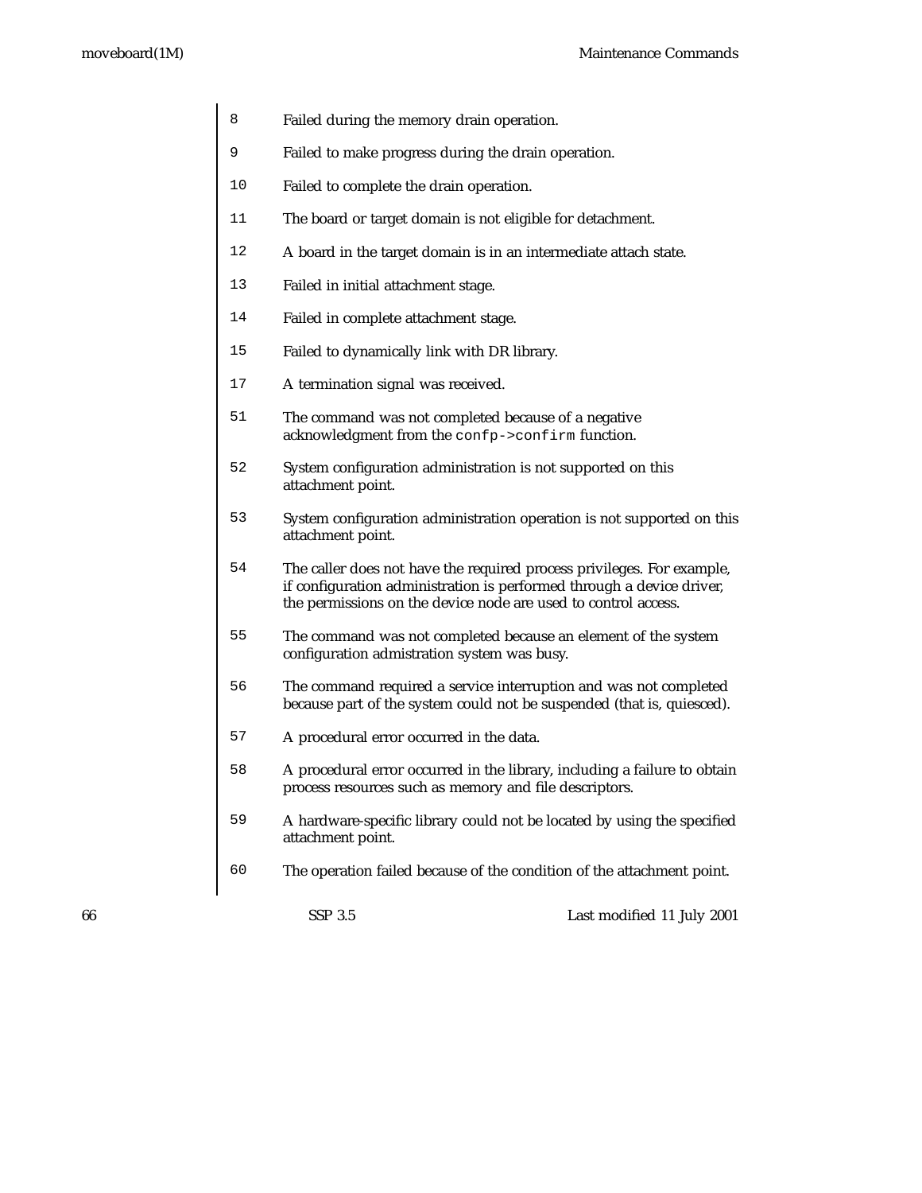8
Failed during the memory drain operation.

9
Failed to make progress during the drain operation.

10
Failed to complete the drain operation.

11
The board or target domain is not eligible for detachment.

12
A board in the target domain is in an intermediate attach state.

13
Failed in initial attachment stage.

14
Failed in complete attachment stage.

15
Failed to dynamically link with DR library.

17
A termination signal was received.

51
The command was not completed because of a negative acknowledgment from the `confp->confirm` function.

52
System configuration administration is not supported on this attachment point.

53
System configuration administration operation is not supported on this attachment point.

54
The caller does not have the required process privileges. For example, if configuration administration is performed through a device driver, the permissions on the device node are used to control access.

55
The command was not completed because an element of the system configuration admistration system was busy.

56
The command required a service interruption and was not completed because part of the system could not be suspended (that is, quiesced).

57
A procedural error occurred in the data.

58
A procedural error occurred in the library, including a failure to obtain process resources such as memory and file descriptors.

59
A hardware-specific library could not be located by using the specified attachment point.

60
The operation failed because of the condition of the attachment point.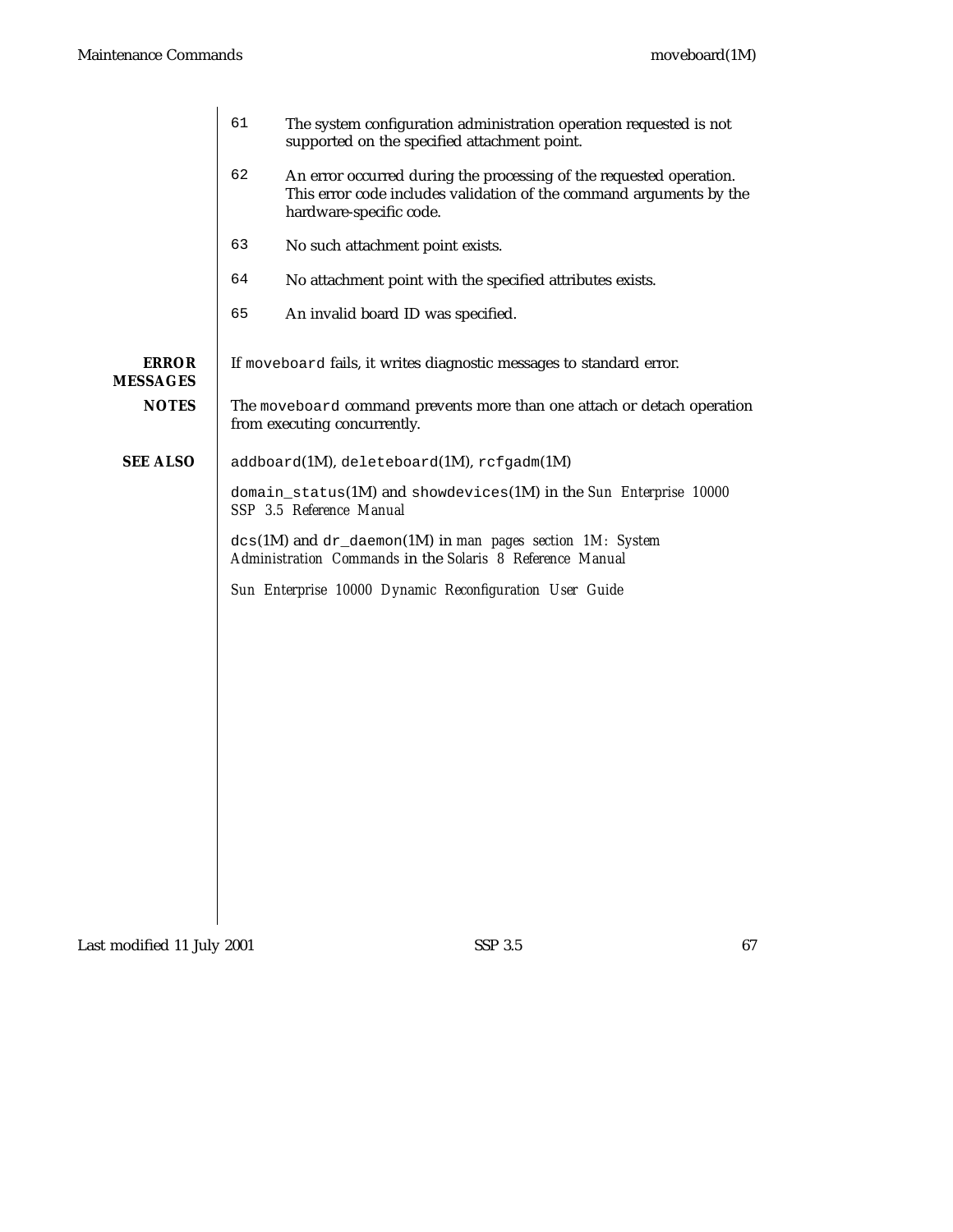61 The system configuration administration operation requested is not supported on the specified attachment point.

62 An error occurred during the processing of the requested operation. This error code includes validation of the command arguments by the hardware-specific code.

63 No such attachment point exists.

64 No attachment point with the specified attributes exists.

65 An invalid board ID was specified.

## ERROR MESSAGES

If `moveboard` fails, it writes diagnostic messages to standard error.

## NOTES

The `moveboard` command prevents more than one attach or detach operation from executing concurrently.

## SEE ALSO

`addboard`(1M), `deleteboard`(1M), `rcfgadm`(1M)

`domain_status`(1M) and `showdevices`(1M) in the *Sun Enterprise 10000 SSP 3.5 Reference Manual*

`dcs`(1M) and `dr_daemon`(1M) in *man pages section 1M: System Administration Commands* in the *Solaris 8 Reference Manual*

*Sun Enterprise 10000 Dynamic Reconfiguration User Guide*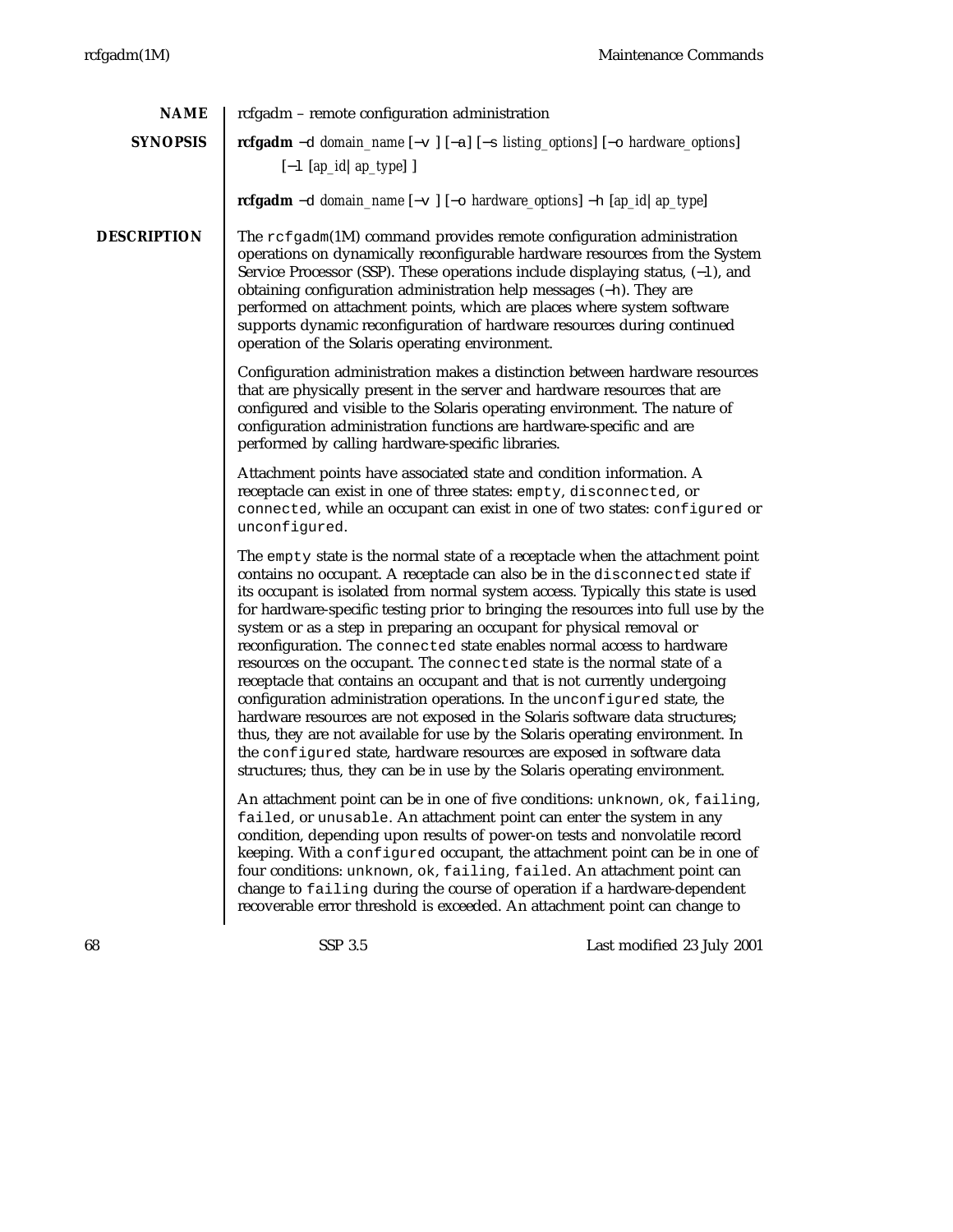## NAME

rcfgadm – remote configuration administration

## SYNOPSIS

**rcfgadm** −d *domain_name* [−v ] [−a] [−s *listing_options*] [−o *hardware_options*] [−l [*ap_id*| *ap_type*] ]

**rcfgadm** −d *domain_name* [−v ] [−o *hardware_options*] −h [*ap_id*| *ap_type*]

## DESCRIPTION

The `rcfgadm`(1M) command provides remote configuration administration operations on dynamically reconfigurable hardware resources from the System Service Processor (SSP). These operations include displaying status, (`−l`), and obtaining configuration administration help messages (`−h`). They are performed on attachment points, which are places where system software supports dynamic reconfiguration of hardware resources during continued operation of the Solaris operating environment.

Configuration administration makes a distinction between hardware resources that are physically present in the server and hardware resources that are configured and visible to the Solaris operating environment. The nature of configuration administration functions are hardware-specific and are performed by calling hardware-specific libraries.

Attachment points have associated state and condition information. A receptacle can exist in one of three states: `empty`, `disconnected`, or `connected`, while an occupant can exist in one of two states: `configured` or `unconfigured`.

The `empty` state is the normal state of a receptacle when the attachment point contains no occupant. A receptacle can also be in the `disconnected` state if its occupant is isolated from normal system access. Typically this state is used for hardware-specific testing prior to bringing the resources into full use by the system or as a step in preparing an occupant for physical removal or reconfiguration. The `connected` state enables normal access to hardware resources on the occupant. The `connected` state is the normal state of a receptacle that contains an occupant and that is not currently undergoing configuration administration operations. In the `unconfigured` state, the hardware resources are not exposed in the Solaris software data structures; thus, they are not available for use by the Solaris operating environment. In the `configured` state, hardware resources are exposed in software data structures; thus, they can be in use by the Solaris operating environment.

An attachment point can be in one of five conditions: `unknown`, `ok`, `failing`, `failed`, or `unusable`. An attachment point can enter the system in any condition, depending upon results of power-on tests and nonvolatile record keeping. With a `configured` occupant, the attachment point can be in one of four conditions: `unknown`, `ok`, `failing`, `failed`. An attachment point can change to `failing` during the course of operation if a hardware-dependent recoverable error threshold is exceeded. An attachment point can change to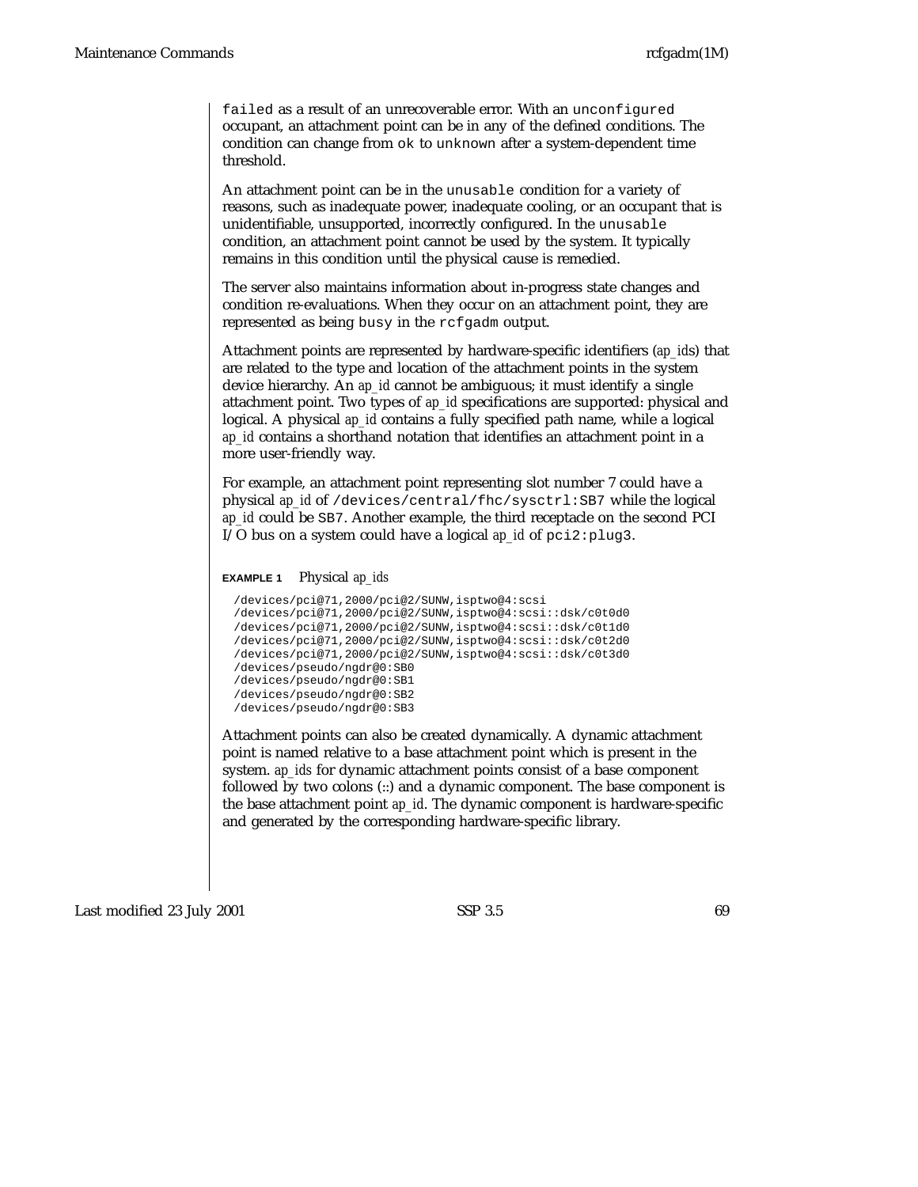`failed` as a result of an unrecoverable error. With an `unconfigured` occupant, an attachment point can be in any of the defined conditions. The condition can change from `ok` to `unknown` after a system-dependent time threshold.

An attachment point can be in the `unusable` condition for a variety of reasons, such as inadequate power, inadequate cooling, or an occupant that is unidentifiable, unsupported, incorrectly configured. In the `unusable` condition, an attachment point cannot be used by the system. It typically remains in this condition until the physical cause is remedied.

The server also maintains information about in-progress state changes and condition re-evaluations. When they occur on an attachment point, they are represented as being `busy` in the `rcfgadm` output.

Attachment points are represented by hardware-specific identifiers (*ap_id*s) that are related to the type and location of the attachment points in the system device hierarchy. An *ap_id* cannot be ambiguous; it must identify a single attachment point. Two types of *ap_id* specifications are supported: physical and logical. A physical *ap_id* contains a fully specified path name, while a logical *ap_id* contains a shorthand notation that identifies an attachment point in a more user-friendly way.

For example, an attachment point representing slot number 7 could have a physical *ap_id* of `/devices/central/fhc/sysctrl:SB7` while the logical *ap_id* could be `SB7`. Another example, the third receptacle on the second PCI I/O bus on a system could have a logical *ap_id* of `pci2:plug3`.

**EXAMPLE 1** Physical *ap_ids*

```
/devices/pci@71,2000/pci@2/SUNW,isptwo@4:scsi
/devices/pci@71,2000/pci@2/SUNW,isptwo@4:scsi::dsk/c0t0d0
/devices/pci@71,2000/pci@2/SUNW,isptwo@4:scsi::dsk/c0t1d0
/devices/pci@71,2000/pci@2/SUNW,isptwo@4:scsi::dsk/c0t2d0
/devices/pci@71,2000/pci@2/SUNW,isptwo@4:scsi::dsk/c0t3d0
/devices/pseudo/ngdr@0:SB0
/devices/pseudo/ngdr@0:SB1
/devices/pseudo/ngdr@0:SB2
/devices/pseudo/ngdr@0:SB3
```

Attachment points can also be created dynamically. A dynamic attachment point is named relative to a base attachment point which is present in the system. *ap_ids* for dynamic attachment points consist of a base component followed by two colons (::) and a dynamic component. The base component is the base attachment point *ap_id*. The dynamic component is hardware-specific and generated by the corresponding hardware-specific library.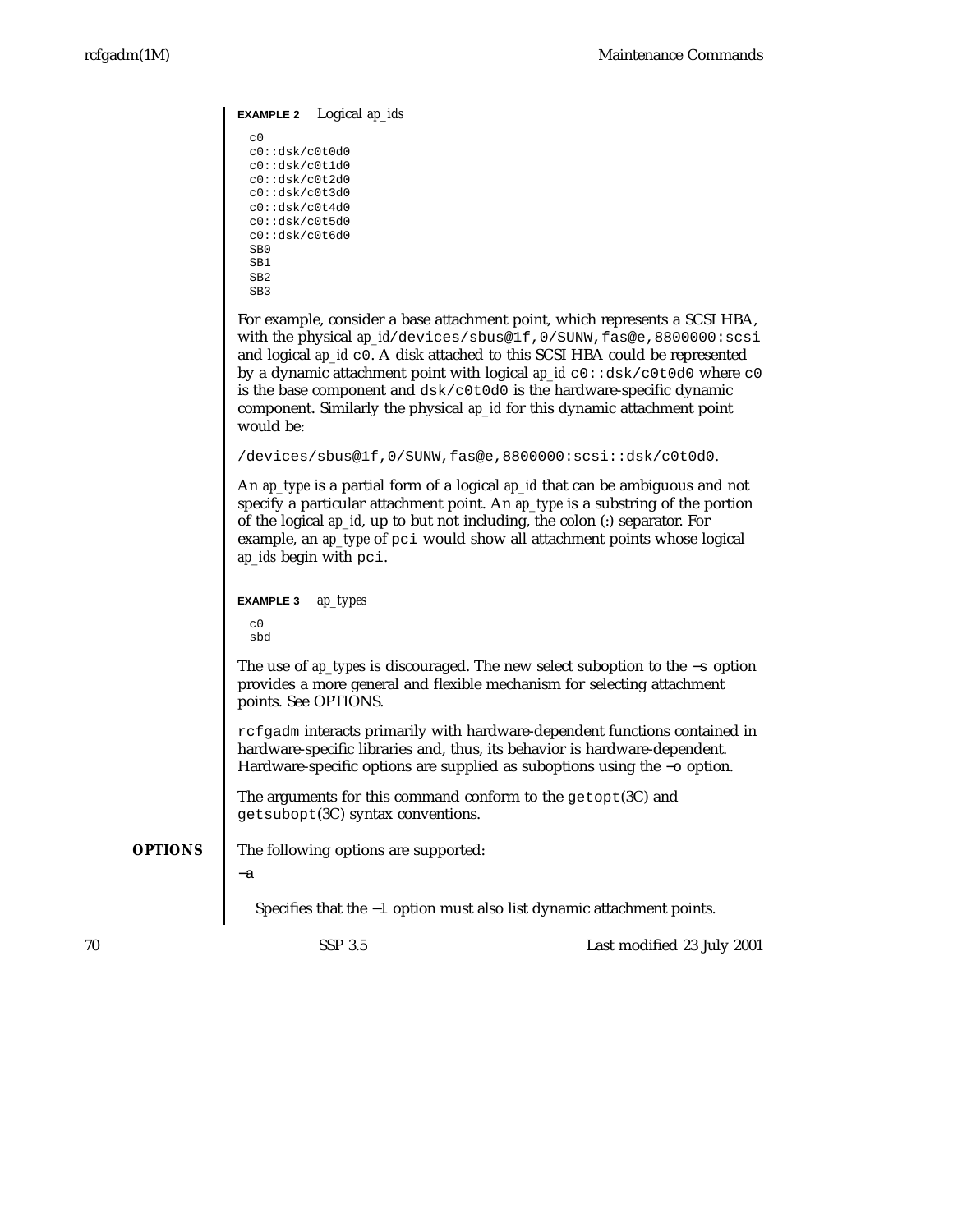**EXAMPLE 2** Logical *ap_ids*

```
c0
c0::dsk/c0t0d0
c0::dsk/c0t1d0
c0::dsk/c0t2d0
c0::dsk/c0t3d0
c0::dsk/c0t4d0
c0::dsk/c0t5d0
c0::dsk/c0t6d0
SB0
SB1
SB2
SB3
```

For example, consider a base attachment point, which represents a SCSI HBA, with the physical *ap_id* `/devices/sbus@1f,0/SUNW,fas@e,8800000:scsi` and logical *ap_id* `c0`. A disk attached to this SCSI HBA could be represented by a dynamic attachment point with logical *ap_id* `c0::dsk/c0t0d0` where `c0` is the base component and `dsk/c0t0d0` is the hardware-specific dynamic component. Similarly the physical *ap_id* for this dynamic attachment point would be:

`/devices/sbus@1f,0/SUNW,fas@e,8800000:scsi::dsk/c0t0d0`.

An *ap_type* is a partial form of a logical *ap_id* that can be ambiguous and not specify a particular attachment point. An *ap_type* is a substring of the portion of the logical *ap_id*, up to but not including, the colon (:) separator. For example, an *ap_type* of `pci` would show all attachment points whose logical *ap_ids* begin with `pci`.

**EXAMPLE 3** *ap_types*

```
c0
sbd
```

The use of *ap_types* is discouraged. The new select suboption to the `−s` option provides a more general and flexible mechanism for selecting attachment points. See OPTIONS.

`rcfgadm` interacts primarily with hardware-dependent functions contained in hardware-specific libraries and, thus, its behavior is hardware-dependent. Hardware-specific options are supplied as suboptions using the `−o` option.

The arguments for this command conform to the `getopt`(3C) and `getsubopt`(3C) syntax conventions.

## OPTIONS

The following options are supported:

`−a`

Specifies that the `−l` option must also list dynamic attachment points.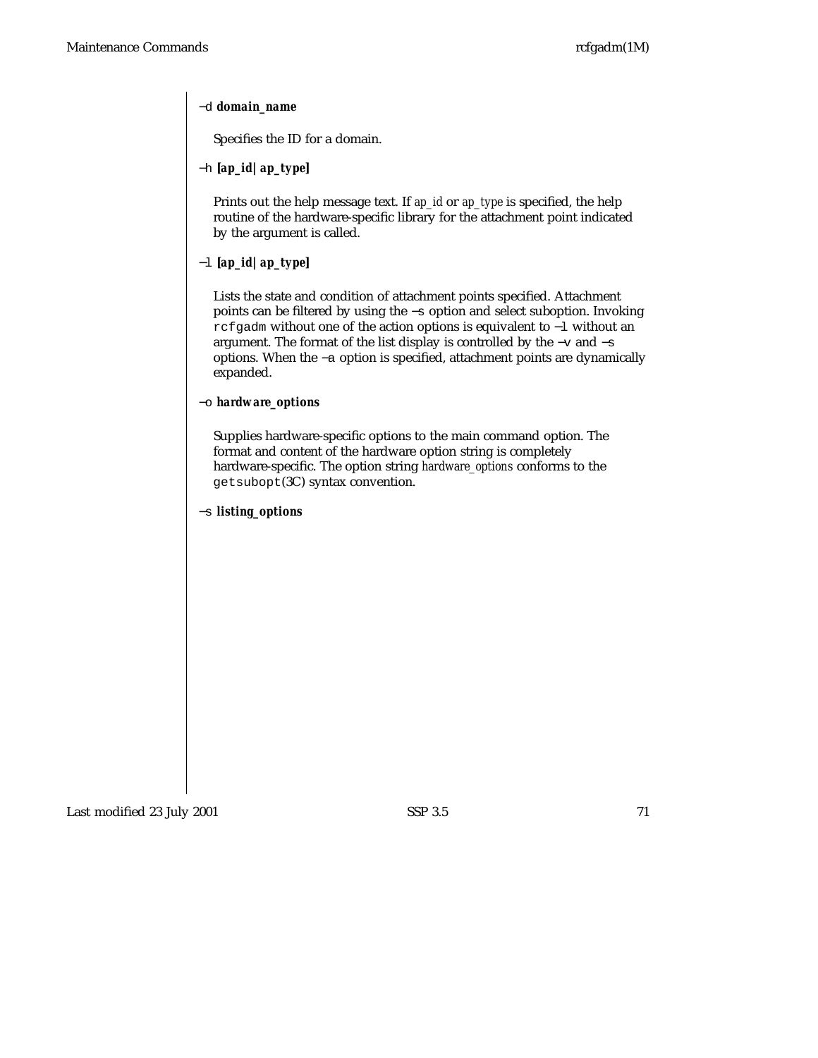−d **domain_name**

Specifies the ID for a domain.

−h **[ap_id | ap_type]**

Prints out the help message text. If *ap_id* or *ap_type* is specified, the help routine of the hardware-specific library for the attachment point indicated by the argument is called.

−l **[ap_id | ap_type]**

Lists the state and condition of attachment points specified. Attachment points can be filtered by using the −s option and select suboption. Invoking `rcfgadm` without one of the action options is equivalent to −l without an argument. The format of the list display is controlled by the −v and −s options. When the −a option is specified, attachment points are dynamically expanded.

−o **hardware_options**

Supplies hardware-specific options to the main command option. The format and content of the hardware option string is completely hardware-specific. The option string *hardware_options* conforms to the `getsubopt`(3C) syntax convention.

−s **listing_options**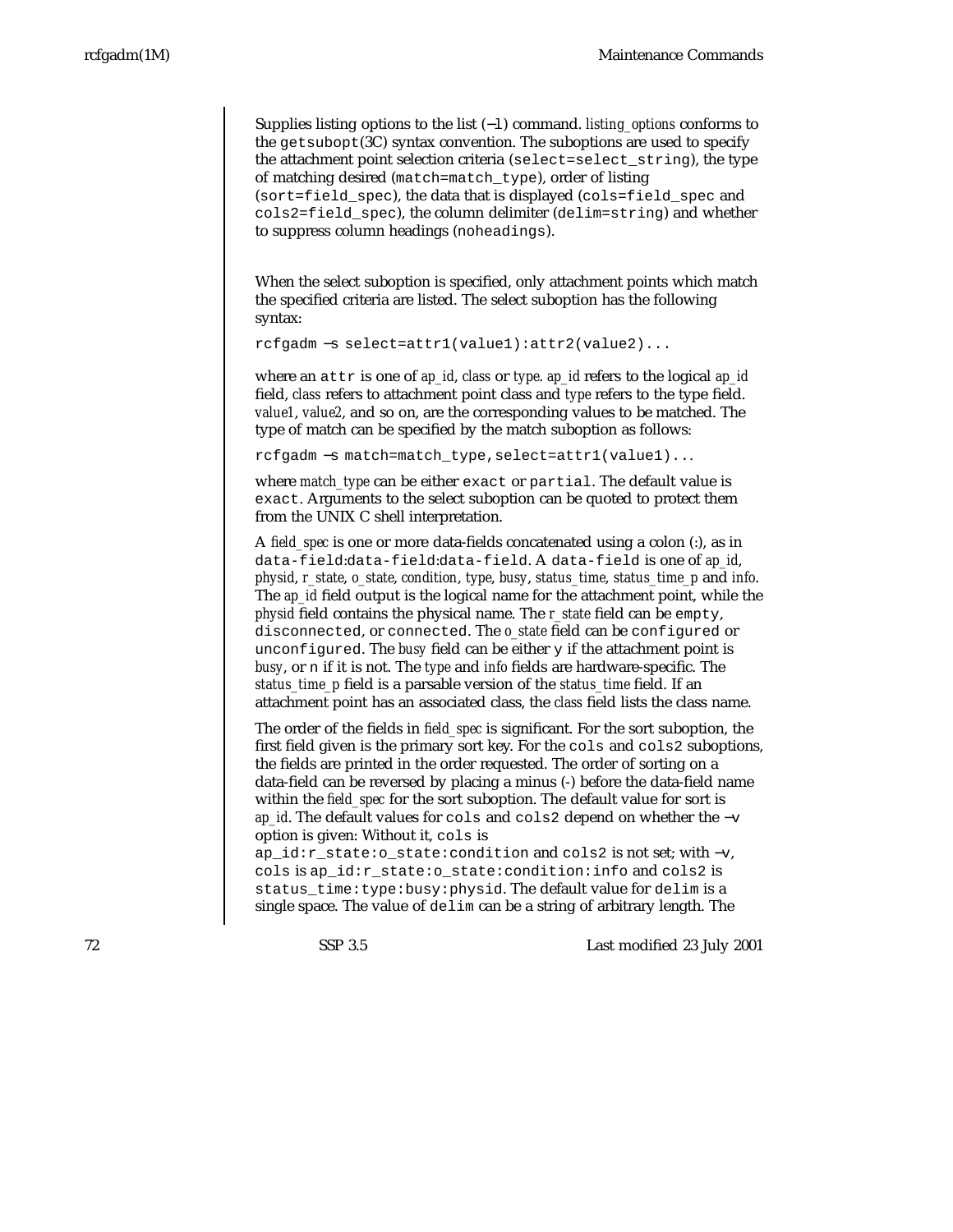Supplies listing options to the list (−l) command. *listing_options* conforms to the `getsubopt`(3C) syntax convention. The suboptions are used to specify the attachment point selection criteria (`select=select_string`), the type of matching desired (`match=match_type`), order of listing (`sort=field_spec`), the data that is displayed (`cols=field_spec` and `cols2=field_spec`), the column delimiter (`delim=string`) and whether to suppress column headings (`noheadings`).

When the select suboption is specified, only attachment points which match the specified criteria are listed. The select suboption has the following syntax:

```
rcfgadm −s select=attr1(value1):attr2(value2)...
```

where an `attr` is one of *ap_id*, *class* or *type*. *ap_id* refers to the logical *ap_id* field, *class* refers to attachment point class and *type* refers to the type field. *value1*, *value2*, and so on, are the corresponding values to be matched. The type of match can be specified by the match suboption as follows:

```
rcfgadm −s match=match_type,select=attr1(value1)...
```

where *match_type* can be either `exact` or `partial`. The default value is `exact`. Arguments to the select suboption can be quoted to protect them from the UNIX C shell interpretation.

A *field_spec* is one or more data-fields concatenated using a colon (:), as in `data-field:data-field:data-field`. A `data-field` is one of *ap_id*, *physid*, *r_state*, *o_state*, *condition*, *type*, *busy*, *status_time*, *status_time_p* and *info*. The *ap_id* field output is the logical name for the attachment point, while the *physid* field contains the physical name. The *r_state* field can be `empty`, `disconnected`, or `connected`. The *o_state* field can be `configured` or `unconfigured`. The *busy* field can be either `y` if the attachment point is *busy*, or `n` if it is not. The *type* and *info* fields are hardware-specific. The *status_time_p* field is a parsable version of the *status_time* field. If an attachment point has an associated class, the *class* field lists the class name.

The order of the fields in *field_spec* is significant. For the sort suboption, the first field given is the primary sort key. For the `cols` and `cols2` suboptions, the fields are printed in the order requested. The order of sorting on a data-field can be reversed by placing a minus (-) before the data-field name within the *field_spec* for the sort suboption. The default value for sort is *ap_id*. The default values for `cols` and `cols2` depend on whether the −v option is given: Without it, `cols` is `ap_id:r_state:o_state:condition` and `cols2` is not set; with −v, `cols` is `ap_id:r_state:o_state:condition:info` and `cols2` is `status_time:type:busy:physid`. The default value for `delim` is a single space. The value of `delim` can be a string of arbitrary length. The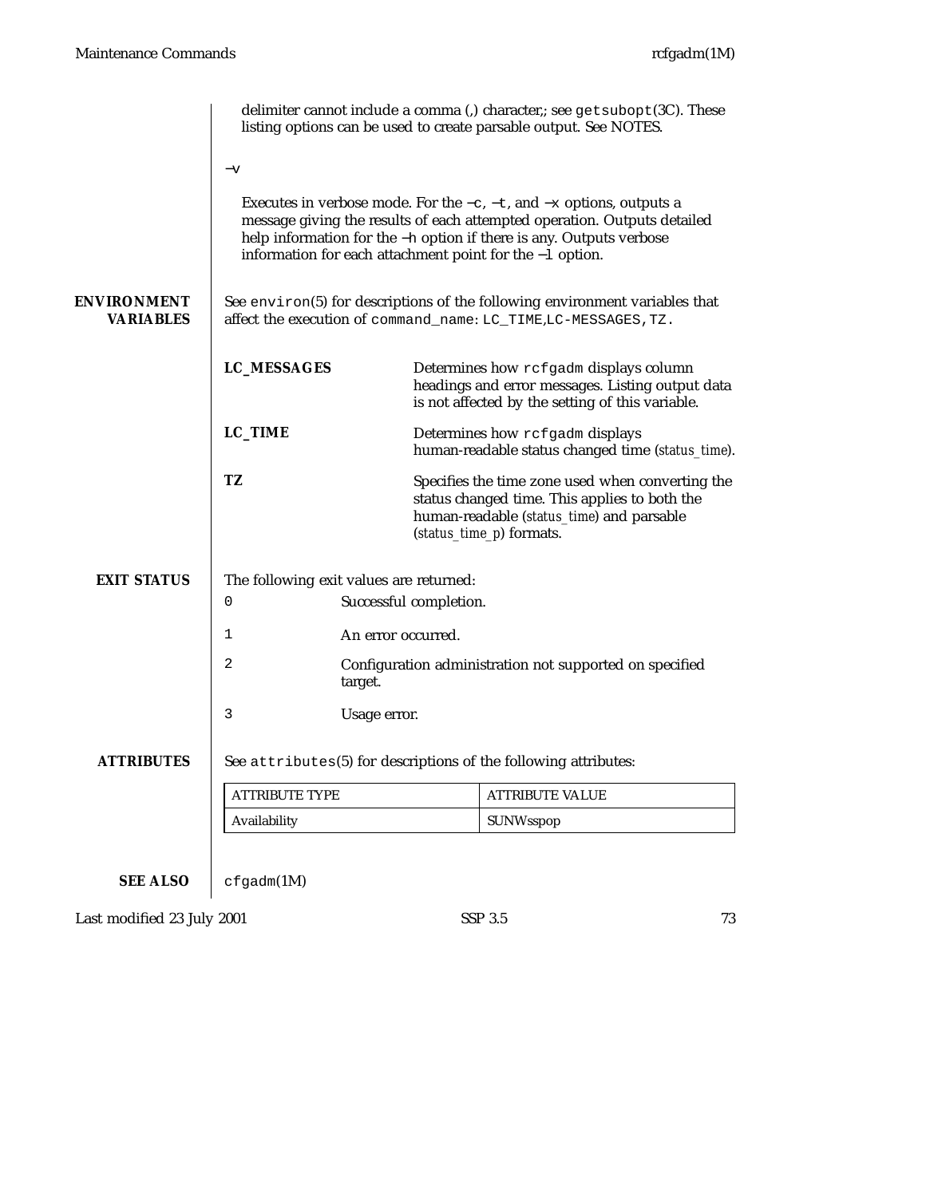delimiter cannot include a comma (,) character,; see `getsubopt`(3C). These listing options can be used to create parsable output. See NOTES.

`−v`

Executes in verbose mode. For the `−c`, `−t`, and `−x` options, outputs a message giving the results of each attempted operation. Outputs detailed help information for the `−h` option if there is any. Outputs verbose information for each attachment point for the `−l` option.

## ENVIRONMENT VARIABLES

See `environ`(5) for descriptions of the following environment variables that affect the execution of `command_name`: `LC_TIME`,`LC-MESSAGES`, `TZ`.

**LC_MESSAGES** Determines how `rcfgadm` displays column headings and error messages. Listing output data is not affected by the setting of this variable.

**LC_TIME** Determines how `rcfgadm` displays human-readable status changed time (*status_time*).

**TZ** Specifies the time zone used when converting the status changed time. This applies to both the human-readable (*status_time*) and parsable (*status_time_p*) formats.

## EXIT STATUS

The following exit values are returned:

`0` Successful completion.

`1` An error occurred.

`2` Configuration administration not supported on specified target.

`3` Usage error.

## ATTRIBUTES

See `attributes`(5) for descriptions of the following attributes:

| ATTRIBUTE TYPE | ATTRIBUTE VALUE |
|---|---|
| Availability | SUNWsspop |

## SEE ALSO

`cfgadm`(1M)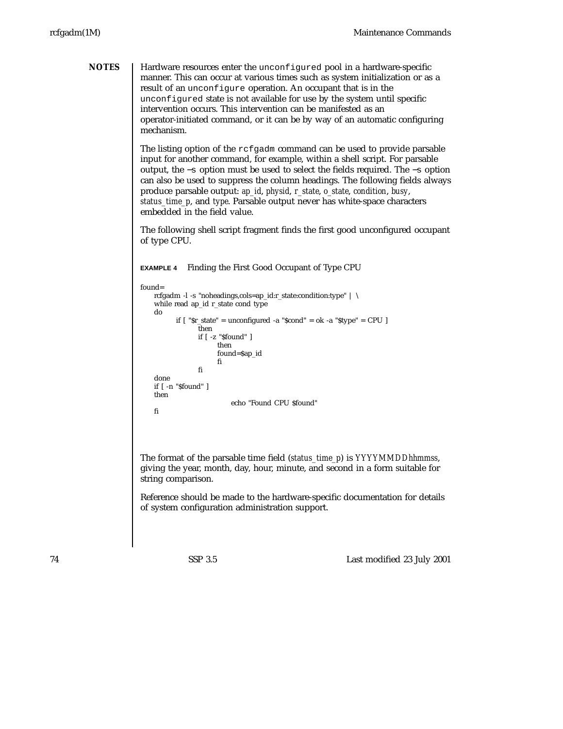## NOTES

Hardware resources enter the `unconfigured` pool in a hardware-specific manner. This can occur at various times such as system initialization or as a result of an `unconfigure` operation. An occupant that is in the `unconfigured` state is not available for use by the system until specific intervention occurs. This intervention can be manifested as an operator-initiated command, or it can be by way of an automatic configuring mechanism.

The listing option of the `rcfgadm` command can be used to provide parsable input for another command, for example, within a shell script. For parsable output, the −s option must be used to select the fields required. The −s option can also be used to suppress the column headings. The following fields always produce parsable output: *ap_id*, *physid*, *r_state*, *o_state*, *condition*, *busy*, *status_time_p*, and *type*. Parsable output never has white-space characters embedded in the field value.

The following shell script fragment finds the first good unconfigured occupant of type CPU.

**EXAMPLE 4** Finding the First Good Occupant of Type CPU

```
found=
     rcfgadm -l -s "noheadings,cols=ap_id:r_state:condition:type" | \
     while read ap_id r_state cond type
     do
             if [ "$r_state" = unconfigured -a "$cond" = ok -a "$type" = CPU ]
                     then
                     if [ -z "$found" ]
                             then
                             found=$ap_id
                             fi
                     fi
     done
     if [ -n "$found" ]
     then
                                  echo "Found CPU $found"
     fi
```

The format of the parsable time field (*status_time_p*) is *YYYYMMDDhhmmss*, giving the year, month, day, hour, minute, and second in a form suitable for string comparison.

Reference should be made to the hardware-specific documentation for details of system configuration administration support.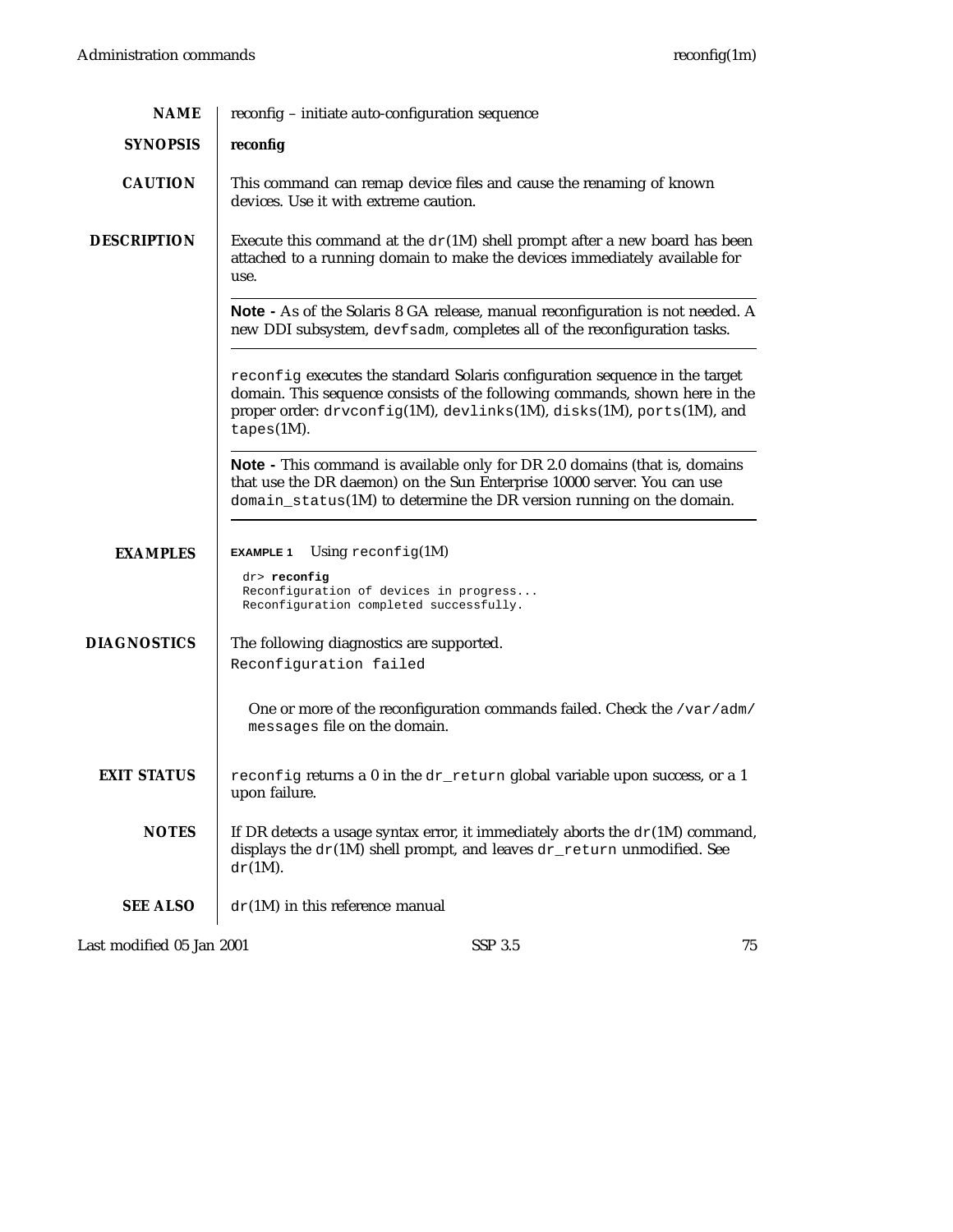## NAME

reconfig – initiate auto-configuration sequence

## SYNOPSIS

**reconfig**

## CAUTION

This command can remap device files and cause the renaming of known devices. Use it with extreme caution.

## DESCRIPTION

Execute this command at the `dr`(1M) shell prompt after a new board has been attached to a running domain to make the devices immediately available for use.

---

**Note -** As of the Solaris 8 GA release, manual reconfiguration is not needed. A new DDI subsystem, `devfsadm`, completes all of the reconfiguration tasks.

---

`reconfig` executes the standard Solaris configuration sequence in the target domain. This sequence consists of the following commands, shown here in the proper order: `drvconfig`(1M), `devlinks`(1M), `disks`(1M), `ports`(1M), and `tapes`(1M).

---

**Note -** This command is available only for DR 2.0 domains (that is, domains that use the DR daemon) on the Sun Enterprise 10000 server. You can use `domain_status`(1M) to determine the DR version running on the domain.

---

## EXAMPLES

**EXAMPLE 1** Using `reconfig`(1M)

```
dr> reconfig
Reconfiguration of devices in progress...
Reconfiguration completed successfully.
```

## DIAGNOSTICS

The following diagnostics are supported.

`Reconfiguration failed`

One or more of the reconfiguration commands failed. Check the `/var/adm/messages` file on the domain.

## EXIT STATUS

`reconfig` returns a 0 in the `dr_return` global variable upon success, or a 1 upon failure.

## NOTES

If DR detects a usage syntax error, it immediately aborts the `dr`(1M) command, displays the `dr`(1M) shell prompt, and leaves `dr_return` unmodified. See `dr`(1M).

## SEE ALSO

`dr`(1M) in this reference manual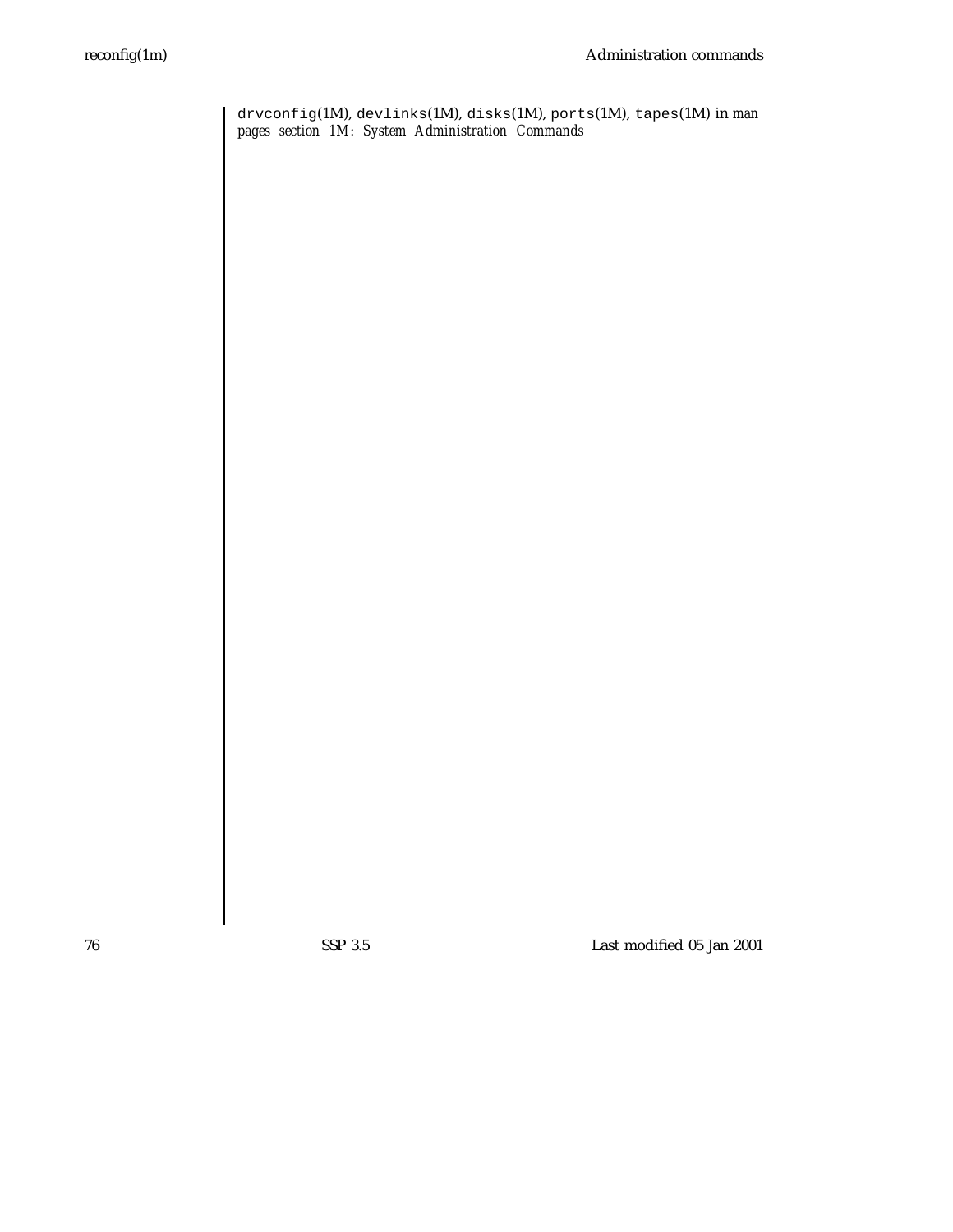drvconfig(1M), devlinks(1M), disks(1M), ports(1M), tapes(1M) in *man pages section 1M: System Administration Commands*